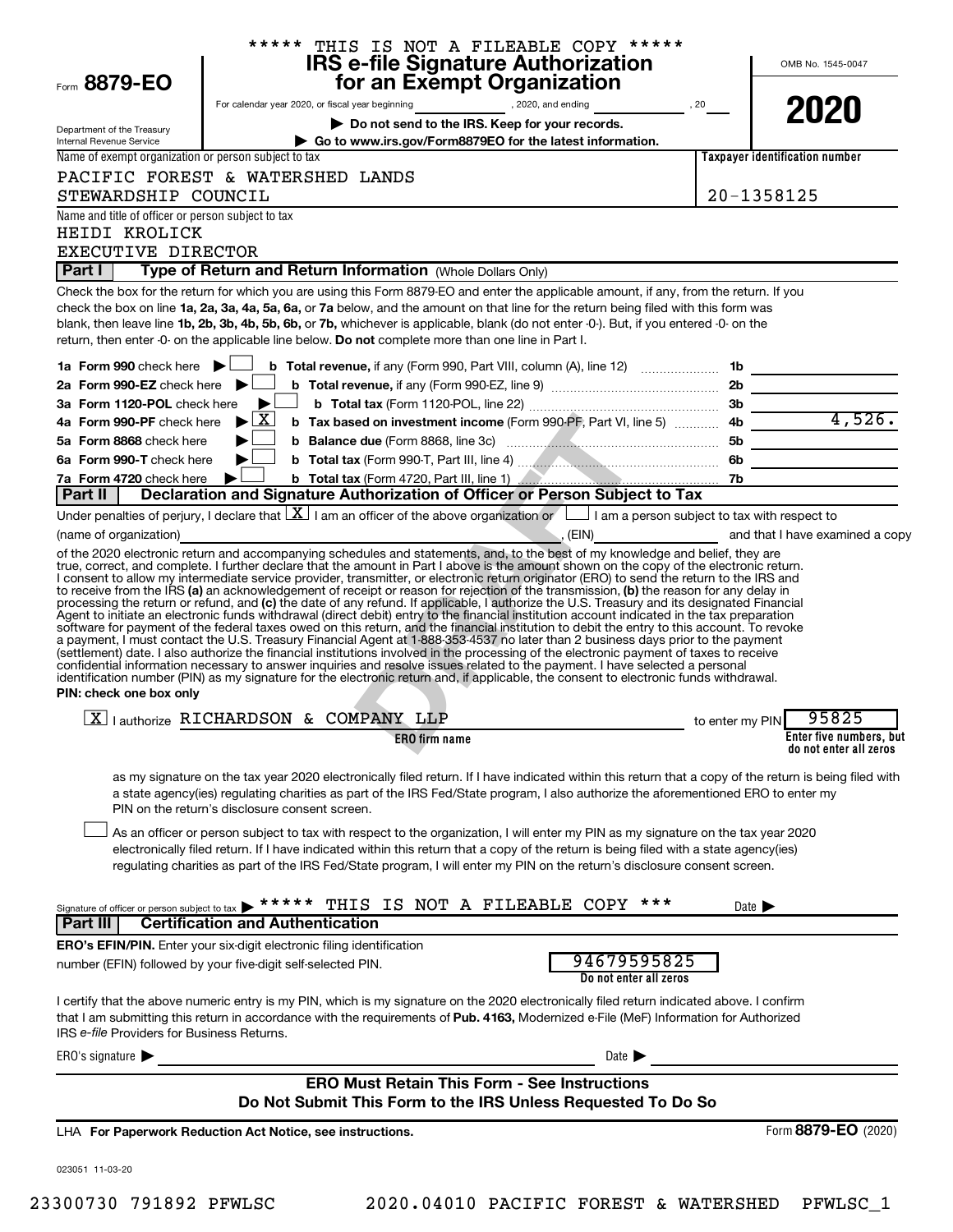***** THIS IS NOT A FILEABLE COPY *****

Form **8879-EO**

# IRS e-file Signature Authorization for an Exempt Organization

OMB No. 1545-0047

**2020**

For calendar year 2020, or fiscal year beginning ____________ , 2020, and ending ____________ , 20____

▶ **Do not send to the IRS. Keep for your records.**

▶ **Go to www.irs.gov/Form8879EO for the latest information.**

Department of the Treasury
Internal Revenue Service

Name of exempt organization or person subject to tax: PACIFIC FOREST & WATERSHED LANDS STEWARDSHIP COUNCIL

Taxpayer identification number: 20-1358125

Name and title of officer or person subject to tax: HEIDI KROLICK, EXECUTIVE DIRECTOR

## Part I — Type of Return and Return Information (Whole Dollars Only)

Check the box for the return for which you are using this Form 8879-EO and enter the applicable amount, if any, from the return. If you check the box on line **1a, 2a, 3a, 4a, 5a, 6a,** or **7a** below, and the amount on that line for the return being filed with this form was blank, then leave line **1b, 2b, 3b, 4b, 5b, 6b,** or **7b,** whichever is applicable, blank (do not enter -0-). But, if you entered -0- on the return, then enter -0- on the applicable line below. **Do not** complete more than one line in Part I.

| | | | |
|---|---|---|---|
| **1a Form 990** check here ☐ | **b Total revenue,** if any (Form 990, Part VIII, column (A), line 12) | 1b | |
| **2a Form 990-EZ** check here ☐ | **b Total revenue,** if any (Form 990-EZ, line 9) | 2b | |
| **3a Form 1120-POL** check here ☐ | **b Total tax** (Form 1120-POL, line 22) | 3b | |
| **4a Form 990-PF** check here ☒ | **b Tax based on investment income** (Form 990-PF, Part VI, line 5) | 4b | 4,526. |
| **5a Form 8868** check here ☐ | **b Balance due** (Form 8868, line 3c) | 5b | |
| **6a Form 990-T** check here ☐ | **b Total tax** (Form 990-T, Part III, line 4) | 6b | |
| **7a Form 4720** check here ☐ | **b Total tax** (Form 4720, Part III, line 1) | 7b | |

## Part II — Declaration and Signature Authorization of Officer or Person Subject to Tax

Under penalties of perjury, I declare that ☒ I am an officer of the above organization or ☐ I am a person subject to tax with respect to (name of organization) ____________________, (EIN) ____________ and that I have examined a copy of the 2020 electronic return and accompanying schedules and statements, and, to the best of my knowledge and belief, they are true, correct, and complete. I further declare that the amount in Part I above is the amount shown on the copy of the electronic return. I consent to allow my intermediate service provider, transmitter, or electronic return originator (ERO) to send the return to the IRS and to receive from the IRS **(a)** an acknowledgement of receipt or reason for rejection of the transmission, **(b)** the reason for any delay in processing the return or refund, and **(c)** the date of any refund. If applicable, I authorize the U.S. Treasury and its designated Financial Agent to initiate an electronic funds withdrawal (direct debit) entry to the financial institution account indicated in the tax preparation software for payment of the federal taxes owed on this return, and the financial institution to debit the entry to this account. To revoke a payment, I must contact the U.S. Treasury Financial Agent at 1-888-353-4537 no later than 2 business days prior to the payment (settlement) date. I also authorize the financial institutions involved in the processing of the electronic payment of taxes to receive confidential information necessary to answer inquiries and resolve issues related to the payment. I have selected a personal identification number (PIN) as my signature for the electronic return and, if applicable, the consent to electronic funds withdrawal.

**PIN: check one box only**

☒ I authorize RICHARDSON & COMPANY LLP (ERO firm name) to enter my PIN 95825 (Enter five numbers, but do not enter all zeros) as my signature on the tax year 2020 electronically filed return. If I have indicated within this return that a copy of the return is being filed with a state agency(ies) regulating charities as part of the IRS Fed/State program, I also authorize the aforementioned ERO to enter my PIN on the return's disclosure consent screen.

☐ As an officer or person subject to tax with respect to the organization, I will enter my PIN as my signature on the tax year 2020 electronically filed return. If I have indicated within this return that a copy of the return is being filed with a state agency(ies) regulating charities as part of the IRS Fed/State program, I will enter my PIN on the return's disclosure consent screen.

Signature of officer or person subject to tax ▶ ***** THIS IS NOT A FILEABLE COPY *** Date ▶

## Part III — Certification and Authentication

**ERO's EFIN/PIN.** Enter your six-digit electronic filing identification number (EFIN) followed by your five-digit self-selected PIN. 94679595825 (Do not enter all zeros)

I certify that the above numeric entry is my PIN, which is my signature on the 2020 electronically filed return indicated above. I confirm that I am submitting this return in accordance with the requirements of **Pub. 4163,** Modernized e-File (MeF) Information for Authorized IRS *e-file* Providers for Business Returns.

ERO's signature ▶ ____________________ Date ▶ ____________

**ERO Must Retain This Form - See Instructions**
**Do Not Submit This Form to the IRS Unless Requested To Do So**

LHA **For Paperwork Reduction Act Notice, see instructions.** Form **8879-EO** (2020)

023051 11-03-20

23300730 791892 PFWLSC 2020.04010 PACIFIC FOREST & WATERSHED PFWLSC_1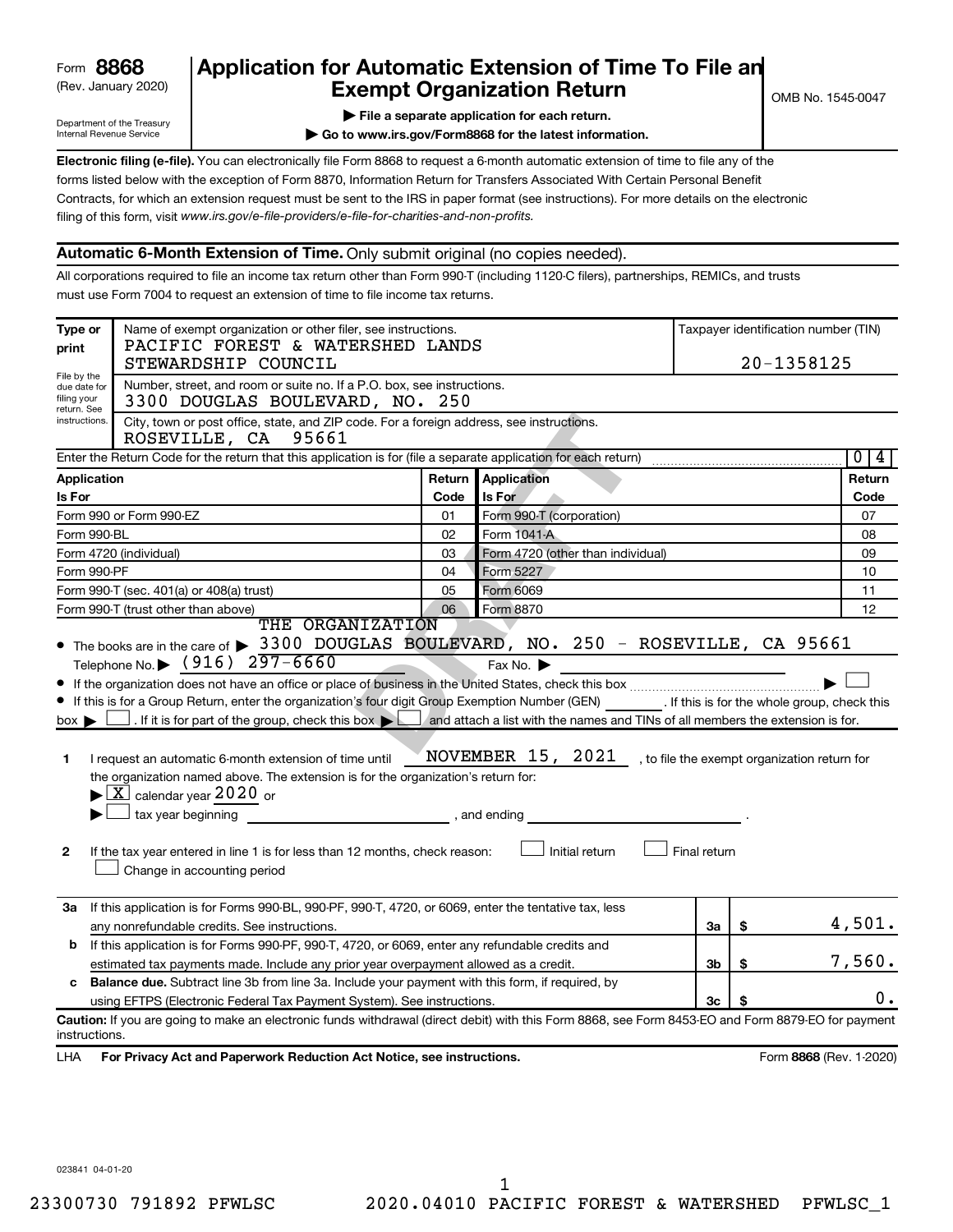Form **8868** (Rev. January 2020) Department of the Treasury Internal Revenue Service

# Application for Automatic Extension of Time To File an Exempt Organization Return

OMB No. 1545-0047

▶ **File a separate application for each return.**

▶ **Go to www.irs.gov/Form8868 for the latest information.**

**Electronic filing (e-file).** You can electronically file Form 8868 to request a 6-month automatic extension of time to file any of the forms listed below with the exception of Form 8870, Information Return for Transfers Associated With Certain Personal Benefit Contracts, for which an extension request must be sent to the IRS in paper format (see instructions). For more details on the electronic filing of this form, visit *www.irs.gov/e-file-providers/e-file-for-charities-and-non-profits.*

## Automatic 6-Month Extension of Time. Only submit original (no copies needed).

All corporations required to file an income tax return other than Form 990-T (including 1120-C filers), partnerships, REMICs, and trusts must use Form 7004 to request an extension of time to file income tax returns.

**Type or print** — File by the due date for filing your return. See instructions.

Name of exempt organization or other filer, see instructions.
PACIFIC FOREST & WATERSHED LANDS STEWARDSHIP COUNCIL

Taxpayer identification number (TIN): 20-1358125

Number, street, and room or suite no. If a P.O. box, see instructions.
3300 DOUGLAS BOULEVARD, NO. 250

City, town or post office, state, and ZIP code. For a foreign address, see instructions.
ROSEVILLE, CA 95661

Enter the Return Code for the return that this application is for (file a separate application for each return): 0 4

| Application Is For | Return Code | Application Is For | Return Code |
|---|---|---|---|
| Form 990 or Form 990-EZ | 01 | Form 990-T (corporation) | 07 |
| Form 990-BL | 02 | Form 1041-A | 08 |
| Form 4720 (individual) | 03 | Form 4720 (other than individual) | 09 |
| Form 990-PF | 04 | Form 5227 | 10 |
| Form 990-T (sec. 401(a) or 408(a) trust) | 05 | Form 6069 | 11 |
| Form 990-T (trust other than above) | 06 | Form 8870 | 12 |

- The books are in the care of ▶ THE ORGANIZATION 3300 DOUGLAS BOULEVARD, NO. 250 - ROSEVILLE, CA 95661
  Telephone No. ▶ (916) 297-6660 Fax No. ▶
- If the organization does not have an office or place of business in the United States, check this box ▶ ☐
- If this is for a Group Return, enter the organization's four digit Group Exemption Number (GEN) ______. If this is for the whole group, check this box ▶ ☐. If it is for part of the group, check this box ▶ ☐ and attach a list with the names and TINs of all members the extension is for.

**1** I request an automatic 6-month extension of time until NOVEMBER 15, 2021, to file the exempt organization return for the organization named above. The extension is for the organization's return for:
▶ ☒ calendar year 2020 or
▶ ☐ tax year beginning ______, and ending ______.

**2** If the tax year entered in line 1 is for less than 12 months, check reason: ☐ Initial return ☐ Final return ☐ Change in accounting period

| | | | |
|---|---|---|---|
| **3a** | If this application is for Forms 990-BL, 990-PF, 990-T, 4720, or 6069, enter the tentative tax, less any nonrefundable credits. See instructions. | 3a | $ 4,501. |
| **b** | If this application is for Forms 990-PF, 990-T, 4720, or 6069, enter any refundable credits and estimated tax payments made. Include any prior year overpayment allowed as a credit. | 3b | $ 7,560. |
| **c** | **Balance due.** Subtract line 3b from line 3a. Include your payment with this form, if required, by using EFTPS (Electronic Federal Tax Payment System). See instructions. | 3c | $ 0. |

**Caution:** If you are going to make an electronic funds withdrawal (direct debit) with this Form 8868, see Form 8453-EO and Form 8879-EO for payment instructions.

LHA **For Privacy Act and Paperwork Reduction Act Notice, see instructions.** Form **8868** (Rev. 1-2020)

023841 04-01-20

23300730 791892 PFWLSC 2020.04010 PACIFIC FOREST & WATERSHED PFWLSC_1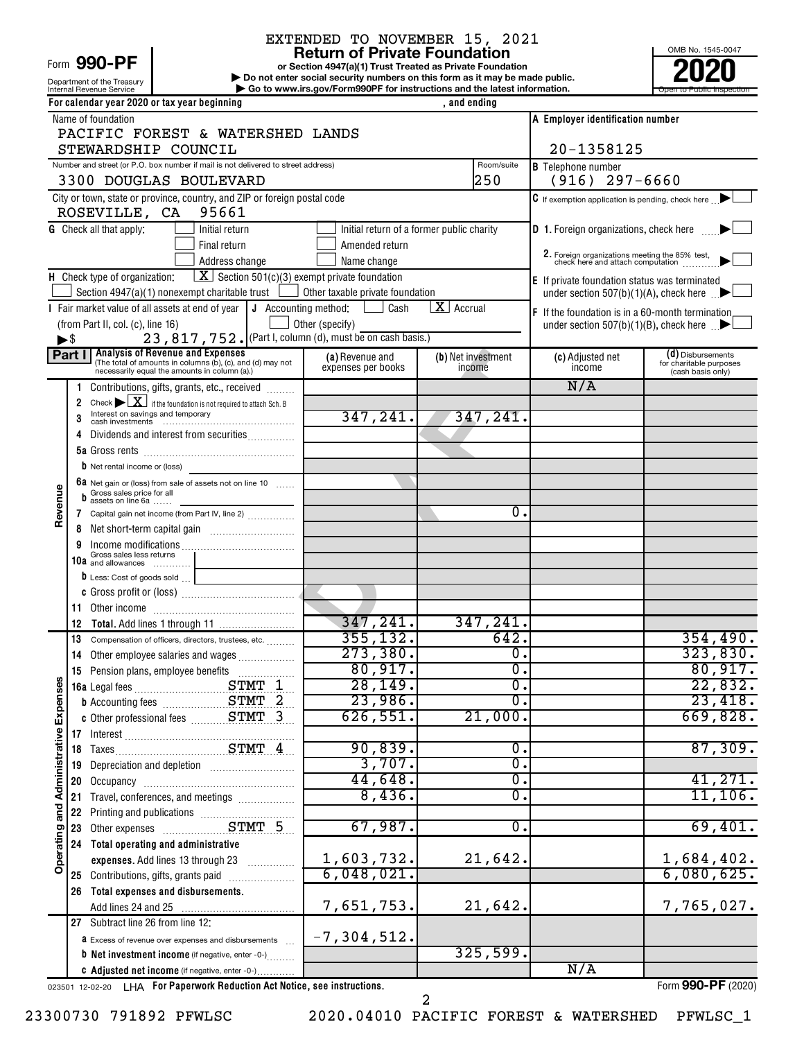EXTENDED TO NOVEMBER 15, 2021

# Form 990-PF Return of Private Foundation

**or Section 4947(a)(1) Trust Treated as Private Foundation**

▶ Do not enter social security numbers on this form as it may be made public.

▶ Go to www.irs.gov/Form990PF for instructions and the latest information.

Department of the Treasury
Internal Revenue Service

OMB No. 1545-0047

**2020**

Open to Public Inspection

For calendar year 2020 or tax year beginning , and ending

Name of foundation: PACIFIC FOREST & WATERSHED LANDS STEWARDSHIP COUNCIL

A Employer identification number: 20-1358125

Number and street (or P.O. box number if mail is not delivered to street address): 3300 DOUGLAS BOULEVARD — Room/suite: 250

B Telephone number: (916) 297-6660

City or town, state or province, country, and ZIP or foreign postal code: ROSEVILLE, CA 95661

C If exemption application is pending, check here ▶ ☐

G Check all that apply: ☐ Initial return ☐ Initial return of a former public charity ☐ Final return ☐ Amended return ☐ Address change ☐ Name change

D 1. Foreign organizations, check here ▶ ☐

2. Foreign organizations meeting the 85% test, check here and attach computation ▶ ☐

H Check type of organization: ☒ Section 501(c)(3) exempt private foundation ☐ Section 4947(a)(1) nonexempt charitable trust ☐ Other taxable private foundation

E If private foundation status was terminated under section 507(b)(1)(A), check here ▶ ☐

I Fair market value of all assets at end of year (from Part II, col. (c), line 16) ▶$ 23,817,752.

J Accounting method: ☐ Cash ☒ Accrual ☐ Other (specify) (Part I, column (d), must be on cash basis.)

F If the foundation is in a 60-month termination under section 507(b)(1)(B), check here ▶ ☐

## Part I Analysis of Revenue and Expenses

(The total of amounts in columns (b), (c), and (d) may not necessarily equal the amounts in column (a).)

| | Line | (a) Revenue and expenses per books | (b) Net investment income | (c) Adjusted net income | (d) Disbursements for charitable purposes (cash basis only) |
|---|---|---|---|---|---|
| Revenue | 1 Contributions, gifts, grants, etc., received | | | N/A | |
| | 2 Check ▶ ☒ if the foundation is not required to attach Sch. B | | | | |
| | 3 Interest on savings and temporary cash investments | 347,241. | 347,241. | | |
| | 4 Dividends and interest from securities | | | | |
| | 5a Gross rents | | | | |
| | b Net rental income or (loss) | | | | |
| | 6a Net gain or (loss) from sale of assets not on line 10 | | | | |
| | b Gross sales price for all assets on line 6a | | | | |
| | 7 Capital gain net income (from Part IV, line 2) | | 0. | | |
| | 8 Net short-term capital gain | | | | |
| | 9 Income modifications | | | | |
| | 10a Gross sales less returns and allowances | | | | |
| | b Less: Cost of goods sold | | | | |
| | c Gross profit or (loss) | | | | |
| | 11 Other income | | | | |
| | 12 **Total.** Add lines 1 through 11 | 347,241. | 347,241. | | |
| Operating and Administrative Expenses | 13 Compensation of officers, directors, trustees, etc. | 355,132. | 642. | | 354,490. |
| | 14 Other employee salaries and wages | 273,380. | 0. | | 323,830. |
| | 15 Pension plans, employee benefits | 80,917. | 0. | | 80,917. |
| | 16a Legal fees STMT 1 | 28,149. | 0. | | 22,832. |
| | b Accounting fees STMT 2 | 23,986. | 0. | | 23,418. |
| | c Other professional fees STMT 3 | 626,551. | 21,000. | | 669,828. |
| | 17 Interest | | | | |
| | 18 Taxes STMT 4 | 90,839. | 0. | | 87,309. |
| | 19 Depreciation and depletion | 3,707. | 0. | | |
| | 20 Occupancy | 44,648. | 0. | | 41,271. |
| | 21 Travel, conferences, and meetings | 8,436. | 0. | | 11,106. |
| | 22 Printing and publications | | | | |
| | 23 Other expenses STMT 5 | 67,987. | 0. | | 69,401. |
| | 24 **Total operating and administrative expenses.** Add lines 13 through 23 | 1,603,732. | 21,642. | | 1,684,402. |
| | 25 Contributions, gifts, grants paid | 6,048,021. | | | 6,080,625. |
| | 26 **Total expenses and disbursements.** Add lines 24 and 25 | 7,651,753. | 21,642. | | 7,765,027. |
| | 27 Subtract line 26 from line 12: | | | | |
| | a Excess of revenue over expenses and disbursements | -7,304,512. | | | |
| | b **Net investment income** (if negative, enter -0-) | | 325,599. | | |
| | c **Adjusted net income** (if negative, enter -0-) | | | N/A | |

023501 12-02-20 LHA For Paperwork Reduction Act Notice, see instructions. Form **990-PF** (2020)

23300730 791892 PFWLSC 2020.04010 PACIFIC FOREST & WATERSHED PFWLSC_1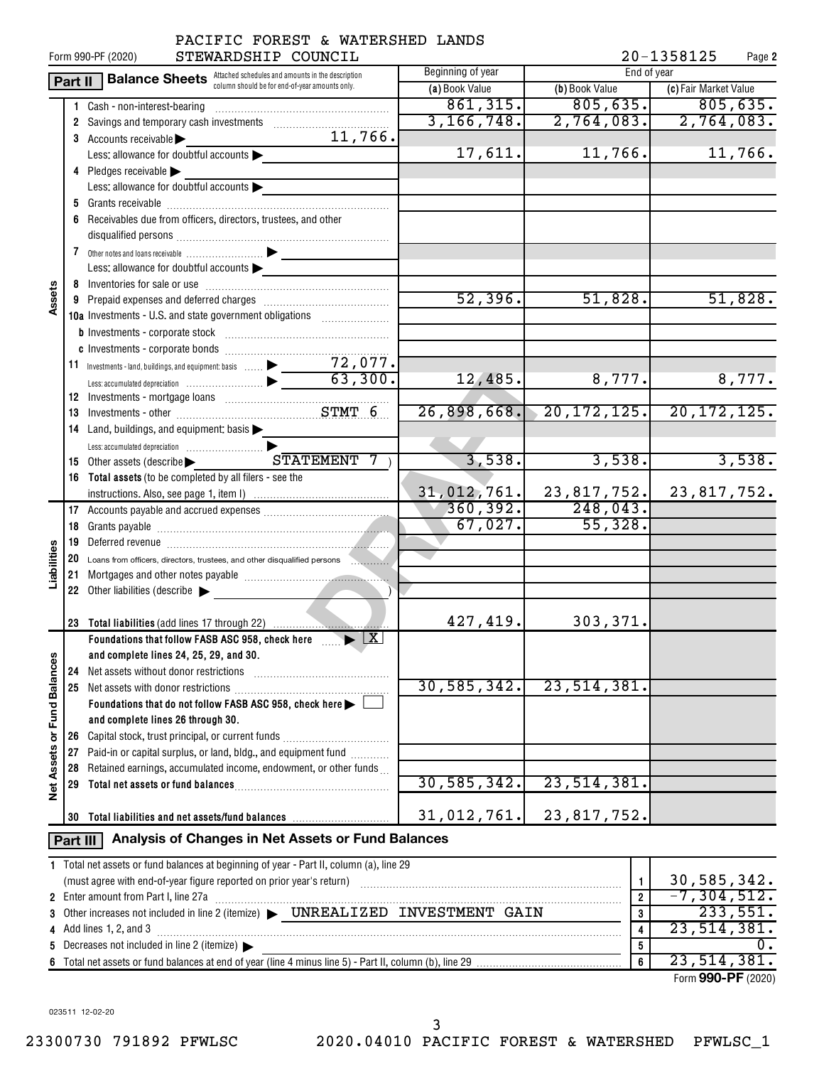PACIFIC FOREST & WATERSHED LANDS STEWARDSHIP COUNCIL

Form 990-PF (2020) 20-1358125 Page **2**

## Part II Balance Sheets

Attached schedules and amounts in the description column should be for end-of-year amounts only.

| | | Beginning of year | End of year | |
|---|---|---|---|---|
| | | (a) Book Value | (b) Book Value | (c) Fair Market Value |
| **Assets** | 1 Cash - non-interest-bearing | 861,315. | 805,635. | 805,635. |
| | 2 Savings and temporary cash investments | 3,166,748. | 2,764,083. | 2,764,083. |
| | 3 Accounts receivable ▶ 11,766. | | | |
| | Less: allowance for doubtful accounts ▶ | 17,611. | 11,766. | 11,766. |
| | 4 Pledges receivable ▶ | | | |
| | Less: allowance for doubtful accounts ▶ | | | |
| | 5 Grants receivable | | | |
| | 6 Receivables due from officers, directors, trustees, and other disqualified persons | | | |
| | 7 Other notes and loans receivable ▶ | | | |
| | Less: allowance for doubtful accounts ▶ | | | |
| | 8 Inventories for sale or use | | | |
| | 9 Prepaid expenses and deferred charges | 52,396. | 51,828. | 51,828. |
| | 10a Investments - U.S. and state government obligations | | | |
| | b Investments - corporate stock | | | |
| | c Investments - corporate bonds | | | |
| | 11 Investments - land, buildings, and equipment: basis ▶ 72,077. | | | |
| | Less: accumulated depreciation ▶ 63,300. | 12,485. | 8,777. | 8,777. |
| | 12 Investments - mortgage loans | | | |
| | 13 Investments - other STMT 6 | 26,898,668. | 20,172,125. | 20,172,125. |
| | 14 Land, buildings, and equipment: basis ▶ | | | |
| | Less: accumulated depreciation ▶ | | | |
| | 15 Other assets (describe ▶ STATEMENT 7 ) | 3,538. | 3,538. | 3,538. |
| | 16 Total assets (to be completed by all filers - see the instructions. Also, see page 1, item I) | 31,012,761. | 23,817,752. | 23,817,752. |
| **Liabilities** | 17 Accounts payable and accrued expenses | 360,392. | 248,043. | |
| | 18 Grants payable | 67,027. | 55,328. | |
| | 19 Deferred revenue | | | |
| | 20 Loans from officers, directors, trustees, and other disqualified persons | | | |
| | 21 Mortgages and other notes payable | | | |
| | 22 Other liabilities (describe ▶ ) | | | |
| | 23 Total liabilities (add lines 17 through 22) | 427,419. | 303,371. | |
| **Net Assets or Fund Balances** | Foundations that follow FASB ASC 958, check here ▶ [X] and complete lines 24, 25, 29, and 30. | | | |
| | 24 Net assets without donor restrictions | | | |
| | 25 Net assets with donor restrictions | 30,585,342. | 23,514,381. | |
| | Foundations that do not follow FASB ASC 958, check here ▶ [ ] and complete lines 26 through 30. | | | |
| | 26 Capital stock, trust principal, or current funds | | | |
| | 27 Paid-in or capital surplus, or land, bldg., and equipment fund | | | |
| | 28 Retained earnings, accumulated income, endowment, or other funds | | | |
| | 29 Total net assets or fund balances | 30,585,342. | 23,514,381. | |
| | 30 Total liabilities and net assets/fund balances | 31,012,761. | 23,817,752. | |

## Part III Analysis of Changes in Net Assets or Fund Balances

| | | | |
|---|---|---|---|
| 1 | Total net assets or fund balances at beginning of year - Part II, column (a), line 29 (must agree with end-of-year figure reported on prior year's return) | 1 | 30,585,342. |
| 2 | Enter amount from Part I, line 27a | 2 | -7,304,512. |
| 3 | Other increases not included in line 2 (itemize) ▶ UNREALIZED INVESTMENT GAIN | 3 | 233,551. |
| 4 | Add lines 1, 2, and 3 | 4 | 23,514,381. |
| 5 | Decreases not included in line 2 (itemize) ▶ | 5 | 0. |
| 6 | Total net assets or fund balances at end of year (line 4 minus line 5) - Part II, column (b), line 29 | 6 | 23,514,381. |

Form **990-PF** (2020)

023511 12-02-20

23300730 791892 PFWLSC 2020.04010 PACIFIC FOREST & WATERSHED PFWLSC_1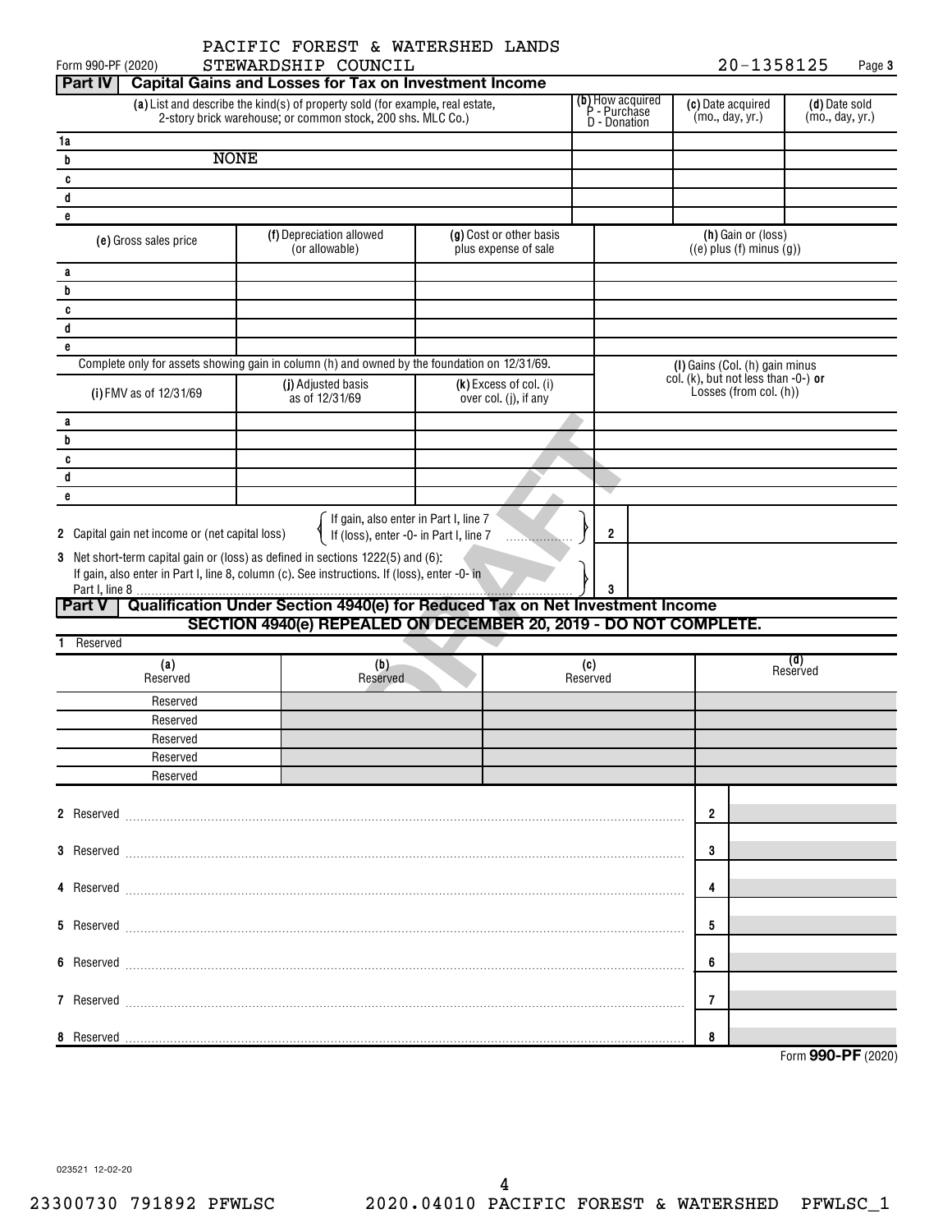PACIFIC FOREST & WATERSHED LANDS STEWARDSHIP COUNCIL

Form 990-PF (2020) 20-1358125 Page 3

## Part IV Capital Gains and Losses for Tax on Investment Income

| | (a) List and describe the kind(s) of property sold (for example, real estate, 2-story brick warehouse; or common stock, 200 shs. MLC Co.) | (b) How acquired P - Purchase D - Donation | (c) Date acquired (mo., day, yr.) | (d) Date sold (mo., day, yr.) |
|---|---|---|---|---|
| 1a | | | | |
| b | NONE | | | |
| c | | | | |
| d | | | | |
| e | | | | |

| | (e) Gross sales price | (f) Depreciation allowed (or allowable) | (g) Cost or other basis plus expense of sale | (h) Gain or (loss) ((e) plus (f) minus (g)) |
|---|---|---|---|---|
| a | | | | |
| b | | | | |
| c | | | | |
| d | | | | |
| e | | | | |

Complete only for assets showing gain in column (h) and owned by the foundation on 12/31/69.

| | (i) FMV as of 12/31/69 | (j) Adjusted basis as of 12/31/69 | (k) Excess of col. (i) over col. (j), if any | (l) Gains (Col. (h) gain minus col. (k), but not less than -0-) or Losses (from col. (h)) |
|---|---|---|---|---|
| a | | | | |
| b | | | | |
| c | | | | |
| d | | | | |
| e | | | | |

2 Capital gain net income or (net capital loss) { If gain, also enter in Part I, line 7; If (loss), enter -0- in Part I, line 7 } ... 2

3 Net short-term capital gain or (loss) as defined in sections 1222(5) and (6): If gain, also enter in Part I, line 8, column (c). See instructions. If (loss), enter -0- in Part I, line 8 ... 3

## Part V Qualification Under Section 4940(e) for Reduced Tax on Net Investment Income

**SECTION 4940(e) REPEALED ON DECEMBER 20, 2019 - DO NOT COMPLETE.**

1 Reserved

| (a) Reserved | (b) Reserved | (c) Reserved | (d) Reserved |
|---|---|---|---|
| Reserved | | | |
| Reserved | | | |
| Reserved | | | |
| Reserved | | | |
| Reserved | | | |

2 Reserved ... 2

3 Reserved ... 3

4 Reserved ... 4

5 Reserved ... 5

6 Reserved ... 6

7 Reserved ... 7

8 Reserved ... 8

Form **990-PF** (2020)

023521 12-02-20

23300730 791892 PFWLSC 2020.04010 PACIFIC FOREST & WATERSHED PFWLSC_1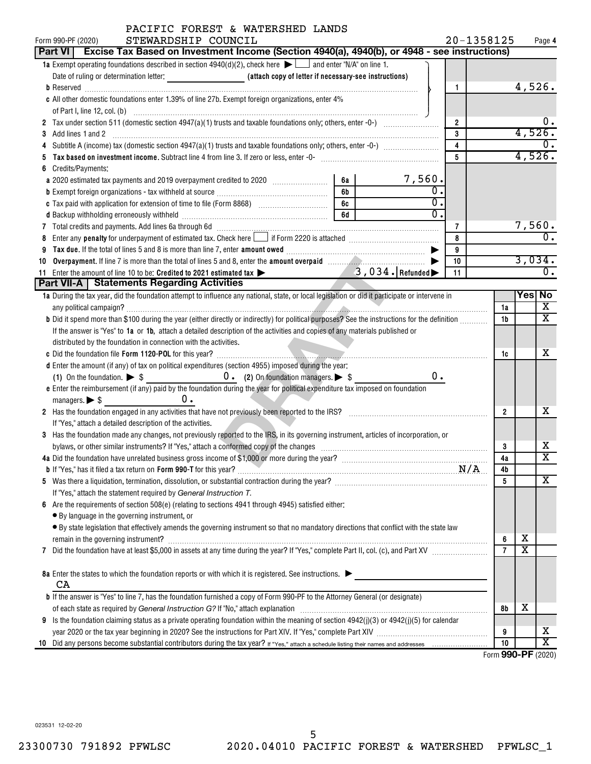PACIFIC FOREST & WATERSHED LANDS STEWARDSHIP COUNCIL

Form 990-PF (2020) 20-1358125 Page 4

## Part VI Excise Tax Based on Investment Income (Section 4940(a), 4940(b), or 4948 - see instructions)

| | | | |
|---|---|---|---|
| **1a** Exempt operating foundations described in section 4940(d)(2), check here ▶ ☐ and enter "N/A" on line 1. | | | |
| Date of ruling or determination letter: ____________ (attach copy of letter if necessary-see instructions) | | | |
| **b** Reserved | | 1 | 4,526. |
| **c** All other domestic foundations enter 1.39% of line 27b. Exempt foreign organizations, enter 4% of Part I, line 12, col. (b) | | | |
| **2** Tax under section 511 (domestic section 4947(a)(1) trusts and taxable foundations only; others, enter -0-) | | 2 | 0. |
| **3** Add lines 1 and 2 | | 3 | 4,526. |
| **4** Subtitle A (income) tax (domestic section 4947(a)(1) trusts and taxable foundations only; others, enter -0-) | | 4 | 0. |
| **5** **Tax based on investment income.** Subtract line 4 from line 3. If zero or less, enter -0- | | 5 | 4,526. |
| **6** Credits/Payments: | | | |
| **a** 2020 estimated tax payments and 2019 overpayment credited to 2020 | 6a 7,560. | | |
| **b** Exempt foreign organizations - tax withheld at source | 6b 0. | | |
| **c** Tax paid with application for extension of time to file (Form 8868) | 6c 0. | | |
| **d** Backup withholding erroneously withheld | 6d 0. | | |
| **7** Total credits and payments. Add lines 6a through 6d | | 7 | 7,560. |
| **8** Enter any **penalty** for underpayment of estimated tax. Check here ☐ if Form 2220 is attached | | 8 | 0. |
| **9** **Tax due.** If the total of lines 5 and 8 is more than line 7, enter **amount owed** ▶ | | 9 | |
| **10** **Overpayment.** If line 7 is more than the total of lines 5 and 8, enter the **amount overpaid** ▶ | | 10 | 3,034. |
| **11** Enter the amount of line 10 to be: **Credited to 2021 estimated tax** ▶ 3,034. **Refunded** ▶ | | 11 | 0. |

## Part VII-A Statements Regarding Activities

| | | Yes | No |
|---|---|---|---|
| **1a** During the tax year, did the foundation attempt to influence any national, state, or local legislation or did it participate or intervene in any political campaign? | 1a | | X |
| **b** Did it spend more than $100 during the year (either directly or indirectly) for political purposes? See the instructions for the definition | 1b | | X |
| If the answer is "Yes" to **1a** or **1b**, attach a detailed description of the activities and copies of any materials published or distributed by the foundation in connection with the activities. | | | |
| **c** Did the foundation file **Form 1120-POL** for this year? | 1c | | X |
| **d** Enter the amount (if any) of tax on political expenditures (section 4955) imposed during the year: (1) On the foundation. ▶ $ 0. (2) On foundation managers. ▶ $ 0. | | | |
| **e** Enter the reimbursement (if any) paid by the foundation during the year for political expenditure tax imposed on foundation managers. ▶ $ 0. | | | |
| **2** Has the foundation engaged in any activities that have not previously been reported to the IRS? | 2 | | X |
| If "Yes," attach a detailed description of the activities. | | | |
| **3** Has the foundation made any changes, not previously reported to the IRS, in its governing instrument, articles of incorporation, or bylaws, or other similar instruments? If "Yes," attach a conformed copy of the changes | 3 | | X |
| **4a** Did the foundation have unrelated business gross income of $1,000 or more during the year? | 4a | | X |
| **b** If "Yes," has it filed a tax return on **Form 990-T** for this year? N/A | 4b | | |
| **5** Was there a liquidation, termination, dissolution, or substantial contraction during the year? | 5 | | X |
| If "Yes," attach the statement required by *General Instruction T.* | | | |
| **6** Are the requirements of section 508(e) (relating to sections 4941 through 4945) satisfied either: | | | |
| • By language in the governing instrument, or | | | |
| • By state legislation that effectively amends the governing instrument so that no mandatory directions that conflict with the state law remain in the governing instrument? | 6 | X | |
| **7** Did the foundation have at least $5,000 in assets at any time during the year? If "Yes," complete Part II, col. (c), and Part XV | 7 | X | |
| **8a** Enter the states to which the foundation reports or with which it is registered. See instructions. ▶ CA | | | |
| **b** If the answer is "Yes" to line 7, has the foundation furnished a copy of Form 990-PF to the Attorney General (or designate) of each state as required by *General Instruction G?* If "No," attach explanation | 8b | X | |
| **9** Is the foundation claiming status as a private operating foundation within the meaning of section 4942(j)(3) or 4942(j)(5) for calendar year 2020 or the tax year beginning in 2020? See the instructions for Part XIV. If "Yes," complete Part XIV | 9 | | X |
| **10** Did any persons become substantial contributors during the tax year? If "Yes," attach a schedule listing their names and addresses | 10 | | X |

Form **990-PF** (2020)

DRAFT

023531 12-02-20

23300730 791892 PFWLSC 2020.04010 PACIFIC FOREST & WATERSHED PFWLSC_1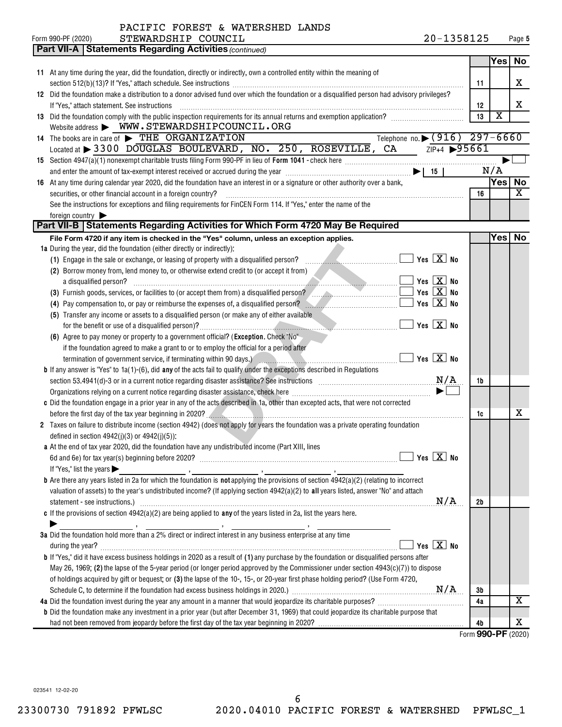PACIFIC FOREST & WATERSHED LANDS STEWARDSHIP COUNCIL 20-1358125

Form 990-PF (2020) Page 5

## Part VII-A Statements Regarding Activities *(continued)*

| | | | Yes | No |
|---|---|---|---|---|
| 11 | At any time during the year, did the foundation, directly or indirectly, own a controlled entity within the meaning of section 512(b)(13)? If "Yes," attach schedule. See instructions | 11 | | X |
| 12 | Did the foundation make a distribution to a donor advised fund over which the foundation or a disqualified person had advisory privileges? If "Yes," attach statement. See instructions | 12 | | X |
| 13 | Did the foundation comply with the public inspection requirements for its annual returns and exemption application? | 13 | X | |

Website address ▶ WWW.STEWARDSHIPCOUNCIL.ORG

14 The books are in care of ▶ THE ORGANIZATION Telephone no. ▶ (916) 297-6660

Located at ▶ 3300 DOUGLAS BOULEVARD, NO. 250, ROSEVILLE, CA ZIP+4 ▶ 95661

15 Section 4947(a)(1) nonexempt charitable trusts filing Form 990-PF in lieu of **Form 1041** - check here ▶ ☐

and enter the amount of tax-exempt interest received or accrued during the year ▶ | 15 | N/A

| | | | Yes | No |
|---|---|---|---|---|
| 16 | At any time during calendar year 2020, did the foundation have an interest in or a signature or other authority over a bank, securities, or other financial account in a foreign country? See the instructions for exceptions and filing requirements for FinCEN Form 114. If "Yes," enter the name of the foreign country ▶ | 16 | | X |

## Part VII-B Statements Regarding Activities for Which Form 4720 May Be Required

**File Form 4720 if any item is checked in the "Yes" column, unless an exception applies.**

| | | | Yes | No |
|---|---|---|---|---|
| **1a** | During the year, did the foundation (either directly or indirectly): | | | |
| | (1) Engage in the sale or exchange, or leasing of property with a disqualified person? ☐ Yes ☒ No | | | |
| | (2) Borrow money from, lend money to, or otherwise extend credit to (or accept it from) a disqualified person? ☐ Yes ☒ No | | | |
| | (3) Furnish goods, services, or facilities to (or accept them from) a disqualified person? ☐ Yes ☒ No | | | |
| | (4) Pay compensation to, or pay or reimburse the expenses of, a disqualified person? ☐ Yes ☒ No | | | |
| | (5) Transfer any income or assets to a disqualified person (or make any of either available for the benefit or use of a disqualified person)? ☐ Yes ☒ No | | | |
| | (6) Agree to pay money or property to a government official? (**Exception.** Check "No" if the foundation agreed to make a grant to or to employ the official for a period after termination of government service, if terminating within 90 days.) ☐ Yes ☒ No | | | |
| **b** | If any answer is "Yes" to 1a(1)-(6), did **any** of the acts fail to qualify under the exceptions described in Regulations section 53.4941(d)-3 or in a current notice regarding disaster assistance? See instructions N/A | 1b | | |
| | Organizations relying on a current notice regarding disaster assistance, check here ▶ ☐ | | | |
| **c** | Did the foundation engage in a prior year in any of the acts described in 1a, other than excepted acts, that were not corrected before the first day of the tax year beginning in 2020? | 1c | | X |
| **2** | Taxes on failure to distribute income (section 4942) (does not apply for years the foundation was a private operating foundation defined in section 4942(j)(3) or 4942(j)(5)): | | | |
| **a** | At the end of tax year 2020, did the foundation have any undistributed income (Part XIII, lines 6d and 6e) for tax year(s) beginning before 2020? ☐ Yes ☒ No | | | |
| | If "Yes," list the years ▶ | | | |
| **b** | Are there any years listed in 2a for which the foundation is **not** applying the provisions of section 4942(a)(2) (relating to incorrect valuation of assets) to the year's undistributed income? (If applying section 4942(a)(2) to **all** years listed, answer "No" and attach statement - see instructions.) N/A | 2b | | |
| **c** | If the provisions of section 4942(a)(2) are being applied to **any** of the years listed in 2a, list the years here. ▶ | | | |
| **3a** | Did the foundation hold more than a 2% direct or indirect interest in any business enterprise at any time during the year? ☐ Yes ☒ No | | | |
| **b** | If "Yes," did it have excess business holdings in 2020 as a result of **(1)** any purchase by the foundation or disqualified persons after May 26, 1969; **(2)** the lapse of the 5-year period (or longer period approved by the Commissioner under section 4943(c)(7)) to dispose of holdings acquired by gift or bequest; or **(3)** the lapse of the 10-, 15-, or 20-year first phase holding period? (Use Form 4720, Schedule C, to determine if the foundation had excess business holdings in 2020.) N/A | 3b | | |
| **4a** | Did the foundation invest during the year any amount in a manner that would jeopardize its charitable purposes? | 4a | | X |
| **b** | Did the foundation make any investment in a prior year (but after December 31, 1969) that could jeopardize its charitable purpose that had not been removed from jeopardy before the first day of the tax year beginning in 2020? | 4b | | X |

Form **990-PF** (2020)

DRAFT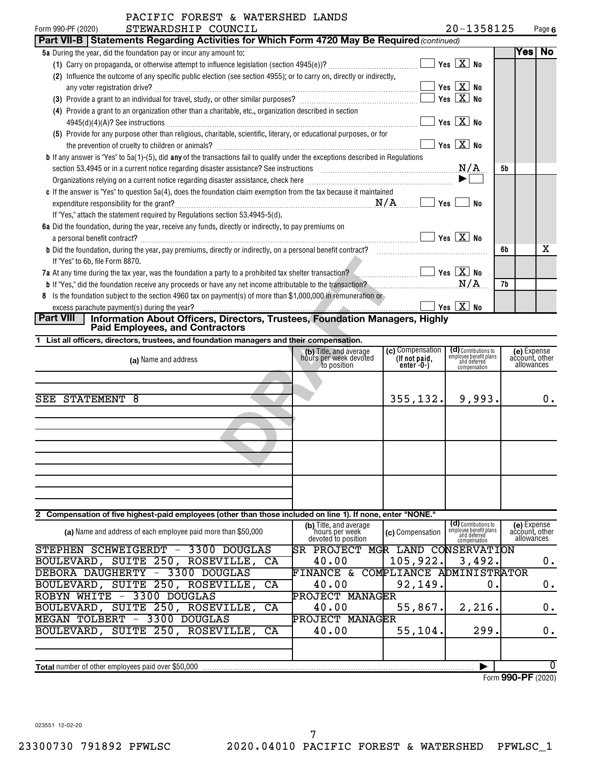PACIFIC FOREST & WATERSHED LANDS

Form 990-PF (2020) STEWARDSHIP COUNCIL 20-1358125 Page 6

**Part VII-B Statements Regarding Activities for Which Form 4720 May Be Required** *(continued)*

| | | | Yes | No |
|---|---|---|---|---|
| **5a** During the year, did the foundation pay or incur any amount to: | | | | |
| (1) Carry on propaganda, or otherwise attempt to influence legislation (section 4945(e))? | ☐ Yes ☒ No | | | |
| (2) Influence the outcome of any specific public election (see section 4955); or to carry on, directly or indirectly, any voter registration drive? | ☐ Yes ☒ No | | | |
| (3) Provide a grant to an individual for travel, study, or other similar purposes? | ☐ Yes ☒ No | | | |
| (4) Provide a grant to an organization other than a charitable, etc., organization described in section 4945(d)(4)(A)? See instructions | ☐ Yes ☒ No | | | |
| (5) Provide for any purpose other than religious, charitable, scientific, literary, or educational purposes, or for the prevention of cruelty to children or animals? | ☐ Yes ☒ No | | | |
| **b** If any answer is "Yes" to 5a(1)-(5), did **any** of the transactions fail to qualify under the exceptions described in Regulations section 53.4945 or in a current notice regarding disaster assistance? See instructions | N/A | 5b | | |
| Organizations relying on a current notice regarding disaster assistance, check here | ▶ ☐ | | | |
| **c** If the answer is "Yes" to question 5a(4), does the foundation claim exemption from the tax because it maintained expenditure responsibility for the grant? | N/A ☐ Yes ☐ No | | | |
| If "Yes," attach the statement required by Regulations section 53.4945-5(d). | | | | |
| **6a** Did the foundation, during the year, receive any funds, directly or indirectly, to pay premiums on a personal benefit contract? | ☐ Yes ☒ No | | | |
| **b** Did the foundation, during the year, pay premiums, directly or indirectly, on a personal benefit contract? | | 6b | | X |
| If "Yes" to 6b, file Form 8870. | | | | |
| **7a** At any time during the tax year, was the foundation a party to a prohibited tax shelter transaction? | ☐ Yes ☒ No | | | |
| **b** If "Yes," did the foundation receive any proceeds or have any net income attributable to the transaction? | N/A | 7b | | |
| **8** Is the foundation subject to the section 4960 tax on payment(s) of more than $1,000,000 in remuneration or excess parachute payment(s) during the year? | ☐ Yes ☒ No | | | |

**Part VIII Information About Officers, Directors, Trustees, Foundation Managers, Highly Paid Employees, and Contractors**

**1 List all officers, directors, trustees, and foundation managers and their compensation.**

| (a) Name and address | (b) Title, and average hours per week devoted to position | (c) Compensation (If not paid, enter -0-) | (d) Contributions to employee benefit plans and deferred compensation | (e) Expense account, other allowances |
|---|---|---|---|---|
| SEE STATEMENT 8 | | 355,132. | 9,993. | 0. |

**2 Compensation of five highest-paid employees (other than those included on line 1). If none, enter "NONE."**

| (a) Name and address of each employee paid more than $50,000 | (b) Title, and average hours per week devoted to position | (c) Compensation | (d) Contributions to employee benefit plans and deferred compensation | (e) Expense account, other allowances |
|---|---|---|---|---|
| STEPHEN SCHWEIGERDT - 3300 DOUGLAS BOULEVARD, SUITE 250, ROSEVILLE, CA | SR PROJECT MGR LAND CONSERVATION 40.00 | 105,922. | 3,492. | 0. |
| DEBORA DAUGHERTY - 3300 DOUGLAS BOULEVARD, SUITE 250, ROSEVILLE, CA | FINANCE & COMPLIANCE ADMINISTRATOR 40.00 | 92,149. | 0. | 0. |
| ROBYN WHITE - 3300 DOUGLAS BOULEVARD, SUITE 250, ROSEVILLE, CA | PROJECT MANAGER 40.00 | 55,867. | 2,216. | 0. |
| MEGAN TOLBERT - 3300 DOUGLAS BOULEVARD, SUITE 250, ROSEVILLE, CA | PROJECT MANAGER 40.00 | 55,104. | 299. | 0. |

**Total** number of other employees paid over $50,000 ▶ 0

Form **990-PF** (2020)

023551 12-02-20

23300730 791892 PFWLSC 2020.04010 PACIFIC FOREST & WATERSHED PFWLSC_1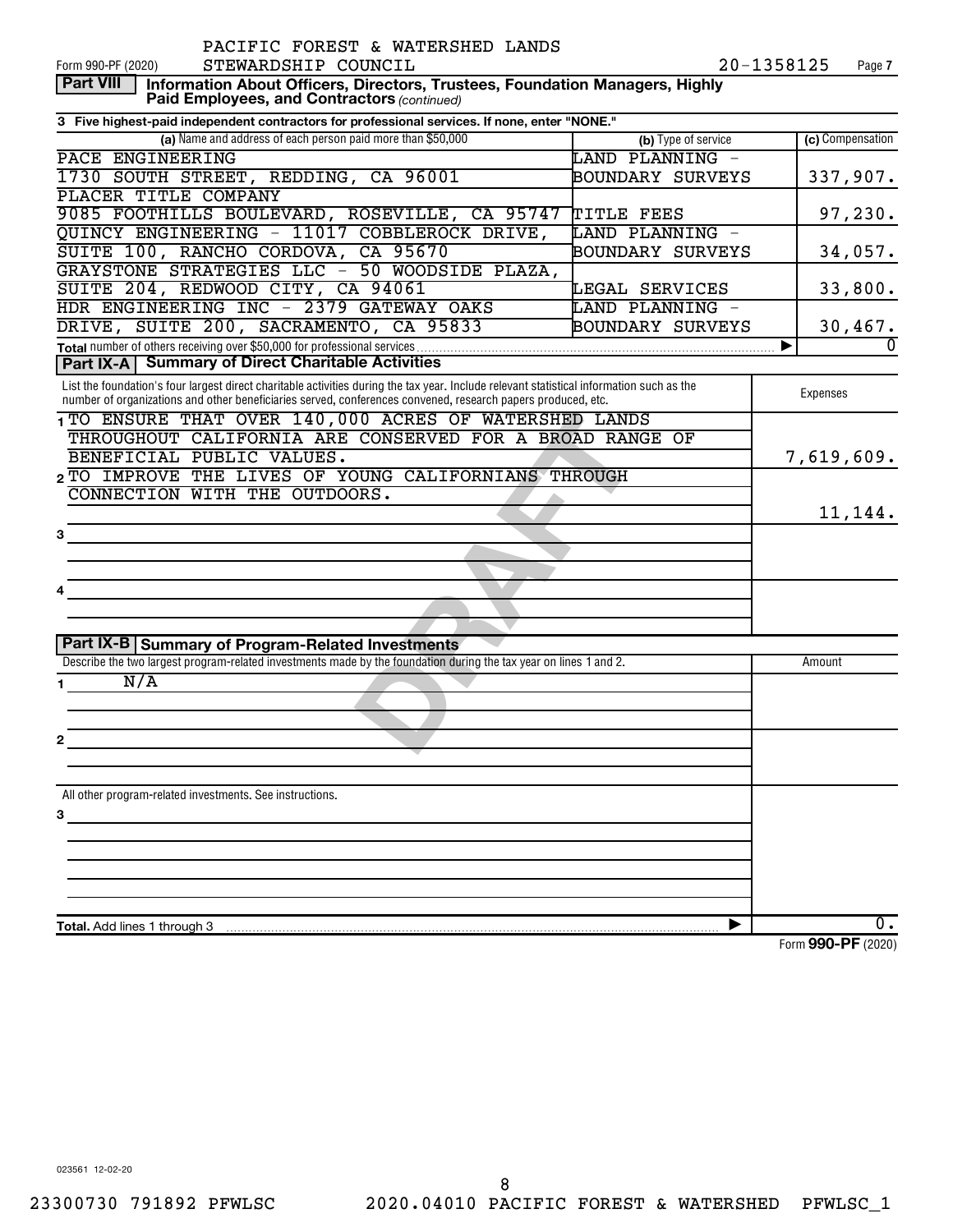PACIFIC FOREST & WATERSHED LANDS STEWARDSHIP COUNCIL

Form 990-PF (2020) 20-1358125 Page 7

**Part VIII** **Information About Officers, Directors, Trustees, Foundation Managers, Highly Paid Employees, and Contractors** *(continued)*

**3 Five highest-paid independent contractors for professional services. If none, enter "NONE."**

| (a) Name and address of each person paid more than $50,000 | (b) Type of service | (c) Compensation |
|---|---|---|
| PACE ENGINEERING 1730 SOUTH STREET, REDDING, CA 96001 | LAND PLANNING - BOUNDARY SURVEYS | 337,907. |
| PLACER TITLE COMPANY 9085 FOOTHILLS BOULEVARD, ROSEVILLE, CA 95747 | TITLE FEES | 97,230. |
| QUINCY ENGINEERING - 11017 COBBLEROCK DRIVE, SUITE 100, RANCHO CORDOVA, CA 95670 | LAND PLANNING - BOUNDARY SURVEYS | 34,057. |
| GRAYSTONE STRATEGIES LLC - 50 WOODSIDE PLAZA, SUITE 204, REDWOOD CITY, CA 94061 | LEGAL SERVICES | 33,800. |
| HDR ENGINEERING INC - 2379 GATEWAY OAKS DRIVE, SUITE 200, SACRAMENTO, CA 95833 | LAND PLANNING - BOUNDARY SURVEYS | 30,467. |
| **Total** number of others receiving over $50,000 for professional services ▶ | | 0 |

**Part IX-A** **Summary of Direct Charitable Activities**

| List the foundation's four largest direct charitable activities during the tax year. Include relevant statistical information such as the number of organizations and other beneficiaries served, conferences convened, research papers produced, etc. | Expenses |
|---|---|
| 1 TO ENSURE THAT OVER 140,000 ACRES OF WATERSHED LANDS THROUGHOUT CALIFORNIA ARE CONSERVED FOR A BROAD RANGE OF BENEFICIAL PUBLIC VALUES. | 7,619,609. |
| 2 TO IMPROVE THE LIVES OF YOUNG CALIFORNIANS THROUGH CONNECTION WITH THE OUTDOORS. | 11,144. |
| 3 | |
| 4 | |

**Part IX-B** **Summary of Program-Related Investments**

| Describe the two largest program-related investments made by the foundation during the tax year on lines 1 and 2. | Amount |
|---|---|
| 1 N/A | |
| 2 | |
| All other program-related investments. See instructions. | |
| 3 | |
| **Total.** Add lines 1 through 3 ▶ | 0. |

Form **990-PF** (2020)

023561 12-02-20

23300730 791892 PFWLSC 2020.04010 PACIFIC FOREST & WATERSHED PFWLSC_1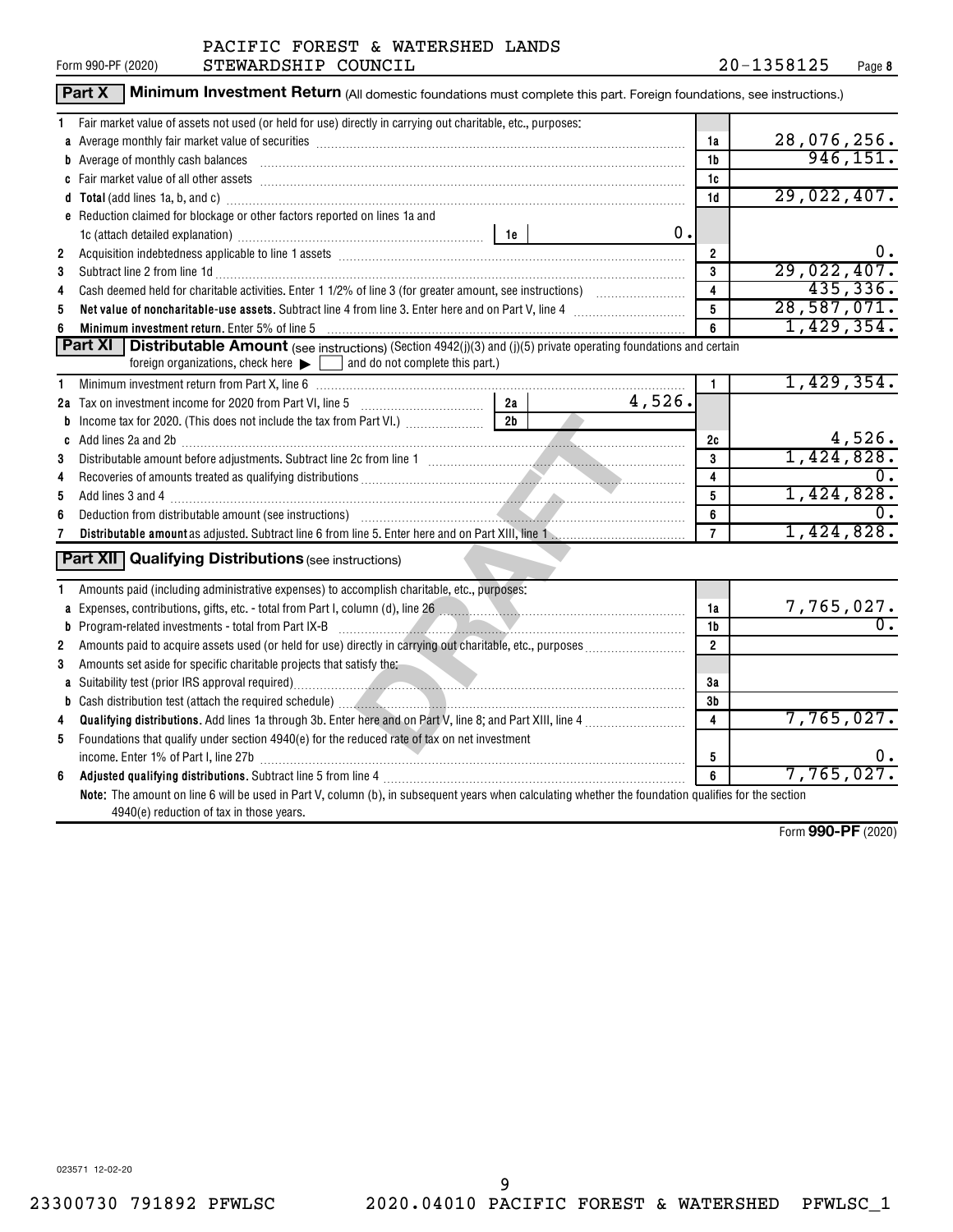PACIFIC FOREST & WATERSHED LANDS STEWARDSHIP COUNCIL

Form 990-PF (2020) 20-1358125 Page 8

## Part X Minimum Investment Return (All domestic foundations must complete this part. Foreign foundations, see instructions.)

| | | | |
|---|---|---|---|
| 1 | Fair market value of assets not used (or held for use) directly in carrying out charitable, etc., purposes: | | |
| a | Average monthly fair market value of securities | 1a | 28,076,256. |
| b | Average of monthly cash balances | 1b | 946,151. |
| c | Fair market value of all other assets | 1c | |
| d | **Total** (add lines 1a, b, and c) | 1d | 29,022,407. |
| e | Reduction claimed for blockage or other factors reported on lines 1a and 1c (attach detailed explanation) — 1e: 0. | | |
| 2 | Acquisition indebtedness applicable to line 1 assets | 2 | 0. |
| 3 | Subtract line 2 from line 1d | 3 | 29,022,407. |
| 4 | Cash deemed held for charitable activities. Enter 1 1/2% of line 3 (for greater amount, see instructions) | 4 | 435,336. |
| 5 | **Net value of noncharitable-use assets.** Subtract line 4 from line 3. Enter here and on Part V, line 4 | 5 | 28,587,071. |
| 6 | **Minimum investment return.** Enter 5% of line 5 | 6 | 1,429,354. |

## Part XI Distributable Amount (see instructions) (Section 4942(j)(3) and (j)(5) private operating foundations and certain foreign organizations, check here ▶ ☐ and do not complete this part.)

| | | | |
|---|---|---|---|
| 1 | Minimum investment return from Part X, line 6 | 1 | 1,429,354. |
| 2a | Tax on investment income for 2020 from Part VI, line 5 — 2a: 4,526. | | |
| b | Income tax for 2020. (This does not include the tax from Part VI.) — 2b: | | |
| c | Add lines 2a and 2b | 2c | 4,526. |
| 3 | Distributable amount before adjustments. Subtract line 2c from line 1 | 3 | 1,424,828. |
| 4 | Recoveries of amounts treated as qualifying distributions | 4 | 0. |
| 5 | Add lines 3 and 4 | 5 | 1,424,828. |
| 6 | Deduction from distributable amount (see instructions) | 6 | 0. |
| 7 | **Distributable amount** as adjusted. Subtract line 6 from line 5. Enter here and on Part XIII, line 1 | 7 | 1,424,828. |

## Part XII Qualifying Distributions (see instructions)

| | | | |
|---|---|---|---|
| 1 | Amounts paid (including administrative expenses) to accomplish charitable, etc., purposes: | | |
| a | Expenses, contributions, gifts, etc. - total from Part I, column (d), line 26 | 1a | 7,765,027. |
| b | Program-related investments - total from Part IX-B | 1b | 0. |
| 2 | Amounts paid to acquire assets used (or held for use) directly in carrying out charitable, etc., purposes | 2 | |
| 3 | Amounts set aside for specific charitable projects that satisfy the: | | |
| a | Suitability test (prior IRS approval required) | 3a | |
| b | Cash distribution test (attach the required schedule) | 3b | |
| 4 | **Qualifying distributions.** Add lines 1a through 3b. Enter here and on Part V, line 8; and Part XIII, line 4 | 4 | 7,765,027. |
| 5 | Foundations that qualify under section 4940(e) for the reduced rate of tax on net investment income. Enter 1% of Part I, line 27b | 5 | 0. |
| 6 | **Adjusted qualifying distributions.** Subtract line 5 from line 4 | 6 | 7,765,027. |

**Note:** The amount on line 6 will be used in Part V, column (b), in subsequent years when calculating whether the foundation qualifies for the section 4940(e) reduction of tax in those years.

Form **990-PF** (2020)

023571 12-02-20

23300730 791892 PFWLSC 2020.04010 PACIFIC FOREST & WATERSHED PFWLSC_1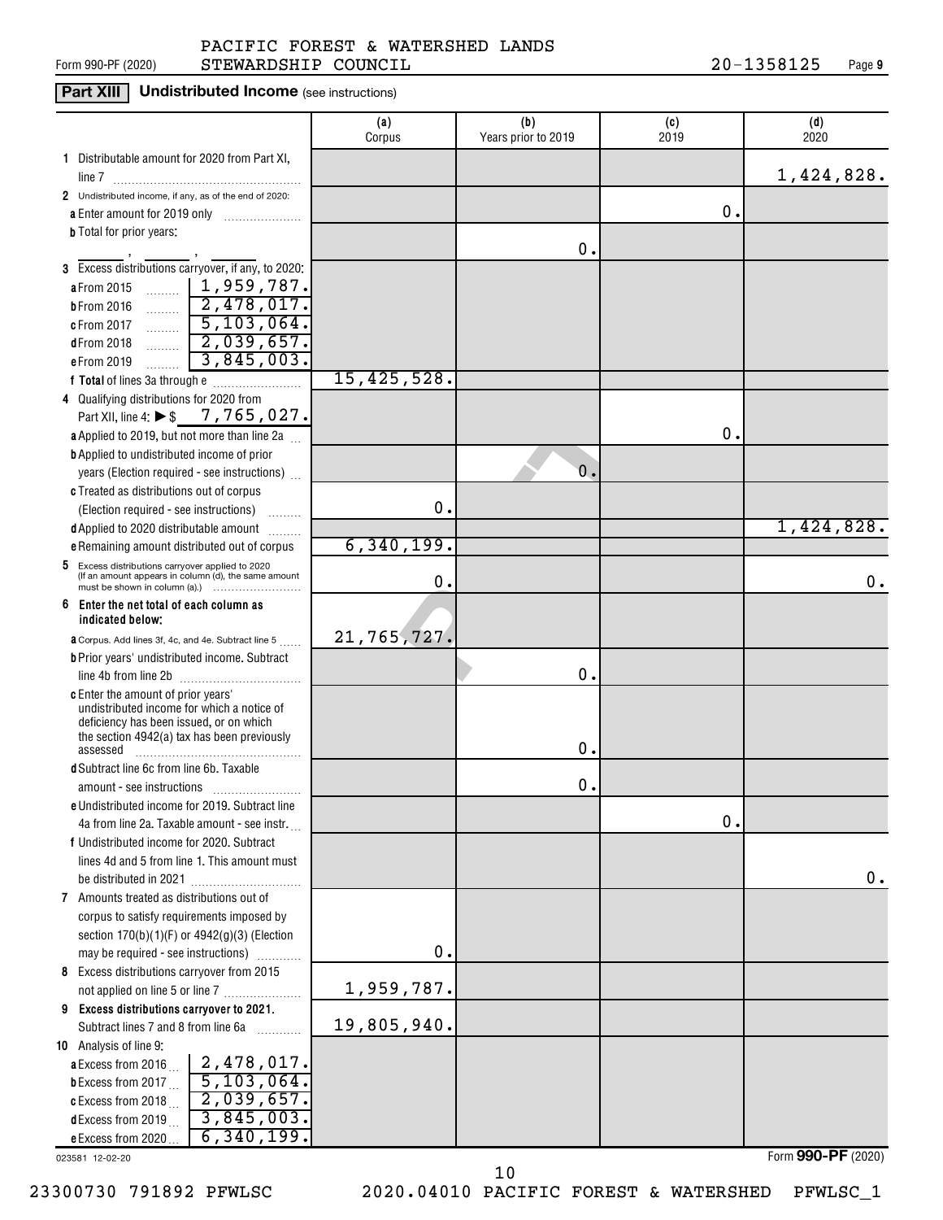PACIFIC FOREST & WATERSHED LANDS STEWARDSHIP COUNCIL 20-1358125

Form 990-PF (2020)

## Part XIII Undistributed Income (see instructions)

| | (a) Corpus | (b) Years prior to 2019 | (c) 2019 | (d) 2020 |
|---|---|---|---|---|
| **1** Distributable amount for 2020 from Part XI, line 7 | | | | 1,424,828. |
| **2** Undistributed income, if any, as of the end of 2020: | | | | |
| **a** Enter amount for 2019 only | | | 0. | |
| **b** Total for prior years: \_\_\_\_, \_\_\_\_, \_\_\_\_ | | 0. | | |
| **3** Excess distributions carryover, if any, to 2020: | | | | |
| **a** From 2015 ... 1,959,787. | | | | |
| **b** From 2016 ... 2,478,017. | | | | |
| **c** From 2017 ... 5,103,064. | | | | |
| **d** From 2018 ... 2,039,657. | | | | |
| **e** From 2019 ... 3,845,003. | | | | |
| **f Total** of lines 3a through e | 15,425,528. | | | |
| **4** Qualifying distributions for 2020 from Part XII, line 4: ▶ $ 7,765,027. | | | | |
| **a** Applied to 2019, but not more than line 2a | | | 0. | |
| **b** Applied to undistributed income of prior years (Election required - see instructions) | | 0. | | |
| **c** Treated as distributions out of corpus (Election required - see instructions) | 0. | | | |
| **d** Applied to 2020 distributable amount | | | | 1,424,828. |
| **e** Remaining amount distributed out of corpus | 6,340,199. | | | |
| **5** Excess distributions carryover applied to 2020 (If an amount appears in column (d), the same amount must be shown in column (a).) | 0. | | | 0. |
| **6 Enter the net total of each column as indicated below:** | | | | |
| **a** Corpus. Add lines 3f, 4c, and 4e. Subtract line 5 | 21,765,727. | | | |
| **b** Prior years' undistributed income. Subtract line 4b from line 2b | | 0. | | |
| **c** Enter the amount of prior years' undistributed income for which a notice of deficiency has been issued, or on which the section 4942(a) tax has been previously assessed | | 0. | | |
| **d** Subtract line 6c from line 6b. Taxable amount - see instructions | | 0. | | |
| **e** Undistributed income for 2019. Subtract line 4a from line 2a. Taxable amount - see instr. | | | 0. | |
| **f** Undistributed income for 2020. Subtract lines 4d and 5 from line 1. This amount must be distributed in 2021 | | | | 0. |
| **7** Amounts treated as distributions out of corpus to satisfy requirements imposed by section 170(b)(1)(F) or 4942(g)(3) (Election may be required - see instructions) | 0. | | | |
| **8** Excess distributions carryover from 2015 not applied on line 5 or line 7 | 1,959,787. | | | |
| **9 Excess distributions carryover to 2021.** Subtract lines 7 and 8 from line 6a | 19,805,940. | | | |
| **10** Analysis of line 9: | | | | |
| **a** Excess from 2016 ... 2,478,017. | | | | |
| **b** Excess from 2017 ... 5,103,064. | | | | |
| **c** Excess from 2018 ... 2,039,657. | | | | |
| **d** Excess from 2019 ... 3,845,003. | | | | |
| **e** Excess from 2020 ... 6,340,199. | | | | |

023581 12-02-20

Form **990-PF** (2020)

23300730 791892 PFWLSC 2020.04010 PACIFIC FOREST & WATERSHED PFWLSC_1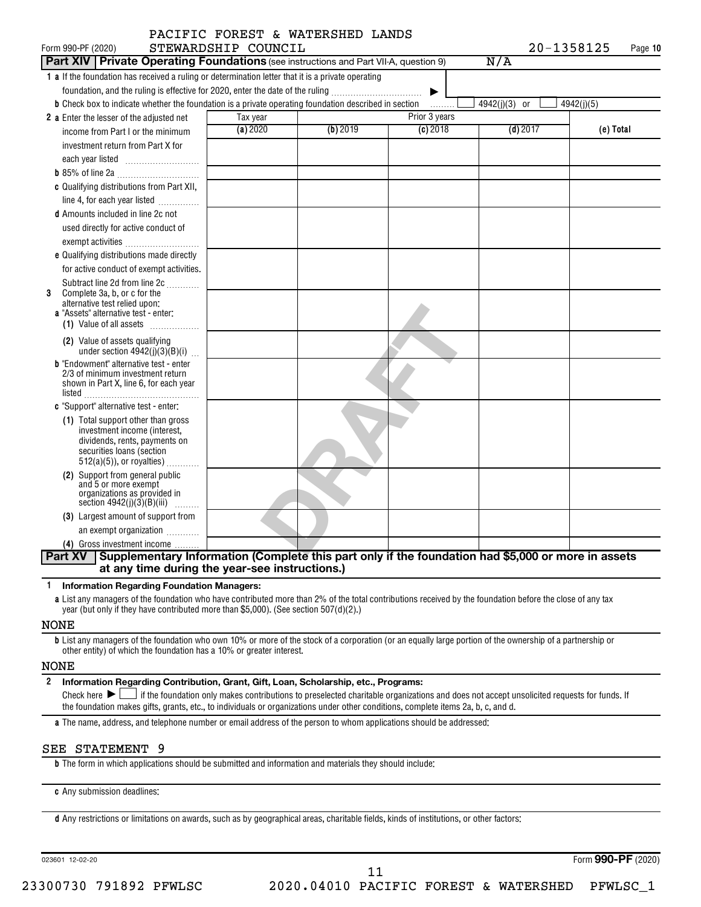PACIFIC FOREST & WATERSHED LANDS

Form 990-PF (2020) STEWARDSHIP COUNCIL 20-1358125 Page **10**

**Part XIV | Private Operating Foundations** (see instructions and Part VII-A, question 9) N/A

**1 a** If the foundation has received a ruling or determination letter that it is a private operating foundation, and the ruling is effective for 2020, enter the date of the ruling ▶

**b** Check box to indicate whether the foundation is a private operating foundation described in section ☐ 4942(j)(3) or ☐ 4942(j)(5)

| | Tax year | | Prior 3 years | | |
|---|---|---|---|---|---|
| | **(a)** 2020 | **(b)** 2019 | **(c)** 2018 | **(d)** 2017 | **(e) Total** |
| **2 a** Enter the lesser of the adjusted net income from Part I or the minimum investment return from Part X for each year listed | | | | | |
| **b** 85% of line 2a | | | | | |
| **c** Qualifying distributions from Part XII, line 4, for each year listed | | | | | |
| **d** Amounts included in line 2c not used directly for active conduct of exempt activities | | | | | |
| **e** Qualifying distributions made directly for active conduct of exempt activities. Subtract line 2d from line 2c | | | | | |
| **3** Complete 3a, b, or c for the alternative test relied upon: **a** "Assets" alternative test - enter: **(1)** Value of all assets | | | | | |
| **(2)** Value of assets qualifying under section 4942(j)(3)(B)(i) | | | | | |
| **b** "Endowment" alternative test - enter 2/3 of minimum investment return shown in Part X, line 6, for each year listed | | | | | |
| **c** "Support" alternative test - enter: **(1)** Total support other than gross investment income (interest, dividends, rents, payments on securities loans (section 512(a)(5)), or royalties) | | | | | |
| **(2)** Support from general public and 5 or more exempt organizations as provided in section 4942(j)(3)(B)(iii) | | | | | |
| **(3)** Largest amount of support from an exempt organization | | | | | |
| **(4)** Gross investment income | | | | | |

**Part XV | Supplementary Information (Complete this part only if the foundation had $5,000 or more in assets at any time during the year-see instructions.)**

**1 Information Regarding Foundation Managers:**

**a** List any managers of the foundation who have contributed more than 2% of the total contributions received by the foundation before the close of any tax year (but only if they have contributed more than $5,000). (See section 507(d)(2).)

NONE

**b** List any managers of the foundation who own 10% or more of the stock of a corporation (or an equally large portion of the ownership of a partnership or other entity) of which the foundation has a 10% or greater interest.

NONE

**2 Information Regarding Contribution, Grant, Gift, Loan, Scholarship, etc., Programs:**

Check here ▶ ☐ if the foundation only makes contributions to preselected charitable organizations and does not accept unsolicited requests for funds. If the foundation makes gifts, grants, etc., to individuals or organizations under other conditions, complete items 2a, b, c, and d.

**a** The name, address, and telephone number or email address of the person to whom applications should be addressed:

SEE STATEMENT 9

**b** The form in which applications should be submitted and information and materials they should include:

**c** Any submission deadlines:

**d** Any restrictions or limitations on awards, such as by geographical areas, charitable fields, kinds of institutions, or other factors:

023601 12-02-20 Form **990-PF** (2020)

23300730 791892 PFWLSC 2020.04010 PACIFIC FOREST & WATERSHED PFWLSC_1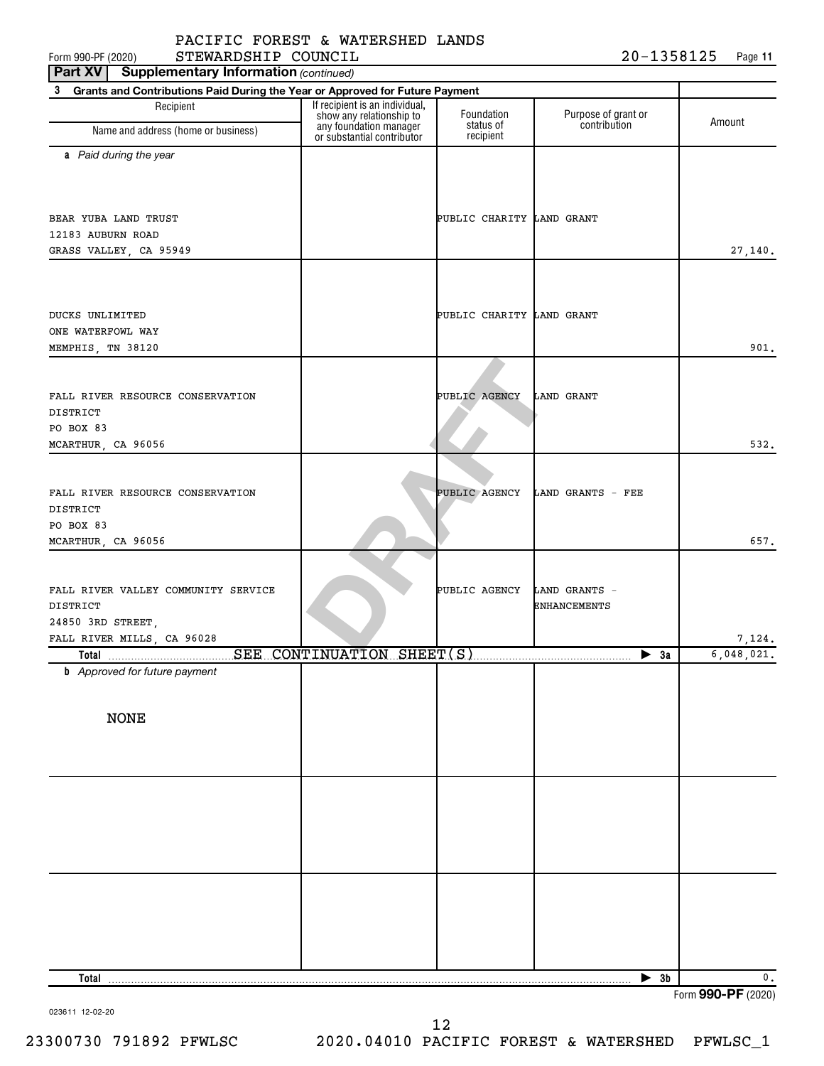PACIFIC FOREST & WATERSHED LANDS STEWARDSHIP COUNCIL

Form 990-PF (2020) 20-1358125 Page 11

**Part XV Supplementary Information** *(continued)*

**3 Grants and Contributions Paid During the Year or Approved for Future Payment**

| Recipient Name and address (home or business) | If recipient is an individual, show any relationship to any foundation manager or substantial contributor | Foundation status of recipient | Purpose of grant or contribution | Amount |
|---|---|---|---|---|
| ***a** Paid during the year* | | | | |
| BEAR YUBA LAND TRUST<br>12183 AUBURN ROAD<br>GRASS VALLEY, CA 95949 | | PUBLIC CHARITY | LAND GRANT | 27,140. |
| DUCKS UNLIMITED<br>ONE WATERFOWL WAY<br>MEMPHIS, TN 38120 | | PUBLIC CHARITY | LAND GRANT | 901. |
| FALL RIVER RESOURCE CONSERVATION DISTRICT<br>PO BOX 83<br>MCARTHUR, CA 96056 | | PUBLIC AGENCY | LAND GRANT | 532. |
| FALL RIVER RESOURCE CONSERVATION DISTRICT<br>PO BOX 83<br>MCARTHUR, CA 96056 | | PUBLIC AGENCY | LAND GRANTS - FEE | 657. |
| FALL RIVER VALLEY COMMUNITY SERVICE DISTRICT<br>24850 3RD STREET,<br>FALL RIVER MILLS, CA 96028 | | PUBLIC AGENCY | LAND GRANTS - ENHANCEMENTS | 7,124. |
| **Total** SEE CONTINUATION SHEET(S) | | | ▶ 3a | 6,048,021. |
| ***b** Approved for future payment* | | | | |
| NONE | | | | |
| **Total** | | | ▶ 3b | 0. |

Form **990-PF** (2020)

023611 12-02-20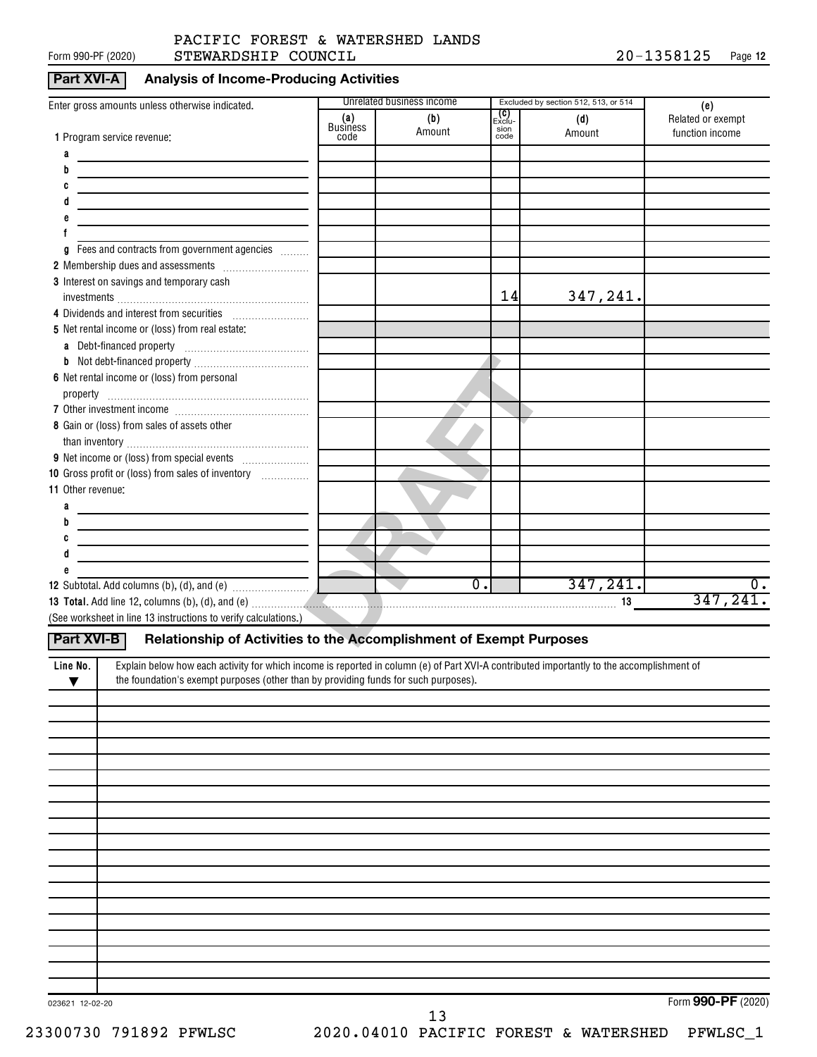PACIFIC FOREST & WATERSHED LANDS STEWARDSHIP COUNCIL 20-1358125

## Part XVI-A Analysis of Income-Producing Activities

| Enter gross amounts unless otherwise indicated. | Unrelated business income | | Excluded by section 512, 513, or 514 | | (e) |
|---|---|---|---|---|---|
| | (a) Business code | (b) Amount | (c) Exclusion code | (d) Amount | Related or exempt function income |
| 1 Program service revenue: | | | | | |
| a | | | | | |
| b | | | | | |
| c | | | | | |
| d | | | | | |
| e | | | | | |
| f | | | | | |
| g Fees and contracts from government agencies | | | | | |
| 2 Membership dues and assessments | | | | | |
| 3 Interest on savings and temporary cash investments | | | 14 | 347,241. | |
| 4 Dividends and interest from securities | | | | | |
| 5 Net rental income or (loss) from real estate: | | | | | |
| a Debt-financed property | | | | | |
| b Not debt-financed property | | | | | |
| 6 Net rental income or (loss) from personal property | | | | | |
| 7 Other investment income | | | | | |
| 8 Gain or (loss) from sales of assets other than inventory | | | | | |
| 9 Net income or (loss) from special events | | | | | |
| 10 Gross profit or (loss) from sales of inventory | | | | | |
| 11 Other revenue: | | | | | |
| a | | | | | |
| b | | | | | |
| c | | | | | |
| d | | | | | |
| e | | | | | |
| 12 Subtotal. Add columns (b), (d), and (e) | | 0. | | 347,241. | 0. |

**13 Total.** Add line 12, columns (b), (d), and (e) ..... 13 347,241.

(See worksheet in line 13 instructions to verify calculations.)

## Part XVI-B Relationship of Activities to the Accomplishment of Exempt Purposes

| Line No. ▼ | Explain below how each activity for which income is reported in column (e) of Part XVI-A contributed importantly to the accomplishment of the foundation's exempt purposes (other than by providing funds for such purposes). |
|---|---|
| | |

Form **990-PF** (2020)

DRAFT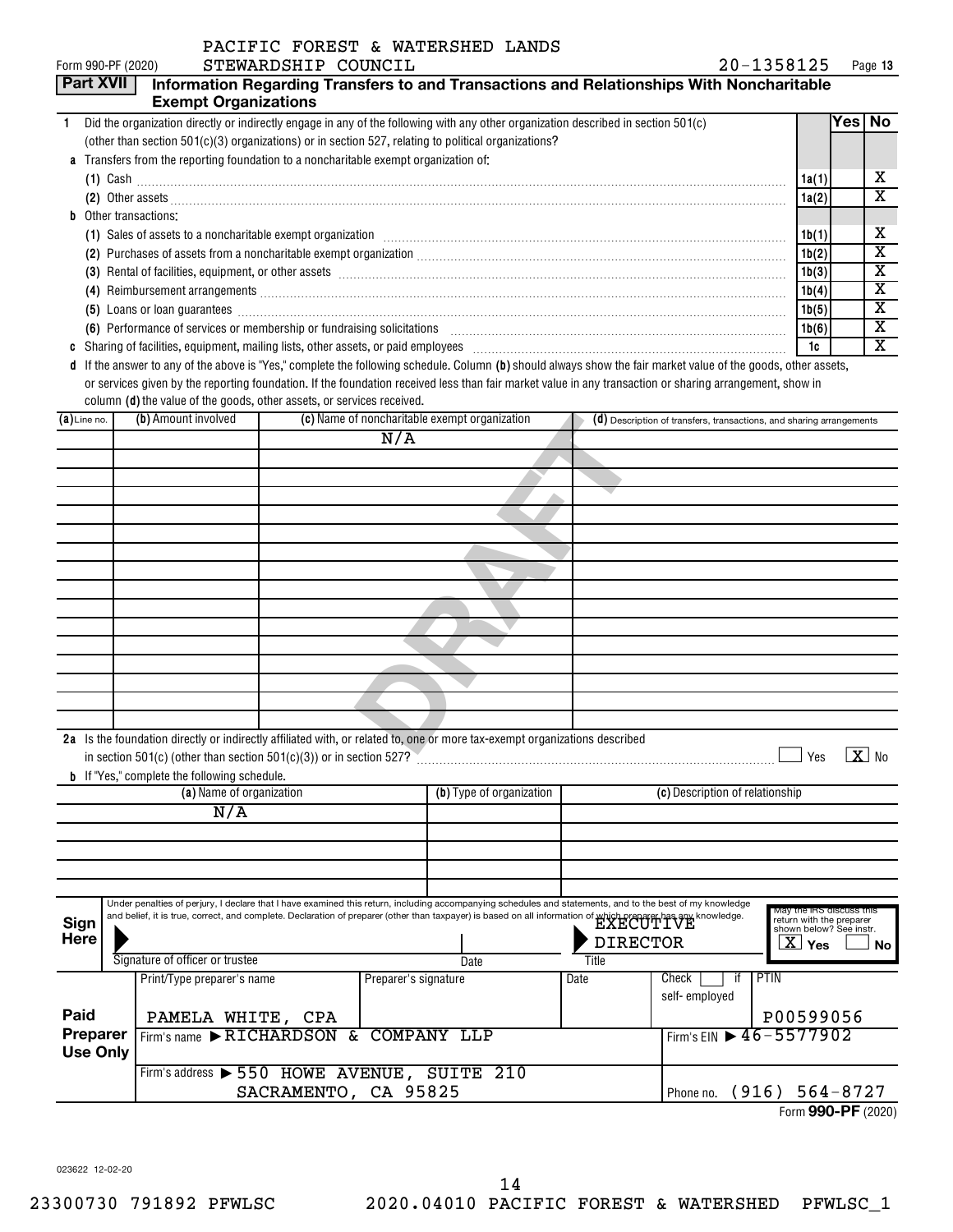PACIFIC FOREST & WATERSHED LANDS STEWARDSHIP COUNCIL

Form 990-PF (2020) 20-1358125

## Part XVII Information Regarding Transfers to and Transactions and Relationships With Noncharitable Exempt Organizations

| | | | Yes | No |
|---|---|---|---|---|
| **1** Did the organization directly or indirectly engage in any of the following with any other organization described in section 501(c) (other than section 501(c)(3) organizations) or in section 527, relating to political organizations? | | | | |
| **a** Transfers from the reporting foundation to a noncharitable exempt organization of: | | | | |
| (1) Cash | 1a(1) | | | X |
| (2) Other assets | 1a(2) | | | X |
| **b** Other transactions: | | | | |
| (1) Sales of assets to a noncharitable exempt organization | 1b(1) | | | X |
| (2) Purchases of assets from a noncharitable exempt organization | 1b(2) | | | X |
| (3) Rental of facilities, equipment, or other assets | 1b(3) | | | X |
| (4) Reimbursement arrangements | 1b(4) | | | X |
| (5) Loans or loan guarantees | 1b(5) | | | X |
| (6) Performance of services or membership or fundraising solicitations | 1b(6) | | | X |
| **c** Sharing of facilities, equipment, mailing lists, other assets, or paid employees | 1c | | | X |

**d** If the answer to any of the above is "Yes," complete the following schedule. Column **(b)** should always show the fair market value of the goods, other assets, or services given by the reporting foundation. If the foundation received less than fair market value in any transaction or sharing arrangement, show in column **(d)** the value of the goods, other assets, or services received.

| (a) Line no. | (b) Amount involved | (c) Name of noncharitable exempt organization | (d) Description of transfers, transactions, and sharing arrangements |
|---|---|---|---|
| | | N/A | |

**2a** Is the foundation directly or indirectly affiliated with, or related to, one or more tax-exempt organizations described in section 501(c) (other than section 501(c)(3)) or in section 527? ☐ Yes ☒ No

**b** If "Yes," complete the following schedule.

| (a) Name of organization | (b) Type of organization | (c) Description of relationship |
|---|---|---|
| N/A | | |

**Sign Here**

Under penalties of perjury, I declare that I have examined this return, including accompanying schedules and statements, and to the best of my knowledge and belief, it is true, correct, and complete. Declaration of preparer (other than taxpayer) is based on all information of which preparer has any knowledge.

| Signature of officer or trustee | Date | Title | May the IRS discuss this return with the preparer shown below? See instr. |
|---|---|---|---|
| | | EXECUTIVE DIRECTOR | ☒ Yes ☐ No |

**Paid Preparer Use Only**

| Print/Type preparer's name | Preparer's signature | Date | Check ☐ if self-employed | PTIN |
|---|---|---|---|---|
| PAMELA WHITE, CPA | | | | P00599056 |
| Firm's name ▶ RICHARDSON & COMPANY LLP | | | Firm's EIN ▶ 46-5577902 | |
| Firm's address ▶ 550 HOWE AVENUE, SUITE 210 SACRAMENTO, CA 95825 | | | Phone no. (916) 564-8727 | |

Form **990-PF** (2020)

023622 12-02-20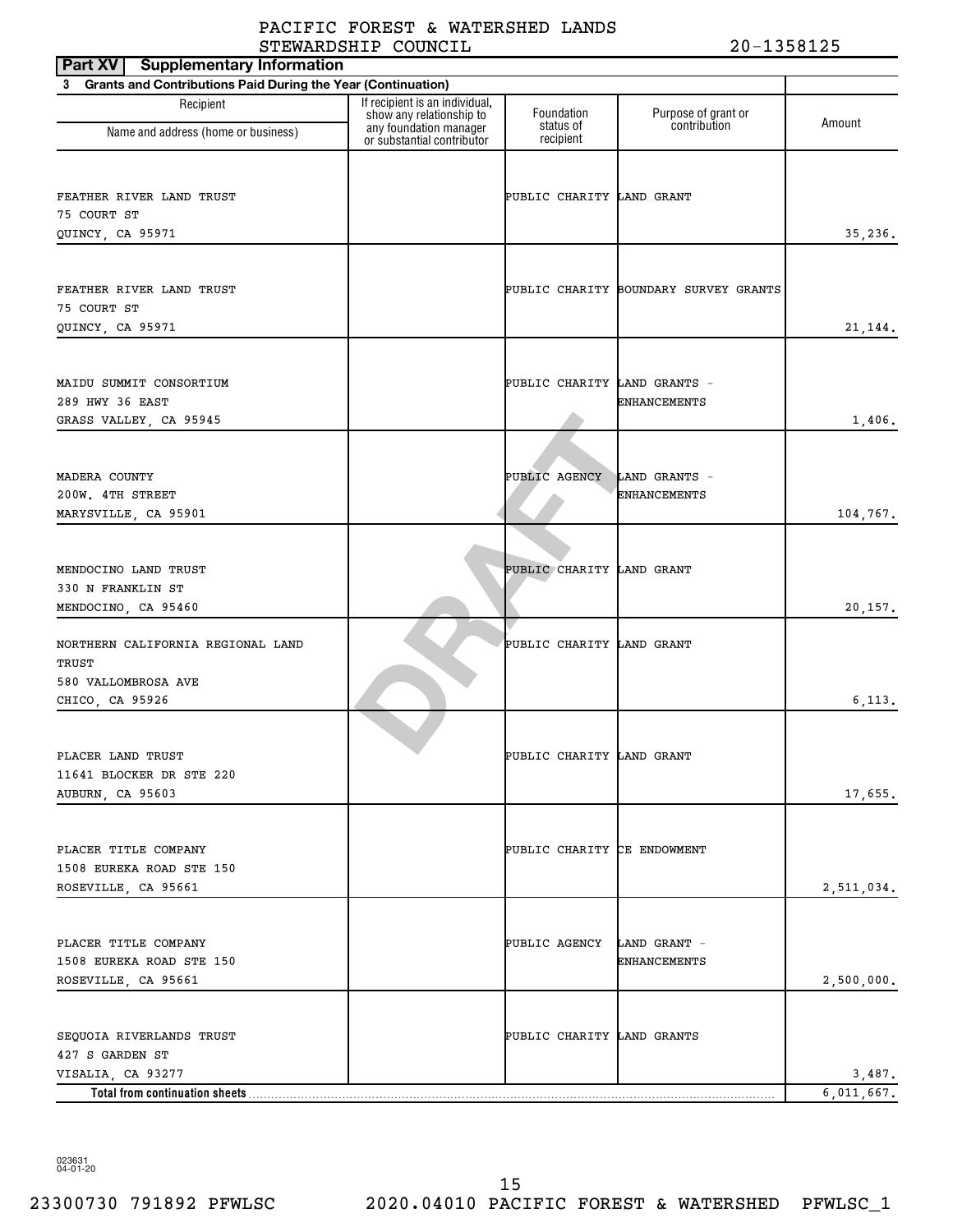PACIFIC FOREST & WATERSHED LANDS STEWARDSHIP COUNCIL 20-1358125

**Part XV Supplementary Information**

**3 Grants and Contributions Paid During the Year (Continuation)**

| Recipient Name and address (home or business) | If recipient is an individual, show any relationship to any foundation manager or substantial contributor | Foundation status of recipient | Purpose of grant or contribution | Amount |
|---|---|---|---|---|
| FEATHER RIVER LAND TRUST<br>75 COURT ST<br>QUINCY, CA 95971 | | PUBLIC CHARITY | LAND GRANT | 35,236. |
| FEATHER RIVER LAND TRUST<br>75 COURT ST<br>QUINCY, CA 95971 | | PUBLIC CHARITY | BOUNDARY SURVEY GRANTS | 21,144. |
| MAIDU SUMMIT CONSORTIUM<br>289 HWY 36 EAST<br>GRASS VALLEY, CA 95945 | | PUBLIC CHARITY | LAND GRANTS - ENHANCEMENTS | 1,406. |
| MADERA COUNTY<br>200W. 4TH STREET<br>MARYSVILLE, CA 95901 | | PUBLIC AGENCY | LAND GRANTS - ENHANCEMENTS | 104,767. |
| MENDOCINO LAND TRUST<br>330 N FRANKLIN ST<br>MENDOCINO, CA 95460 | | PUBLIC CHARITY | LAND GRANT | 20,157. |
| NORTHERN CALIFORNIA REGIONAL LAND TRUST<br>580 VALLOMBROSA AVE<br>CHICO, CA 95926 | | PUBLIC CHARITY | LAND GRANT | 6,113. |
| PLACER LAND TRUST<br>11641 BLOCKER DR STE 220<br>AUBURN, CA 95603 | | PUBLIC CHARITY | LAND GRANT | 17,655. |
| PLACER TITLE COMPANY<br>1508 EUREKA ROAD STE 150<br>ROSEVILLE, CA 95661 | | PUBLIC CHARITY | CE ENDOWMENT | 2,511,034. |
| PLACER TITLE COMPANY<br>1508 EUREKA ROAD STE 150<br>ROSEVILLE, CA 95661 | | PUBLIC AGENCY | LAND GRANT - ENHANCEMENTS | 2,500,000. |
| SEQUOIA RIVERLANDS TRUST<br>427 S GARDEN ST<br>VISALIA, CA 93277 | | PUBLIC CHARITY | LAND GRANTS | 3,487. |
| **Total from continuation sheets** | | | | 6,011,667. |

DRAFT

023631
04-01-20

23300730 791892 PFWLSC 2020.04010 PACIFIC FOREST & WATERSHED PFWLSC_1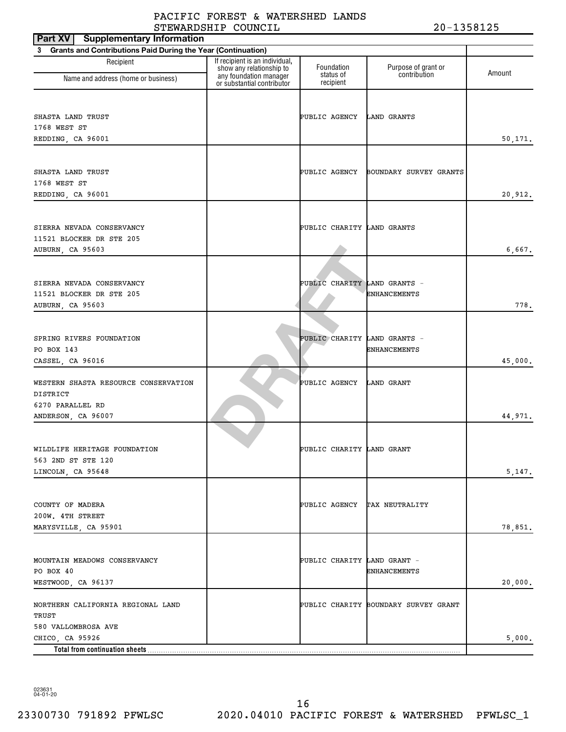PACIFIC FOREST & WATERSHED LANDS STEWARDSHIP COUNCIL 20-1358125

**Part XV Supplementary Information**

**3 Grants and Contributions Paid During the Year (Continuation)**

| Recipient Name and address (home or business) | If recipient is an individual, show any relationship to any foundation manager or substantial contributor | Foundation status of recipient | Purpose of grant or contribution | Amount |
|---|---|---|---|---|
| SHASTA LAND TRUST<br>1768 WEST ST<br>REDDING, CA 96001 | | PUBLIC AGENCY | LAND GRANTS | 50,171. |
| SHASTA LAND TRUST<br>1768 WEST ST<br>REDDING, CA 96001 | | PUBLIC AGENCY | BOUNDARY SURVEY GRANTS | 20,912. |
| SIERRA NEVADA CONSERVANCY<br>11521 BLOCKER DR STE 205<br>AUBURN, CA 95603 | | PUBLIC CHARITY | LAND GRANTS | 6,667. |
| SIERRA NEVADA CONSERVANCY<br>11521 BLOCKER DR STE 205<br>AUBURN, CA 95603 | | PUBLIC CHARITY | LAND GRANTS - ENHANCEMENTS | 778. |
| SPRING RIVERS FOUNDATION<br>PO BOX 143<br>CASSEL, CA 96016 | | PUBLIC CHARITY | LAND GRANTS - ENHANCEMENTS | 45,000. |
| WESTERN SHASTA RESOURCE CONSERVATION DISTRICT<br>6270 PARALLEL RD<br>ANDERSON, CA 96007 | | PUBLIC AGENCY | LAND GRANT | 44,971. |
| WILDLIFE HERITAGE FOUNDATION<br>563 2ND ST STE 120<br>LINCOLN, CA 95648 | | PUBLIC CHARITY | LAND GRANT | 5,147. |
| COUNTY OF MADERA<br>200W. 4TH STREET<br>MARYSVILLE, CA 95901 | | PUBLIC AGENCY | TAX NEUTRALITY | 78,851. |
| MOUNTAIN MEADOWS CONSERVANCY<br>PO BOX 40<br>WESTWOOD, CA 96137 | | PUBLIC CHARITY | LAND GRANT - ENHANCEMENTS | 20,000. |
| NORTHERN CALIFORNIA REGIONAL LAND TRUST<br>580 VALLOMBROSA AVE<br>CHICO, CA 95926 | | PUBLIC CHARITY | BOUNDARY SURVEY GRANT | 5,000. |
| **Total from continuation sheets** | | | | |

DRAFT

023631 04-01-20

23300730 791892 PFWLSC 2020.04010 PACIFIC FOREST & WATERSHED PFWLSC_1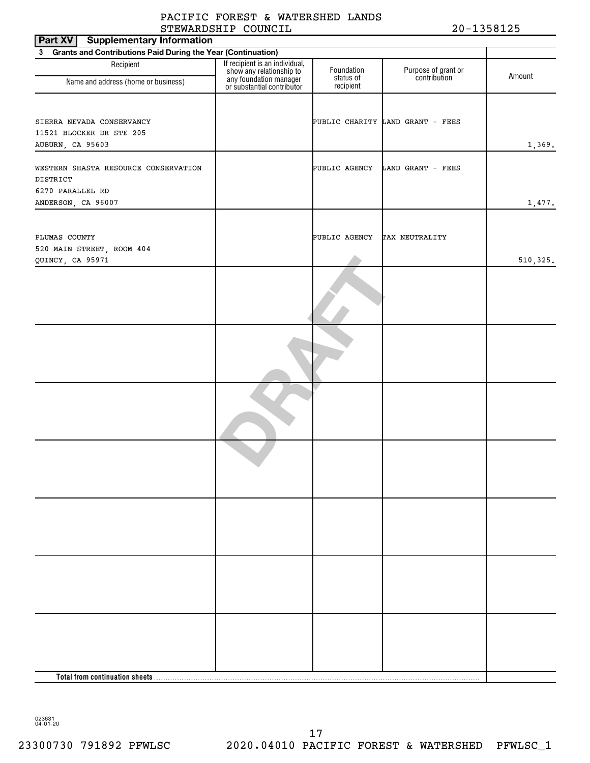PACIFIC FOREST & WATERSHED LANDS STEWARDSHIP COUNCIL 20-1358125

## Part XV Supplementary Information

### 3 Grants and Contributions Paid During the Year (Continuation)

| Recipient Name and address (home or business) | If recipient is an individual, show any relationship to any foundation manager or substantial contributor | Foundation status of recipient | Purpose of grant or contribution | Amount |
|---|---|---|---|---|
| SIERRA NEVADA CONSERVANCY<br>11521 BLOCKER DR STE 205<br>AUBURN, CA 95603 | | PUBLIC CHARITY | LAND GRANT - FEES | 1,369. |
| WESTERN SHASTA RESOURCE CONSERVATION DISTRICT<br>6270 PARALLEL RD<br>ANDERSON, CA 96007 | | PUBLIC AGENCY | LAND GRANT - FEES | 1,477. |
| PLUMAS COUNTY<br>520 MAIN STREET, ROOM 404<br>QUINCY, CA 95971 | | PUBLIC AGENCY | TAX NEUTRALITY | 510,325. |
| | | | | |
| | | | | |
| | | | | |
| | | | | |
| | | | | |
| | | | | |
| | | | | |
| **Total from continuation sheets** | | | | |

DRAFT

023631 04-01-20

23300730 791892 PFWLSC 2020.04010 PACIFIC FOREST & WATERSHED PFWLSC_1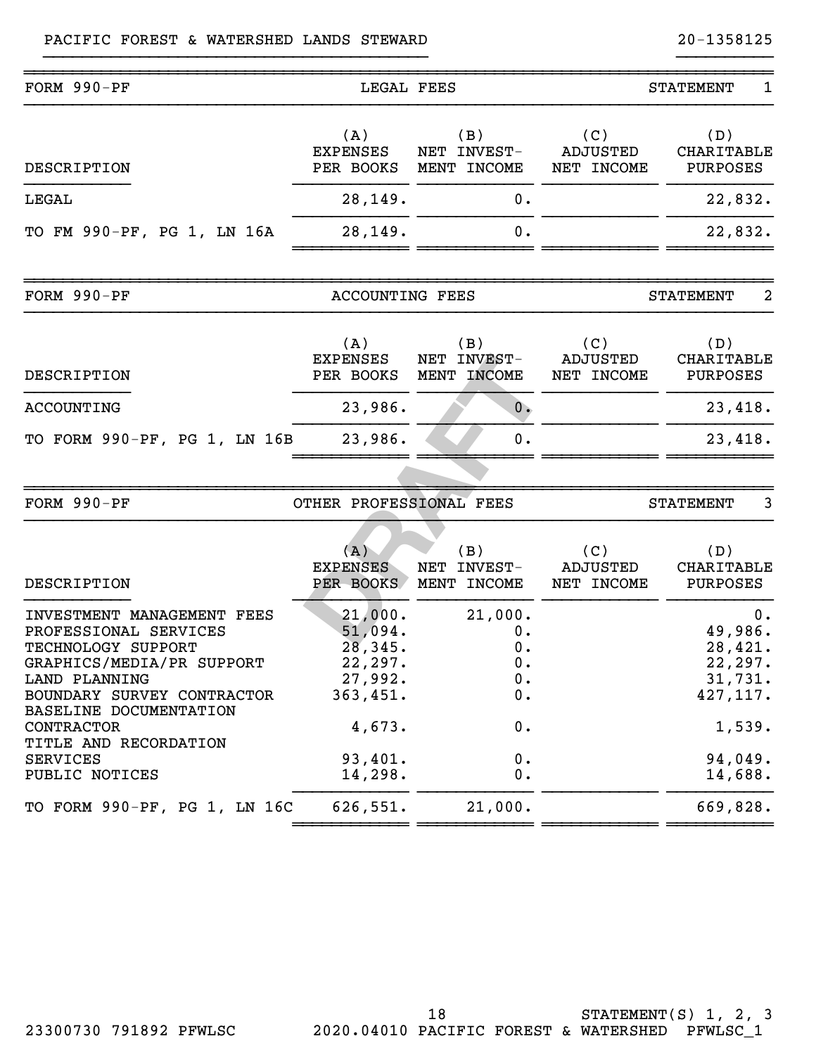PACIFIC FOREST & WATERSHED LANDS STEWARD — 20-1358125

## FORM 990-PF — LEGAL FEES — STATEMENT 1

| DESCRIPTION | (A) EXPENSES PER BOOKS | (B) NET INVEST- MENT INCOME | (C) ADJUSTED NET INCOME | (D) CHARITABLE PURPOSES |
|---|---|---|---|---|
| LEGAL | 28,149. | 0. | | 22,832. |
| TO FM 990-PF, PG 1, LN 16A | 28,149. | 0. | | 22,832. |

## FORM 990-PF — ACCOUNTING FEES — STATEMENT 2

| DESCRIPTION | (A) EXPENSES PER BOOKS | (B) NET INVEST- MENT INCOME | (C) ADJUSTED NET INCOME | (D) CHARITABLE PURPOSES |
|---|---|---|---|---|
| ACCOUNTING | 23,986. | 0. | | 23,418. |
| TO FORM 990-PF, PG 1, LN 16B | 23,986. | 0. | | 23,418. |

## FORM 990-PF — OTHER PROFESSIONAL FEES — STATEMENT 3

| DESCRIPTION | (A) EXPENSES PER BOOKS | (B) NET INVEST- MENT INCOME | (C) ADJUSTED NET INCOME | (D) CHARITABLE PURPOSES |
|---|---|---|---|---|
| INVESTMENT MANAGEMENT FEES | 21,000. | 21,000. | | 0. |
| PROFESSIONAL SERVICES | 51,094. | 0. | | 49,986. |
| TECHNOLOGY SUPPORT | 28,345. | 0. | | 28,421. |
| GRAPHICS/MEDIA/PR SUPPORT | 22,297. | 0. | | 22,297. |
| LAND PLANNING | 27,992. | 0. | | 31,731. |
| BOUNDARY SURVEY CONTRACTOR | 363,451. | 0. | | 427,117. |
| BASELINE DOCUMENTATION CONTRACTOR | 4,673. | 0. | | 1,539. |
| TITLE AND RECORDATION SERVICES | 93,401. | 0. | | 94,049. |
| PUBLIC NOTICES | 14,298. | 0. | | 14,688. |
| TO FORM 990-PF, PG 1, LN 16C | 626,551. | 21,000. | | 669,828. |

DRAFT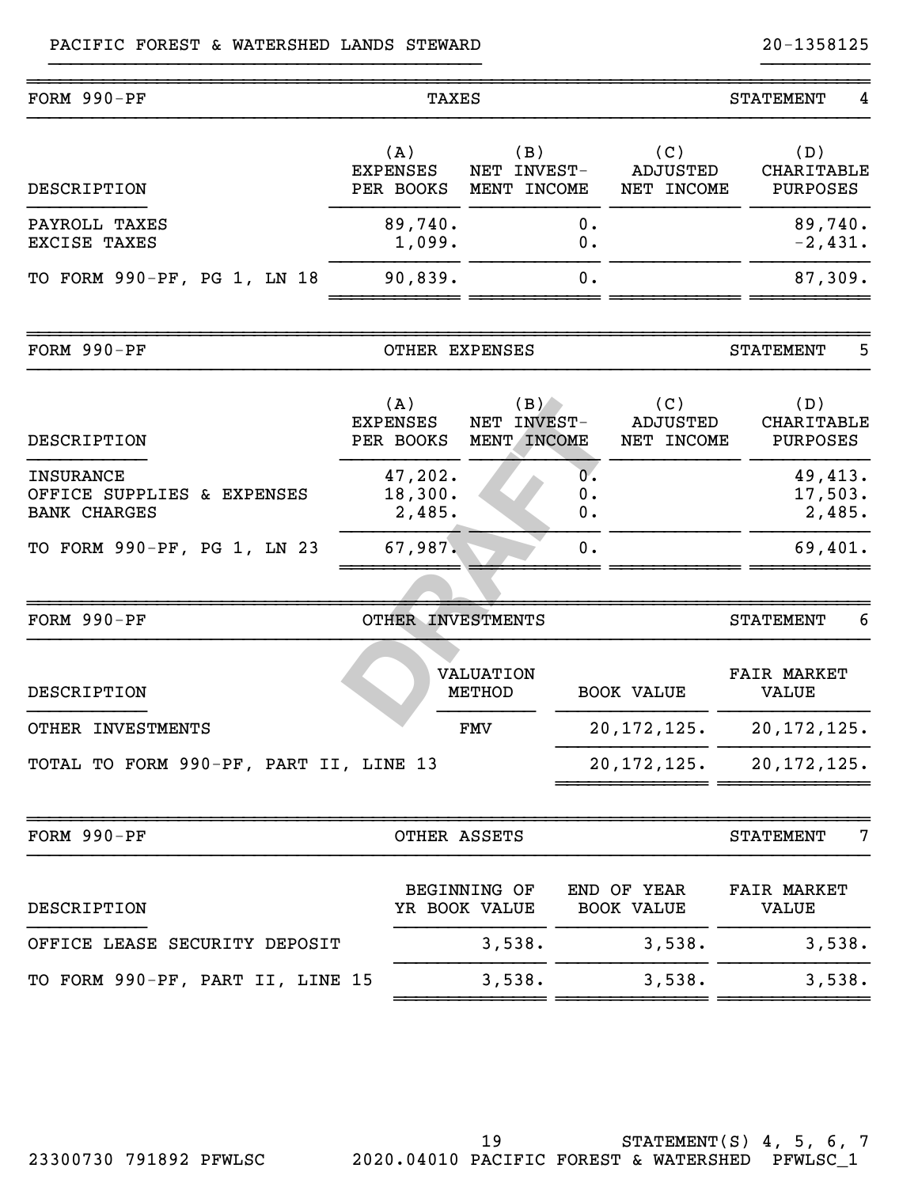PACIFIC FOREST & WATERSHED LANDS STEWARD 20-1358125

## FORM 990-PF — TAXES — STATEMENT 4

| DESCRIPTION | (A) EXPENSES PER BOOKS | (B) NET INVEST- MENT INCOME | (C) ADJUSTED NET INCOME | (D) CHARITABLE PURPOSES |
|---|---|---|---|---|
| PAYROLL TAXES | 89,740. | 0. | | 89,740. |
| EXCISE TAXES | 1,099. | 0. | | -2,431. |
| TO FORM 990-PF, PG 1, LN 18 | 90,839. | 0. | | 87,309. |

## FORM 990-PF — OTHER EXPENSES — STATEMENT 5

| DESCRIPTION | (A) EXPENSES PER BOOKS | (B) NET INVEST- MENT INCOME | (C) ADJUSTED NET INCOME | (D) CHARITABLE PURPOSES |
|---|---|---|---|---|
| INSURANCE | 47,202. | 0. | | 49,413. |
| OFFICE SUPPLIES & EXPENSES | 18,300. | 0. | | 17,503. |
| BANK CHARGES | 2,485. | 0. | | 2,485. |
| TO FORM 990-PF, PG 1, LN 23 | 67,987. | 0. | | 69,401. |

## FORM 990-PF — OTHER INVESTMENTS — STATEMENT 6

| DESCRIPTION | VALUATION METHOD | BOOK VALUE | FAIR MARKET VALUE |
|---|---|---|---|
| OTHER INVESTMENTS | FMV | 20,172,125. | 20,172,125. |
| TOTAL TO FORM 990-PF, PART II, LINE 13 | | 20,172,125. | 20,172,125. |

## FORM 990-PF — OTHER ASSETS — STATEMENT 7

| DESCRIPTION | BEGINNING OF YR BOOK VALUE | END OF YEAR BOOK VALUE | FAIR MARKET VALUE |
|---|---|---|---|
| OFFICE LEASE SECURITY DEPOSIT | 3,538. | 3,538. | 3,538. |
| TO FORM 990-PF, PART II, LINE 15 | 3,538. | 3,538. | 3,538. |

DRAFT

STATEMENT(S) 4, 5, 6, 7

23300730 791892 PFWLSC 2020.04010 PACIFIC FOREST & WATERSHED PFWLSC_1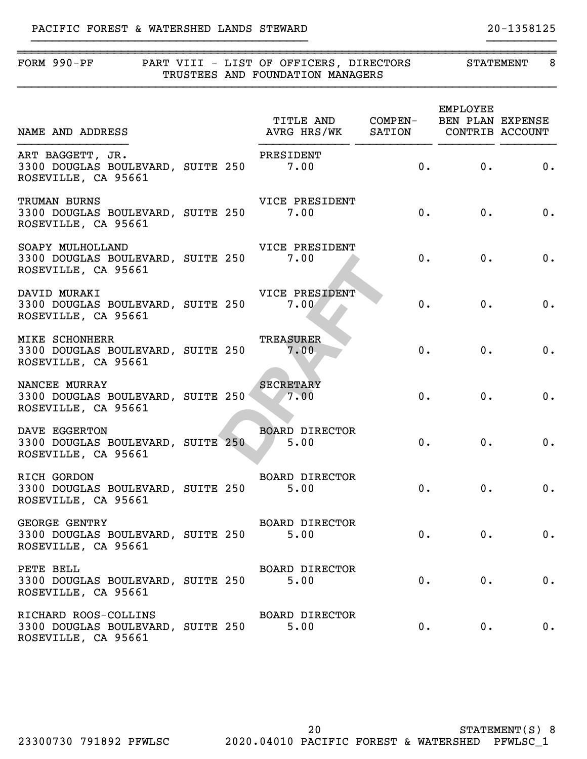PACIFIC FOREST & WATERSHED LANDS STEWARD 20-1358125

## FORM 990-PF PART VIII - LIST OF OFFICERS, DIRECTORS TRUSTEES AND FOUNDATION MANAGERS STATEMENT 8

| NAME AND ADDRESS | TITLE AND AVRG HRS/WK | COMPEN-SATION | EMPLOYEE BEN PLAN CONTRIB | EXPENSE ACCOUNT |
|---|---|---|---|---|
| ART BAGGETT, JR.<br>3300 DOUGLAS BOULEVARD, SUITE 250<br>ROSEVILLE, CA 95661 | PRESIDENT<br>7.00 | 0. | 0. | 0. |
| TRUMAN BURNS<br>3300 DOUGLAS BOULEVARD, SUITE 250<br>ROSEVILLE, CA 95661 | VICE PRESIDENT<br>7.00 | 0. | 0. | 0. |
| SOAPY MULHOLLAND<br>3300 DOUGLAS BOULEVARD, SUITE 250<br>ROSEVILLE, CA 95661 | VICE PRESIDENT<br>7.00 | 0. | 0. | 0. |
| DAVID MURAKI<br>3300 DOUGLAS BOULEVARD, SUITE 250<br>ROSEVILLE, CA 95661 | VICE PRESIDENT<br>7.00 | 0. | 0. | 0. |
| MIKE SCHONHERR<br>3300 DOUGLAS BOULEVARD, SUITE 250<br>ROSEVILLE, CA 95661 | TREASURER<br>7.00 | 0. | 0. | 0. |
| NANCEE MURRAY<br>3300 DOUGLAS BOULEVARD, SUITE 250<br>ROSEVILLE, CA 95661 | SECRETARY<br>7.00 | 0. | 0. | 0. |
| DAVE EGGERTON<br>3300 DOUGLAS BOULEVARD, SUITE 250<br>ROSEVILLE, CA 95661 | BOARD DIRECTOR<br>5.00 | 0. | 0. | 0. |
| RICH GORDON<br>3300 DOUGLAS BOULEVARD, SUITE 250<br>ROSEVILLE, CA 95661 | BOARD DIRECTOR<br>5.00 | 0. | 0. | 0. |
| GEORGE GENTRY<br>3300 DOUGLAS BOULEVARD, SUITE 250<br>ROSEVILLE, CA 95661 | BOARD DIRECTOR<br>5.00 | 0. | 0. | 0. |
| PETE BELL<br>3300 DOUGLAS BOULEVARD, SUITE 250<br>ROSEVILLE, CA 95661 | BOARD DIRECTOR<br>5.00 | 0. | 0. | 0. |
| RICHARD ROOS-COLLINS<br>3300 DOUGLAS BOULEVARD, SUITE 250<br>ROSEVILLE, CA 95661 | BOARD DIRECTOR<br>5.00 | 0. | 0. | 0. |

DRAFT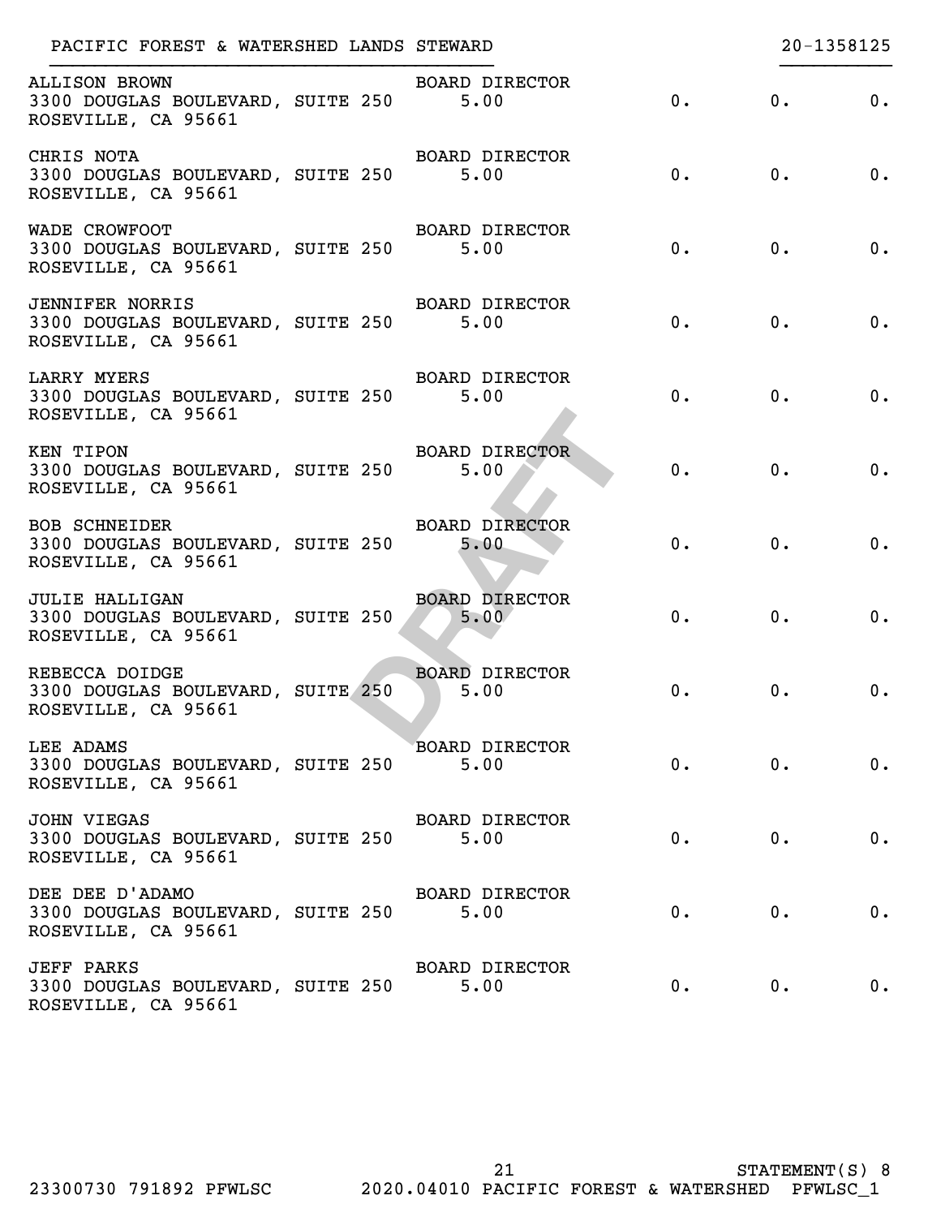PACIFIC FOREST & WATERSHED LANDS STEWARD 20-1358125

| Name and Address | Title and Average Hours | | | |
|---|---|---|---|---|
| ALLISON BROWN<br>3300 DOUGLAS BOULEVARD, SUITE 250<br>ROSEVILLE, CA 95661 | BOARD DIRECTOR<br>5.00 | 0. | 0. | 0. |
| CHRIS NOTA<br>3300 DOUGLAS BOULEVARD, SUITE 250<br>ROSEVILLE, CA 95661 | BOARD DIRECTOR<br>5.00 | 0. | 0. | 0. |
| WADE CROWFOOT<br>3300 DOUGLAS BOULEVARD, SUITE 250<br>ROSEVILLE, CA 95661 | BOARD DIRECTOR<br>5.00 | 0. | 0. | 0. |
| JENNIFER NORRIS<br>3300 DOUGLAS BOULEVARD, SUITE 250<br>ROSEVILLE, CA 95661 | BOARD DIRECTOR<br>5.00 | 0. | 0. | 0. |
| LARRY MYERS<br>3300 DOUGLAS BOULEVARD, SUITE 250<br>ROSEVILLE, CA 95661 | BOARD DIRECTOR<br>5.00 | 0. | 0. | 0. |
| KEN TIPON<br>3300 DOUGLAS BOULEVARD, SUITE 250<br>ROSEVILLE, CA 95661 | BOARD DIRECTOR<br>5.00 | 0. | 0. | 0. |
| BOB SCHNEIDER<br>3300 DOUGLAS BOULEVARD, SUITE 250<br>ROSEVILLE, CA 95661 | BOARD DIRECTOR<br>5.00 | 0. | 0. | 0. |
| JULIE HALLIGAN<br>3300 DOUGLAS BOULEVARD, SUITE 250<br>ROSEVILLE, CA 95661 | BOARD DIRECTOR<br>5.00 | 0. | 0. | 0. |
| REBECCA DOIDGE<br>3300 DOUGLAS BOULEVARD, SUITE 250<br>ROSEVILLE, CA 95661 | BOARD DIRECTOR<br>5.00 | 0. | 0. | 0. |
| LEE ADAMS<br>3300 DOUGLAS BOULEVARD, SUITE 250<br>ROSEVILLE, CA 95661 | BOARD DIRECTOR<br>5.00 | 0. | 0. | 0. |
| JOHN VIEGAS<br>3300 DOUGLAS BOULEVARD, SUITE 250<br>ROSEVILLE, CA 95661 | BOARD DIRECTOR<br>5.00 | 0. | 0. | 0. |
| DEE DEE D'ADAMO<br>3300 DOUGLAS BOULEVARD, SUITE 250<br>ROSEVILLE, CA 95661 | BOARD DIRECTOR<br>5.00 | 0. | 0. | 0. |
| JEFF PARKS<br>3300 DOUGLAS BOULEVARD, SUITE 250<br>ROSEVILLE, CA 95661 | BOARD DIRECTOR<br>5.00 | 0. | 0. | 0. |

DRAFT

STATEMENT(S) 8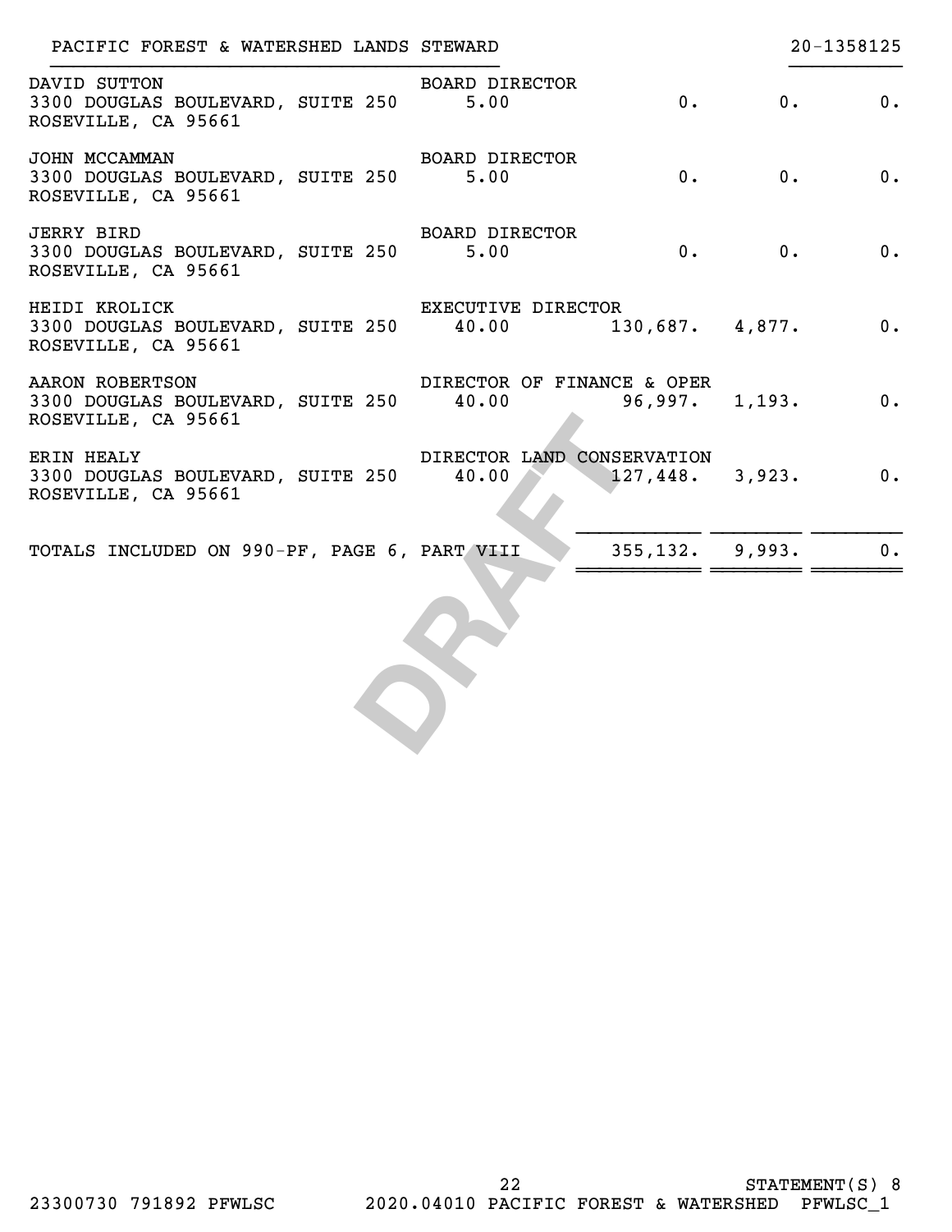PACIFIC FOREST & WATERSHED LANDS STEWARD 20-1358125

| Name and Address | Title and Avg Hrs Per Week | Compensation | Employee Benefit Plan Contrib | Expense Account |
|---|---|---|---|---|
| DAVID SUTTON<br>3300 DOUGLAS BOULEVARD, SUITE 250<br>ROSEVILLE, CA 95661 | BOARD DIRECTOR<br>5.00 | 0. | 0. | 0. |
| JOHN MCCAMMAN<br>3300 DOUGLAS BOULEVARD, SUITE 250<br>ROSEVILLE, CA 95661 | BOARD DIRECTOR<br>5.00 | 0. | 0. | 0. |
| JERRY BIRD<br>3300 DOUGLAS BOULEVARD, SUITE 250<br>ROSEVILLE, CA 95661 | BOARD DIRECTOR<br>5.00 | 0. | 0. | 0. |
| HEIDI KROLICK<br>3300 DOUGLAS BOULEVARD, SUITE 250<br>ROSEVILLE, CA 95661 | EXECUTIVE DIRECTOR<br>40.00 | 130,687. | 4,877. | 0. |
| AARON ROBERTSON<br>3300 DOUGLAS BOULEVARD, SUITE 250<br>ROSEVILLE, CA 95661 | DIRECTOR OF FINANCE & OPER<br>40.00 | 96,997. | 1,193. | 0. |
| ERIN HEALY<br>3300 DOUGLAS BOULEVARD, SUITE 250<br>ROSEVILLE, CA 95661 | DIRECTOR LAND CONSERVATION<br>40.00 | 127,448. | 3,923. | 0. |
| TOTALS INCLUDED ON 990-PF, PAGE 6, PART VIII | | 355,132. | 9,993. | 0. |

DRAFT

STATEMENT(S) 8

23300730 791892 PFWLSC 2020.04010 PACIFIC FOREST & WATERSHED PFWLSC_1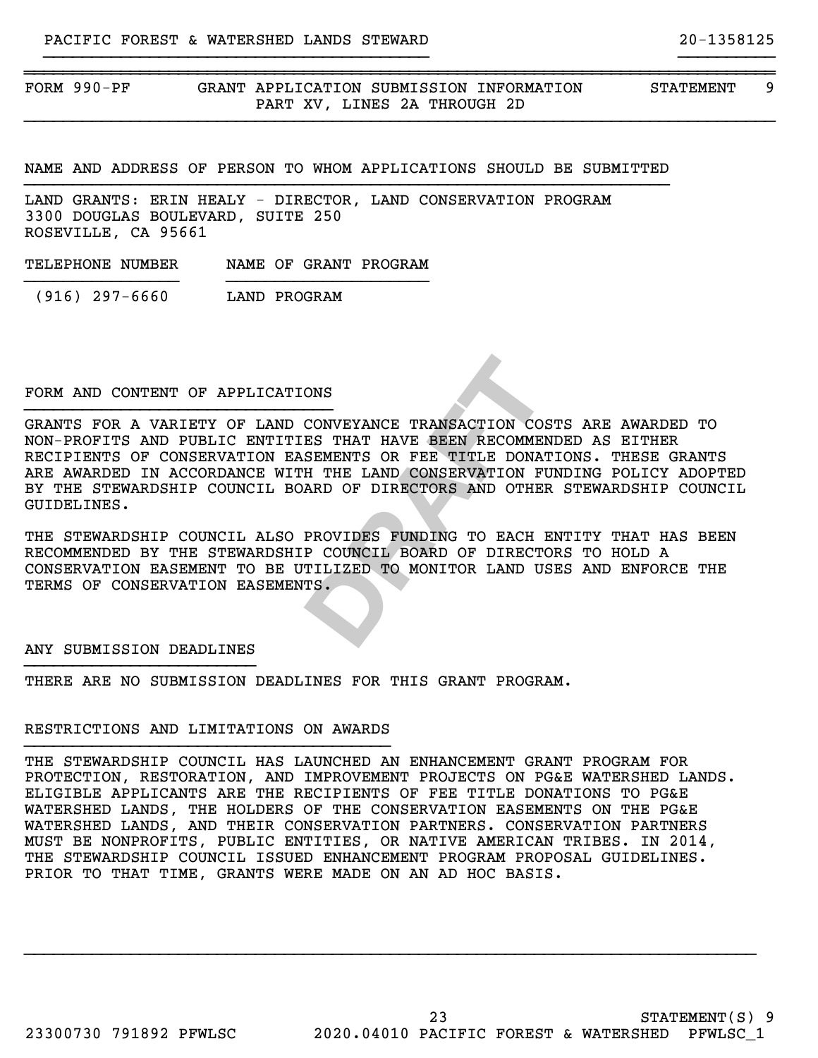PACIFIC FOREST & WATERSHED LANDS STEWARD 20-1358125

FORM 990-PF GRANT APPLICATION SUBMISSION INFORMATION STATEMENT 9
PART XV, LINES 2A THROUGH 2D

NAME AND ADDRESS OF PERSON TO WHOM APPLICATIONS SHOULD BE SUBMITTED

LAND GRANTS: ERIN HEALY - DIRECTOR, LAND CONSERVATION PROGRAM
3300 DOUGLAS BOULEVARD, SUITE 250
ROSEVILLE, CA 95661

| TELEPHONE NUMBER | NAME OF GRANT PROGRAM |
|---|---|
| (916) 297-6660 | LAND PROGRAM |

FORM AND CONTENT OF APPLICATIONS

GRANTS FOR A VARIETY OF LAND CONVEYANCE TRANSACTION COSTS ARE AWARDED TO NON-PROFITS AND PUBLIC ENTITIES THAT HAVE BEEN RECOMMENDED AS EITHER RECIPIENTS OF CONSERVATION EASEMENTS OR FEE TITLE DONATIONS. THESE GRANTS ARE AWARDED IN ACCORDANCE WITH THE LAND CONSERVATION FUNDING POLICY ADOPTED BY THE STEWARDSHIP COUNCIL BOARD OF DIRECTORS AND OTHER STEWARDSHIP COUNCIL GUIDELINES.

THE STEWARDSHIP COUNCIL ALSO PROVIDES FUNDING TO EACH ENTITY THAT HAS BEEN RECOMMENDED BY THE STEWARDSHIP COUNCIL BOARD OF DIRECTORS TO HOLD A CONSERVATION EASEMENT TO BE UTILIZED TO MONITOR LAND USES AND ENFORCE THE TERMS OF CONSERVATION EASEMENTS.

ANY SUBMISSION DEADLINES

THERE ARE NO SUBMISSION DEADLINES FOR THIS GRANT PROGRAM.

RESTRICTIONS AND LIMITATIONS ON AWARDS

THE STEWARDSHIP COUNCIL HAS LAUNCHED AN ENHANCEMENT GRANT PROGRAM FOR PROTECTION, RESTORATION, AND IMPROVEMENT PROJECTS ON PG&E WATERSHED LANDS. ELIGIBLE APPLICANTS ARE THE RECIPIENTS OF FEE TITLE DONATIONS TO PG&E WATERSHED LANDS, THE HOLDERS OF THE CONSERVATION EASEMENTS ON THE PG&E WATERSHED LANDS, AND THEIR CONSERVATION PARTNERS. CONSERVATION PARTNERS MUST BE NONPROFITS, PUBLIC ENTITIES, OR NATIVE AMERICAN TRIBES. IN 2014, THE STEWARDSHIP COUNCIL ISSUED ENHANCEMENT PROGRAM PROPOSAL GUIDELINES. PRIOR TO THAT TIME, GRANTS WERE MADE ON AN AD HOC BASIS.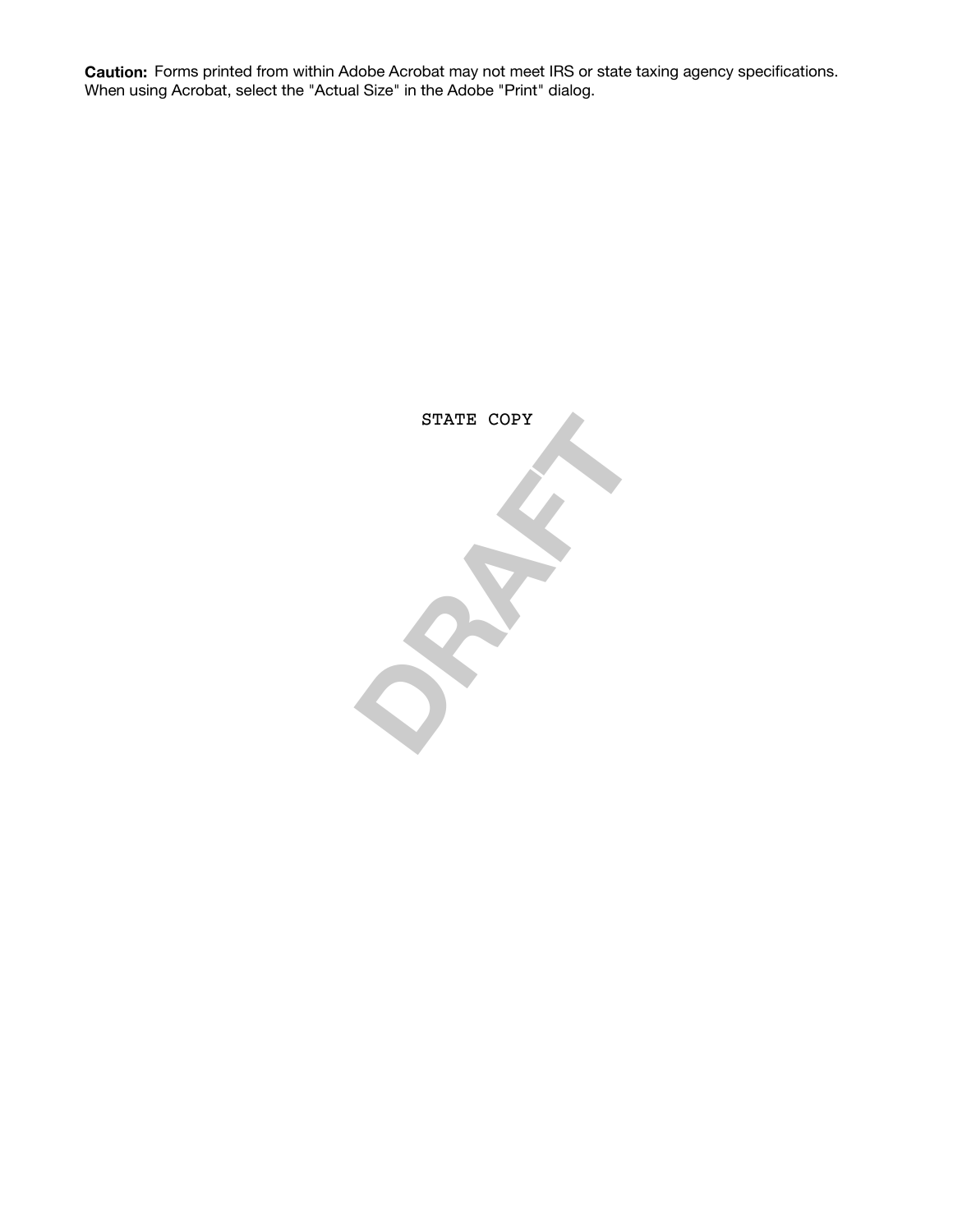**Caution:** Forms printed from within Adobe Acrobat may not meet IRS or state taxing agency specifications. When using Acrobat, select the "Actual Size" in the Adobe "Print" dialog.

STATE COPY

DRAFT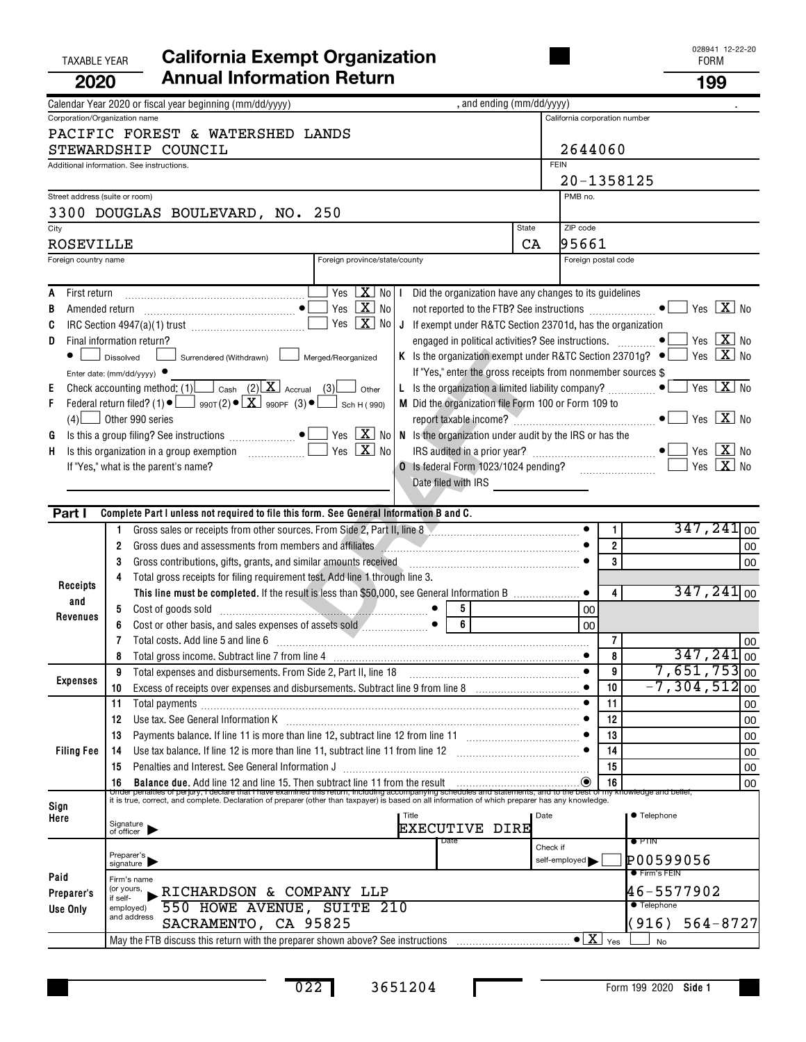TAXABLE YEAR **2020**

# California Exempt Organization Annual Information Return

028941 12-22-20

FORM **199**

Calendar Year 2020 or fiscal year beginning (mm/dd/yyyy) , and ending (mm/dd/yyyy) .

| Corporation/Organization name | California corporation number |
|---|---|
| PACIFIC FOREST & WATERSHED LANDS STEWARDSHIP COUNCIL | 2644060 |
| Additional information. See instructions. | FEIN 20-1358125 |
| Street address (suite or room): 3300 DOUGLAS BOULEVARD, NO. 250 | PMB no. |
| City: ROSEVILLE / State: CA | ZIP code: 95661 |
| Foreign country name / Foreign province/state/county | Foreign postal code |

A First return ... Yes [ ] No [X]

B Amended return ... Yes [ ] No [X]

C IRC Section 4947(a)(1) trust ... Yes [ ] No [X]

D Final information return? [ ] Dissolved [ ] Surrendered (Withdrawn) [ ] Merged/Reorganized

Enter date: (mm/dd/yyyy)

E Check accounting method: (1) [ ] Cash (2) [X] Accrual (3) [ ] Other

F Federal return filed? (1) [ ] 990T (2) [X] 990PF (3) [ ] Sch H (990) (4) [ ] Other 990 series

G Is this a group filing? See instructions ... Yes [ ] No [X]

H Is this organization in a group exemption ... Yes [ ] No [X]

If "Yes," what is the parent's name?

I Did the organization have any changes to its guidelines not reported to the FTB? See instructions ... Yes [ ] No [X]

J If exempt under R&TC Section 23701d, has the organization engaged in political activities? See instructions. ... Yes [ ] No [X]

K Is the organization exempt under R&TC Section 23701g? ... Yes [ ] No [X]

If "Yes," enter the gross receipts from nonmember sources $

L Is the organization a limited liability company? ... Yes [ ] No [X]

M Did the organization file Form 100 or Form 109 to report taxable income? ... Yes [ ] No [X]

N Is the organization under audit by the IRS or has the IRS audited in a prior year? ... Yes [ ] No [X]

O Is federal Form 1023/1024 pending? ... Yes [ ] No [X]

Date filed with IRS

## Part I Complete Part I unless not required to file this form. See General Information B and C.

| Section | Line | Description | Box | Amount |
|---|---|---|---|---|
| Receipts and Revenues | 1 | Gross sales or receipts from other sources. From Side 2, Part II, line 8 | 1 | 347,241 00 |
| | 2 | Gross dues and assessments from members and affiliates | 2 | 00 |
| | 3 | Gross contributions, gifts, grants, and similar amounts received | 3 | 00 |
| | 4 | Total gross receipts for filing requirement test. Add line 1 through line 3. **This line must be completed.** If the result is less than $50,000, see General Information B | 4 | 347,241 00 |
| | 5 | Cost of goods sold — 5: 00 | | |
| | 6 | Cost or other basis, and sales expenses of assets sold — 6: 00 | | |
| | 7 | Total costs. Add line 5 and line 6 | 7 | 00 |
| | 8 | Total gross income. Subtract line 7 from line 4 | 8 | 347,241 00 |
| Expenses | 9 | Total expenses and disbursements. From Side 2, Part II, line 18 | 9 | 7,651,753 00 |
| | 10 | Excess of receipts over expenses and disbursements. Subtract line 9 from line 8 | 10 | -7,304,512 00 |
| Filing Fee | 11 | Total payments | 11 | 00 |
| | 12 | Use tax. See General Information K | 12 | 00 |
| | 13 | Payments balance. If line 11 is more than line 12, subtract line 12 from line 11 | 13 | 00 |
| | 14 | Use tax balance. If line 12 is more than line 11, subtract line 11 from line 12 | 14 | 00 |
| | 15 | Penalties and Interest. See General Information J | 15 | 00 |
| | 16 | **Balance due.** Add line 12 and line 15. Then subtract line 11 from the result | 16 | 00 |

**Sign Here**

Under penalties of perjury, I declare that I have examined this return, including accompanying schedules and statements, and to the best of my knowledge and belief, it is true, correct, and complete. Declaration of preparer (other than taxpayer) is based on all information of which preparer has any knowledge.

Signature of officer | Title: EXECUTIVE DIRE | Date | Telephone

**Paid Preparer's Use Only**

Preparer's signature | Date | Check if self-employed [ ] | PTIN: P00599056

Firm's name (or yours, if self-employed) and address: RICHARDSON & COMPANY LLP, 550 HOWE AVENUE, SUITE 210, SACRAMENTO, CA 95825

Firm's FEIN: 46-5577902

Telephone: (916) 564-8727

May the FTB discuss this return with the preparer shown above? See instructions ... [X] Yes [ ] No

022 3651204

Form 199 2020 Side 1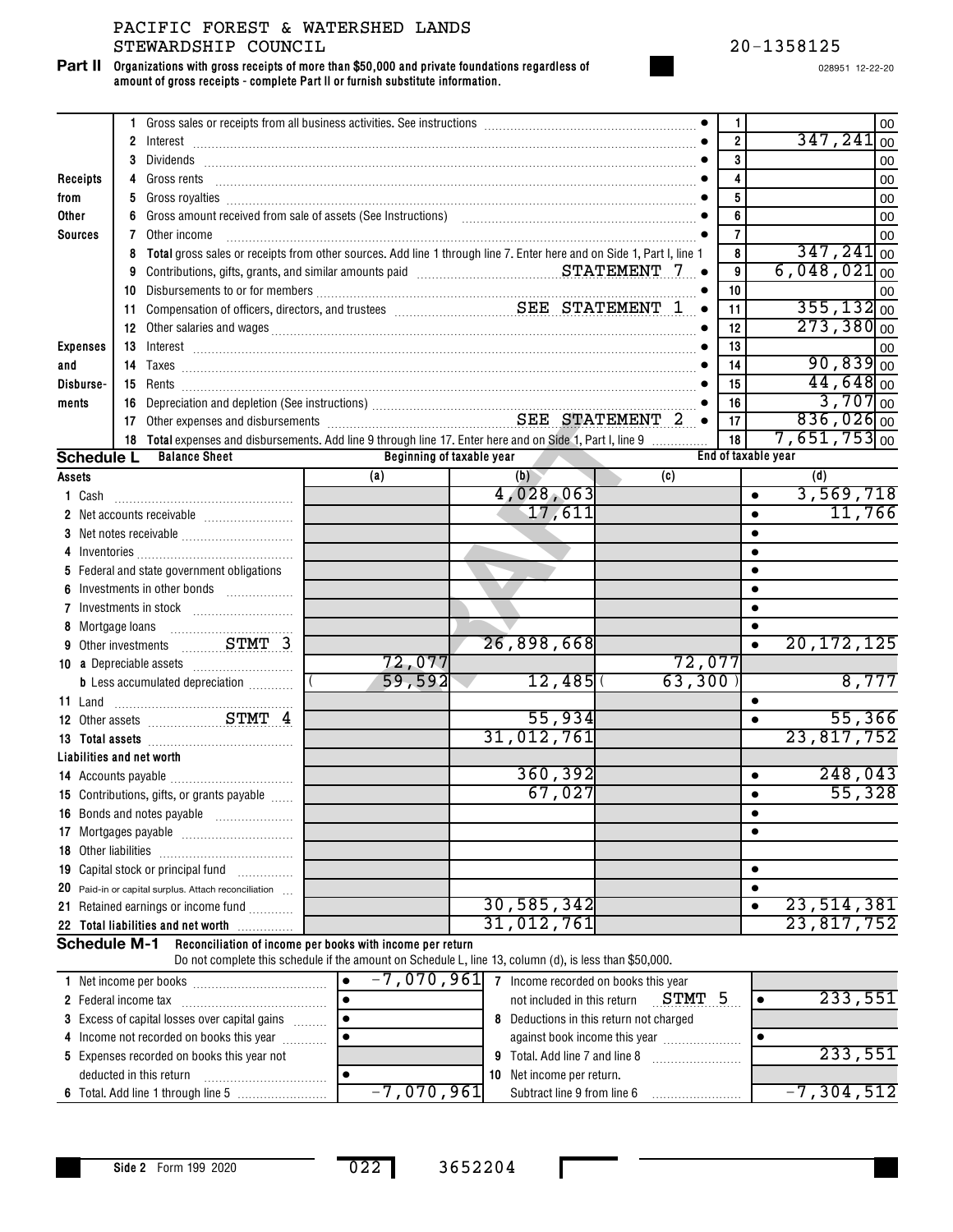PACIFIC FOREST & WATERSHED LANDS STEWARDSHIP COUNCIL

20-1358125

028951 12-22-20

**Part II Organizations with gross receipts of more than $50,000 and private foundations regardless of amount of gross receipts - complete Part II or furnish substitute information.**

| Section | Line | Description | Line No. | Amount |
|---|---|---|---|---|
| Receipts from Other Sources | 1 | Gross sales or receipts from all business activities. See instructions | 1 | 00 |
| | 2 | Interest | 2 | 347,241 00 |
| | 3 | Dividends | 3 | 00 |
| | 4 | Gross rents | 4 | 00 |
| | 5 | Gross royalties | 5 | 00 |
| | 6 | Gross amount received from sale of assets (See Instructions) | 6 | 00 |
| | 7 | Other income | 7 | 00 |
| | 8 | **Total** gross sales or receipts from other sources. Add line 1 through line 7. Enter here and on Side 1, Part I, line 1 | 8 | 347,241 00 |
| Expenses and Disbursements | 9 | Contributions, gifts, grants, and similar amounts paid STATEMENT 7 | 9 | 6,048,021 00 |
| | 10 | Disbursements to or for members | 10 | 00 |
| | 11 | Compensation of officers, directors, and trustees SEE STATEMENT 1 | 11 | 355,132 00 |
| | 12 | Other salaries and wages | 12 | 273,380 00 |
| | 13 | Interest | 13 | 00 |
| | 14 | Taxes | 14 | 90,839 00 |
| | 15 | Rents | 15 | 44,648 00 |
| | 16 | Depreciation and depletion (See instructions) | 16 | 3,707 00 |
| | 17 | Other expenses and disbursements SEE STATEMENT 2 | 17 | 836,026 00 |
| | 18 | **Total** expenses and disbursements. Add line 9 through line 17. Enter here and on Side 1, Part I, line 9 | 18 | 7,651,753 00 |

**Schedule L Balance Sheet**

| | Beginning of taxable year (a) | (b) | End of taxable year (c) | (d) |
|---|---|---|---|---|
| **Assets** | | | | |
| 1 Cash | | 4,028,063 | | 3,569,718 |
| 2 Net accounts receivable | | 17,611 | | 11,766 |
| 3 Net notes receivable | | | | |
| 4 Inventories | | | | |
| 5 Federal and state government obligations | | | | |
| 6 Investments in other bonds | | | | |
| 7 Investments in stock | | | | |
| 8 Mortgage loans | | | | |
| 9 Other investments STMT 3 | | 26,898,668 | | 20,172,125 |
| 10 a Depreciable assets | 72,077 | | 72,077 | |
| b Less accumulated depreciation | ( 59,592 ) | 12,485 | ( 63,300 ) | 8,777 |
| 11 Land | | | | |
| 12 Other assets STMT 4 | | 55,934 | | 55,366 |
| 13 **Total assets** | | 31,012,761 | | 23,817,752 |
| **Liabilities and net worth** | | | | |
| 14 Accounts payable | | 360,392 | | 248,043 |
| 15 Contributions, gifts, or grants payable | | 67,027 | | 55,328 |
| 16 Bonds and notes payable | | | | |
| 17 Mortgages payable | | | | |
| 18 Other liabilities | | | | |
| 19 Capital stock or principal fund | | | | |
| 20 Paid-in or capital surplus. Attach reconciliation | | | | |
| 21 Retained earnings or income fund | | 30,585,342 | | 23,514,381 |
| 22 **Total liabilities and net worth** | | 31,012,761 | | 23,817,752 |

**Schedule M-1 Reconciliation of income per books with income per return**

Do not complete this schedule if the amount on Schedule L, line 13, column (d), is less than $50,000.

| | | | |
|---|---|---|---|
| 1 Net income per books | -7,070,961 | 7 Income recorded on books this year not included in this return STMT 5 | 233,551 |
| 2 Federal income tax | | 8 Deductions in this return not charged against book income this year | |
| 3 Excess of capital losses over capital gains | | 9 Total. Add line 7 and line 8 | 233,551 |
| 4 Income not recorded on books this year | | 10 Net income per return. Subtract line 9 from line 6 | -7,304,512 |
| 5 Expenses recorded on books this year not deducted in this return | | | |
| 6 Total. Add line 1 through line 5 | -7,070,961 | | |

Side 2 Form 199 2020

022 3652204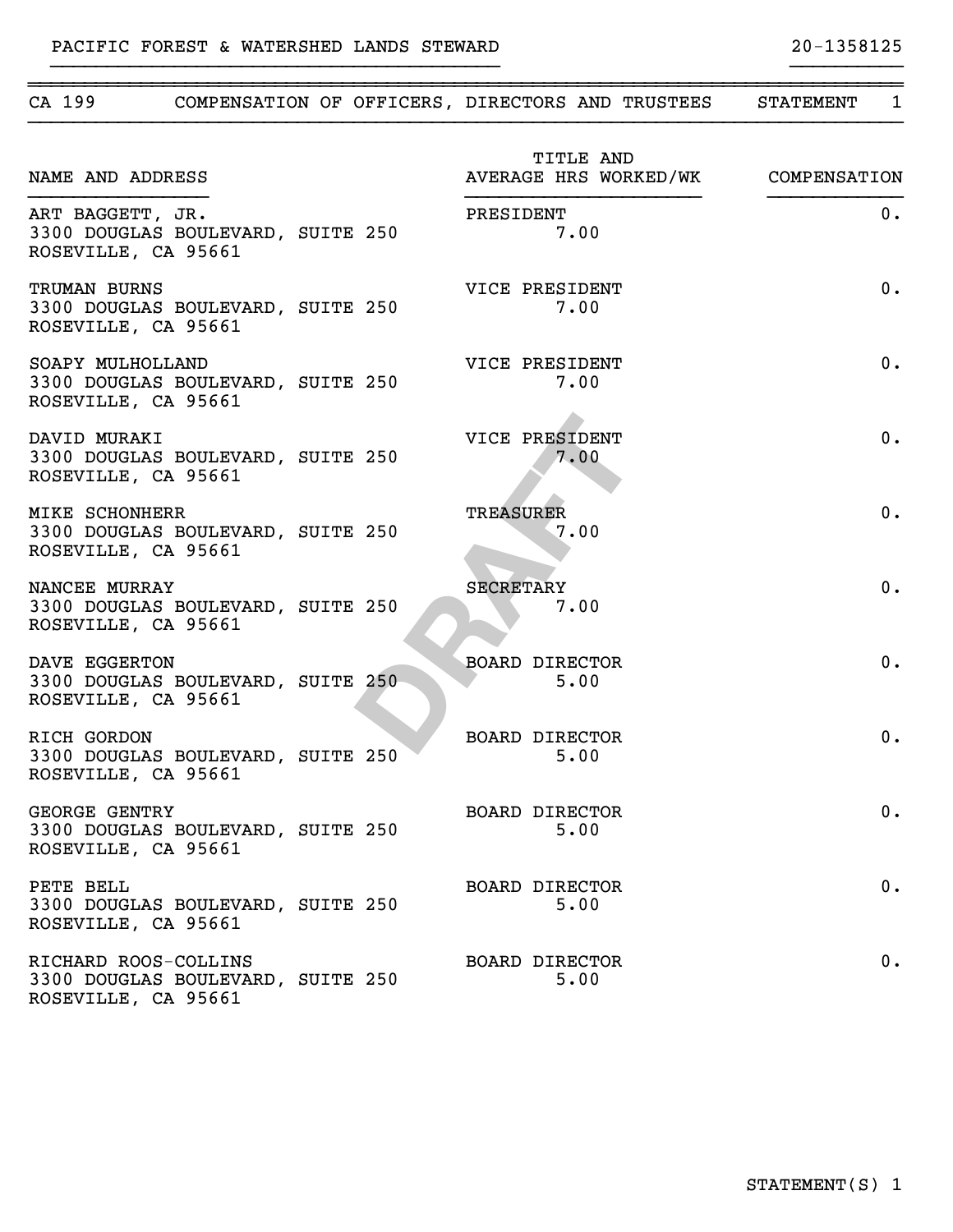PACIFIC FOREST & WATERSHED LANDS STEWARD 20-1358125

## CA 199 COMPENSATION OF OFFICERS, DIRECTORS AND TRUSTEES STATEMENT 1

| NAME AND ADDRESS | TITLE AND AVERAGE HRS WORKED/WK | COMPENSATION |
|---|---|---|
| ART BAGGETT, JR.<br>3300 DOUGLAS BOULEVARD, SUITE 250<br>ROSEVILLE, CA 95661 | PRESIDENT<br>7.00 | 0. |
| TRUMAN BURNS<br>3300 DOUGLAS BOULEVARD, SUITE 250<br>ROSEVILLE, CA 95661 | VICE PRESIDENT<br>7.00 | 0. |
| SOAPY MULHOLLAND<br>3300 DOUGLAS BOULEVARD, SUITE 250<br>ROSEVILLE, CA 95661 | VICE PRESIDENT<br>7.00 | 0. |
| DAVID MURAKI<br>3300 DOUGLAS BOULEVARD, SUITE 250<br>ROSEVILLE, CA 95661 | VICE PRESIDENT<br>7.00 | 0. |
| MIKE SCHONHERR<br>3300 DOUGLAS BOULEVARD, SUITE 250<br>ROSEVILLE, CA 95661 | TREASURER<br>7.00 | 0. |
| NANCEE MURRAY<br>3300 DOUGLAS BOULEVARD, SUITE 250<br>ROSEVILLE, CA 95661 | SECRETARY<br>7.00 | 0. |
| DAVE EGGERTON<br>3300 DOUGLAS BOULEVARD, SUITE 250<br>ROSEVILLE, CA 95661 | BOARD DIRECTOR<br>5.00 | 0. |
| RICH GORDON<br>3300 DOUGLAS BOULEVARD, SUITE 250<br>ROSEVILLE, CA 95661 | BOARD DIRECTOR<br>5.00 | 0. |
| GEORGE GENTRY<br>3300 DOUGLAS BOULEVARD, SUITE 250<br>ROSEVILLE, CA 95661 | BOARD DIRECTOR<br>5.00 | 0. |
| PETE BELL<br>3300 DOUGLAS BOULEVARD, SUITE 250<br>ROSEVILLE, CA 95661 | BOARD DIRECTOR<br>5.00 | 0. |
| RICHARD ROOS-COLLINS<br>3300 DOUGLAS BOULEVARD, SUITE 250<br>ROSEVILLE, CA 95661 | BOARD DIRECTOR<br>5.00 | 0. |

DRAFT

STATEMENT(S) 1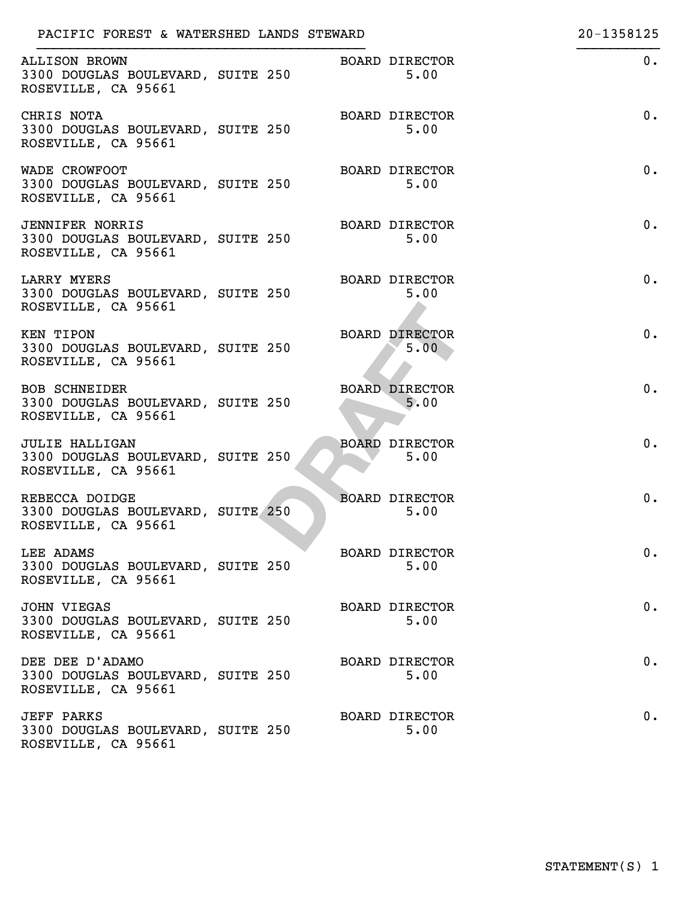PACIFIC FOREST & WATERSHED LANDS STEWARD — 20-1358125

| Name and Address | Title / Hours | Compensation |
|---|---|---|
| ALLISON BROWN<br>3300 DOUGLAS BOULEVARD, SUITE 250<br>ROSEVILLE, CA 95661 | BOARD DIRECTOR<br>5.00 | 0. |
| CHRIS NOTA<br>3300 DOUGLAS BOULEVARD, SUITE 250<br>ROSEVILLE, CA 95661 | BOARD DIRECTOR<br>5.00 | 0. |
| WADE CROWFOOT<br>3300 DOUGLAS BOULEVARD, SUITE 250<br>ROSEVILLE, CA 95661 | BOARD DIRECTOR<br>5.00 | 0. |
| JENNIFER NORRIS<br>3300 DOUGLAS BOULEVARD, SUITE 250<br>ROSEVILLE, CA 95661 | BOARD DIRECTOR<br>5.00 | 0. |
| LARRY MYERS<br>3300 DOUGLAS BOULEVARD, SUITE 250<br>ROSEVILLE, CA 95661 | BOARD DIRECTOR<br>5.00 | 0. |
| KEN TIPON<br>3300 DOUGLAS BOULEVARD, SUITE 250<br>ROSEVILLE, CA 95661 | BOARD DIRECTOR<br>5.00 | 0. |
| BOB SCHNEIDER<br>3300 DOUGLAS BOULEVARD, SUITE 250<br>ROSEVILLE, CA 95661 | BOARD DIRECTOR<br>5.00 | 0. |
| JULIE HALLIGAN<br>3300 DOUGLAS BOULEVARD, SUITE 250<br>ROSEVILLE, CA 95661 | BOARD DIRECTOR<br>5.00 | 0. |
| REBECCA DOIDGE<br>3300 DOUGLAS BOULEVARD, SUITE 250<br>ROSEVILLE, CA 95661 | BOARD DIRECTOR<br>5.00 | 0. |
| LEE ADAMS<br>3300 DOUGLAS BOULEVARD, SUITE 250<br>ROSEVILLE, CA 95661 | BOARD DIRECTOR<br>5.00 | 0. |
| JOHN VIEGAS<br>3300 DOUGLAS BOULEVARD, SUITE 250<br>ROSEVILLE, CA 95661 | BOARD DIRECTOR<br>5.00 | 0. |
| DEE DEE D'ADAMO<br>3300 DOUGLAS BOULEVARD, SUITE 250<br>ROSEVILLE, CA 95661 | BOARD DIRECTOR<br>5.00 | 0. |
| JEFF PARKS<br>3300 DOUGLAS BOULEVARD, SUITE 250<br>ROSEVILLE, CA 95661 | BOARD DIRECTOR<br>5.00 | 0. |

DRAFT

STATEMENT(S) 1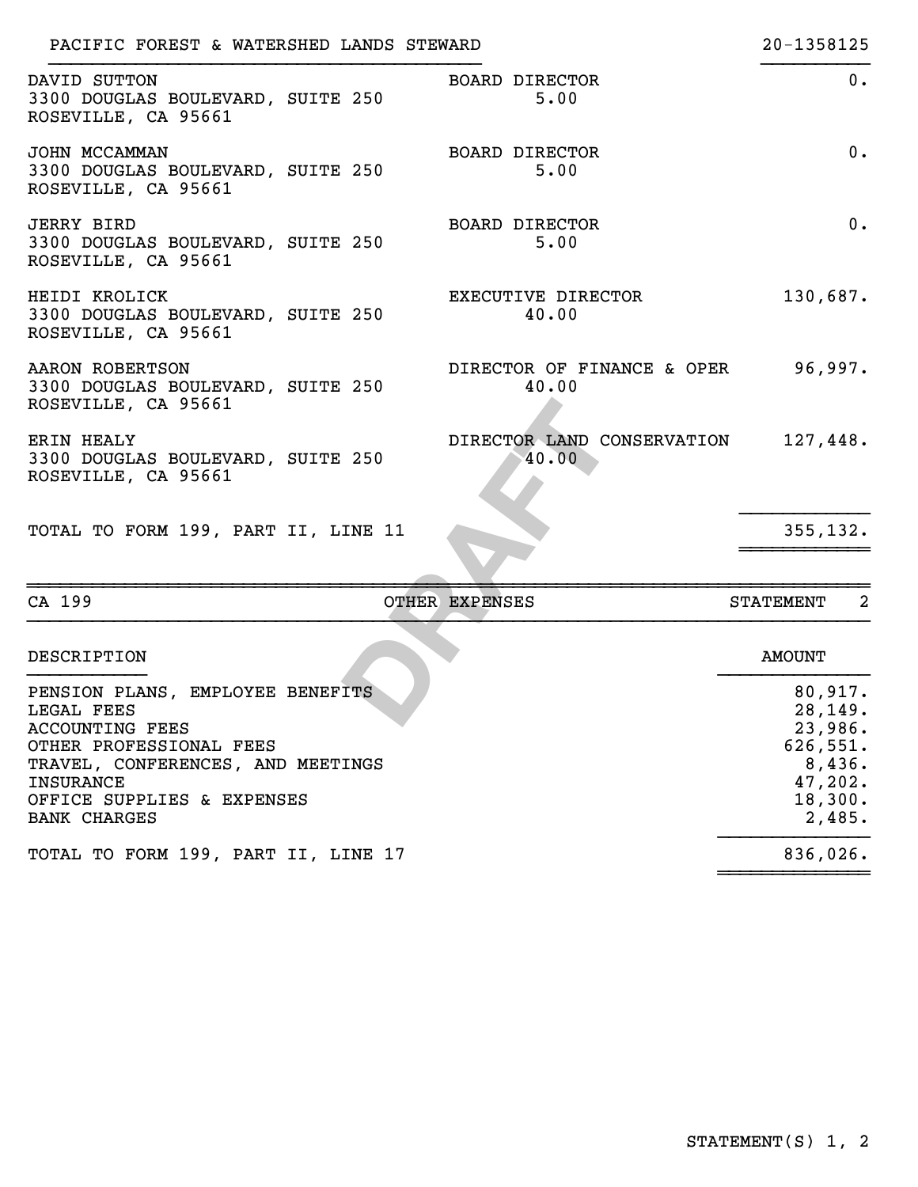PACIFIC FOREST & WATERSHED LANDS STEWARD — 20-1358125

| | | |
|---|---|---|
| DAVID SUTTON<br>3300 DOUGLAS BOULEVARD, SUITE 250<br>ROSEVILLE, CA 95661 | BOARD DIRECTOR<br>5.00 | 0. |
| JOHN MCCAMMAN<br>3300 DOUGLAS BOULEVARD, SUITE 250<br>ROSEVILLE, CA 95661 | BOARD DIRECTOR<br>5.00 | 0. |
| JERRY BIRD<br>3300 DOUGLAS BOULEVARD, SUITE 250<br>ROSEVILLE, CA 95661 | BOARD DIRECTOR<br>5.00 | 0. |
| HEIDI KROLICK<br>3300 DOUGLAS BOULEVARD, SUITE 250<br>ROSEVILLE, CA 95661 | EXECUTIVE DIRECTOR<br>40.00 | 130,687. |
| AARON ROBERTSON<br>3300 DOUGLAS BOULEVARD, SUITE 250<br>ROSEVILLE, CA 95661 | DIRECTOR OF FINANCE & OPER<br>40.00 | 96,997. |
| ERIN HEALY<br>3300 DOUGLAS BOULEVARD, SUITE 250<br>ROSEVILLE, CA 95661 | DIRECTOR LAND CONSERVATION<br>40.00 | 127,448. |
| TOTAL TO FORM 199, PART II, LINE 11 | | 355,132. |

CA 199 — OTHER EXPENSES — STATEMENT 2

| DESCRIPTION | AMOUNT |
|---|---|
| PENSION PLANS, EMPLOYEE BENEFITS | 80,917. |
| LEGAL FEES | 28,149. |
| ACCOUNTING FEES | 23,986. |
| OTHER PROFESSIONAL FEES | 626,551. |
| TRAVEL, CONFERENCES, AND MEETINGS | 8,436. |
| INSURANCE | 47,202. |
| OFFICE SUPPLIES & EXPENSES | 18,300. |
| BANK CHARGES | 2,485. |
| TOTAL TO FORM 199, PART II, LINE 17 | 836,026. |

STATEMENT(S) 1, 2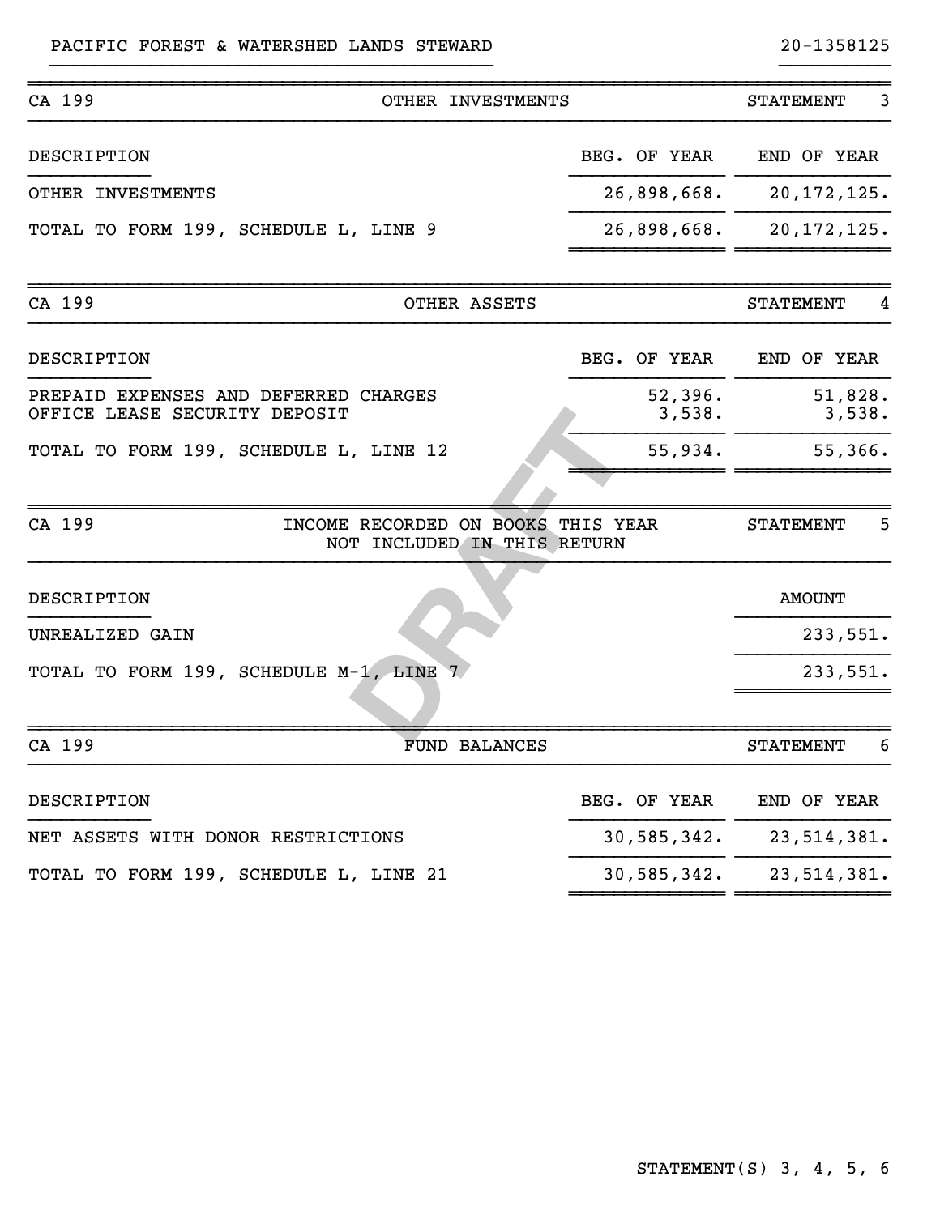PACIFIC FOREST & WATERSHED LANDS STEWARD 20-1358125

| CA 199 | OTHER INVESTMENTS | STATEMENT 3 |
|---|---|---|
| DESCRIPTION | BEG. OF YEAR | END OF YEAR |
| OTHER INVESTMENTS | 26,898,668. | 20,172,125. |
| TOTAL TO FORM 199, SCHEDULE L, LINE 9 | 26,898,668. | 20,172,125. |

| CA 199 | OTHER ASSETS | STATEMENT 4 |
|---|---|---|
| DESCRIPTION | BEG. OF YEAR | END OF YEAR |
| PREPAID EXPENSES AND DEFERRED CHARGES | 52,396. | 51,828. |
| OFFICE LEASE SECURITY DEPOSIT | 3,538. | 3,538. |
| TOTAL TO FORM 199, SCHEDULE L, LINE 12 | 55,934. | 55,366. |

| CA 199 | INCOME RECORDED ON BOOKS THIS YEAR NOT INCLUDED IN THIS RETURN | STATEMENT 5 |
|---|---|---|
| DESCRIPTION | | AMOUNT |
| UNREALIZED GAIN | | 233,551. |
| TOTAL TO FORM 199, SCHEDULE M-1, LINE 7 | | 233,551. |

| CA 199 | FUND BALANCES | STATEMENT 6 |
|---|---|---|
| DESCRIPTION | BEG. OF YEAR | END OF YEAR |
| NET ASSETS WITH DONOR RESTRICTIONS | 30,585,342. | 23,514,381. |
| TOTAL TO FORM 199, SCHEDULE L, LINE 21 | 30,585,342. | 23,514,381. |

STATEMENT(S) 3, 4, 5, 6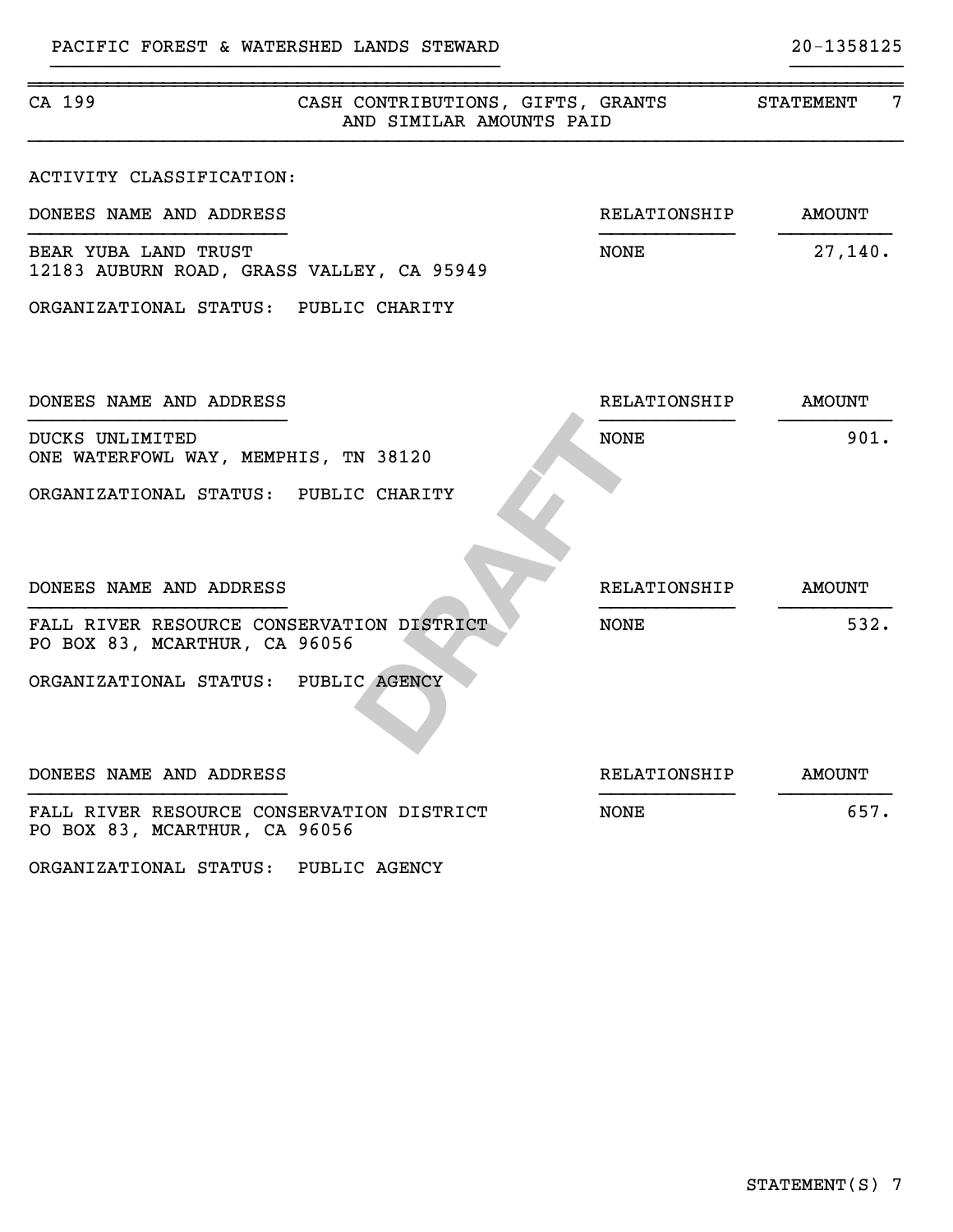PACIFIC FOREST & WATERSHED LANDS STEWARD 20-1358125

CA 199 — CASH CONTRIBUTIONS, GIFTS, GRANTS AND SIMILAR AMOUNTS PAID — STATEMENT 7

ACTIVITY CLASSIFICATION:

| DONEES NAME AND ADDRESS | RELATIONSHIP | AMOUNT |
|---|---|---|
| BEAR YUBA LAND TRUST<br>12183 AUBURN ROAD, GRASS VALLEY, CA 95949 | NONE | 27,140. |

ORGANIZATIONAL STATUS: PUBLIC CHARITY

| DONEES NAME AND ADDRESS | RELATIONSHIP | AMOUNT |
|---|---|---|
| DUCKS UNLIMITED<br>ONE WATERFOWL WAY, MEMPHIS, TN 38120 | NONE | 901. |

ORGANIZATIONAL STATUS: PUBLIC CHARITY

| DONEES NAME AND ADDRESS | RELATIONSHIP | AMOUNT |
|---|---|---|
| FALL RIVER RESOURCE CONSERVATION DISTRICT<br>PO BOX 83, MCARTHUR, CA 96056 | NONE | 532. |

ORGANIZATIONAL STATUS: PUBLIC AGENCY

| DONEES NAME AND ADDRESS | RELATIONSHIP | AMOUNT |
|---|---|---|
| FALL RIVER RESOURCE CONSERVATION DISTRICT<br>PO BOX 83, MCARTHUR, CA 96056 | NONE | 657. |

ORGANIZATIONAL STATUS: PUBLIC AGENCY

DRAFT

STATEMENT(S) 7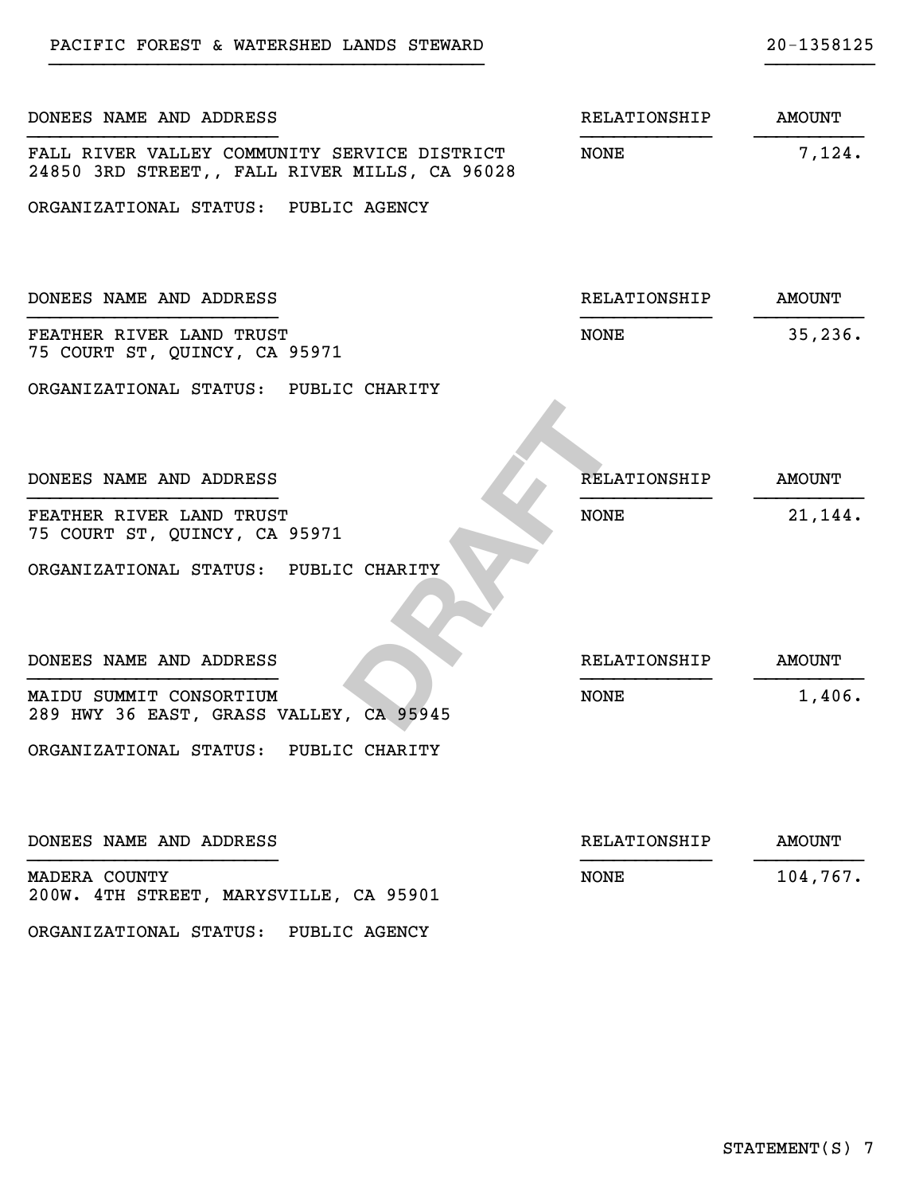PACIFIC FOREST & WATERSHED LANDS STEWARD 20-1358125

| DONEES NAME AND ADDRESS | RELATIONSHIP | AMOUNT |
|---|---|---|
| FALL RIVER VALLEY COMMUNITY SERVICE DISTRICT<br>24850 3RD STREET,, FALL RIVER MILLS, CA 96028 | NONE | 7,124. |

ORGANIZATIONAL STATUS: PUBLIC AGENCY

| DONEES NAME AND ADDRESS | RELATIONSHIP | AMOUNT |
|---|---|---|
| FEATHER RIVER LAND TRUST<br>75 COURT ST, QUINCY, CA 95971 | NONE | 35,236. |

ORGANIZATIONAL STATUS: PUBLIC CHARITY

| DONEES NAME AND ADDRESS | RELATIONSHIP | AMOUNT |
|---|---|---|
| FEATHER RIVER LAND TRUST<br>75 COURT ST, QUINCY, CA 95971 | NONE | 21,144. |

ORGANIZATIONAL STATUS: PUBLIC CHARITY

| DONEES NAME AND ADDRESS | RELATIONSHIP | AMOUNT |
|---|---|---|
| MAIDU SUMMIT CONSORTIUM<br>289 HWY 36 EAST, GRASS VALLEY, CA 95945 | NONE | 1,406. |

ORGANIZATIONAL STATUS: PUBLIC CHARITY

| DONEES NAME AND ADDRESS | RELATIONSHIP | AMOUNT |
|---|---|---|
| MADERA COUNTY<br>200W. 4TH STREET, MARYSVILLE, CA 95901 | NONE | 104,767. |

ORGANIZATIONAL STATUS: PUBLIC AGENCY

STATEMENT(S) 7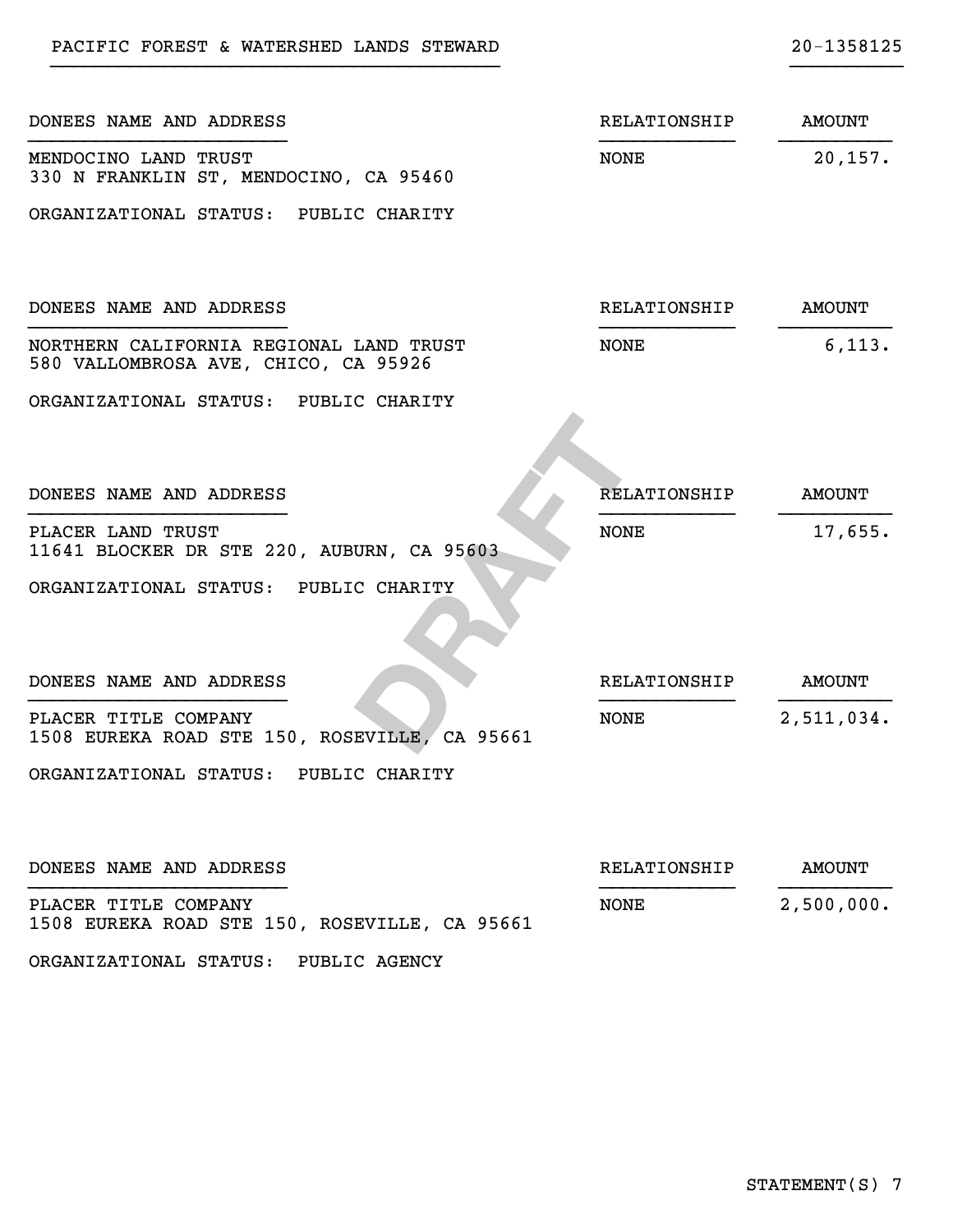PACIFIC FOREST & WATERSHED LANDS STEWARD 20-1358125

| DONEES NAME AND ADDRESS | RELATIONSHIP | AMOUNT |
|---|---|---|
| MENDOCINO LAND TRUST<br>330 N FRANKLIN ST, MENDOCINO, CA 95460 | NONE | 20,157. |

ORGANIZATIONAL STATUS: PUBLIC CHARITY

| DONEES NAME AND ADDRESS | RELATIONSHIP | AMOUNT |
|---|---|---|
| NORTHERN CALIFORNIA REGIONAL LAND TRUST<br>580 VALLOMBROSA AVE, CHICO, CA 95926 | NONE | 6,113. |

ORGANIZATIONAL STATUS: PUBLIC CHARITY

| DONEES NAME AND ADDRESS | RELATIONSHIP | AMOUNT |
|---|---|---|
| PLACER LAND TRUST<br>11641 BLOCKER DR STE 220, AUBURN, CA 95603 | NONE | 17,655. |

ORGANIZATIONAL STATUS: PUBLIC CHARITY

| DONEES NAME AND ADDRESS | RELATIONSHIP | AMOUNT |
|---|---|---|
| PLACER TITLE COMPANY<br>1508 EUREKA ROAD STE 150, ROSEVILLE, CA 95661 | NONE | 2,511,034. |

ORGANIZATIONAL STATUS: PUBLIC CHARITY

| DONEES NAME AND ADDRESS | RELATIONSHIP | AMOUNT |
|---|---|---|
| PLACER TITLE COMPANY<br>1508 EUREKA ROAD STE 150, ROSEVILLE, CA 95661 | NONE | 2,500,000. |

ORGANIZATIONAL STATUS: PUBLIC AGENCY

STATEMENT(S) 7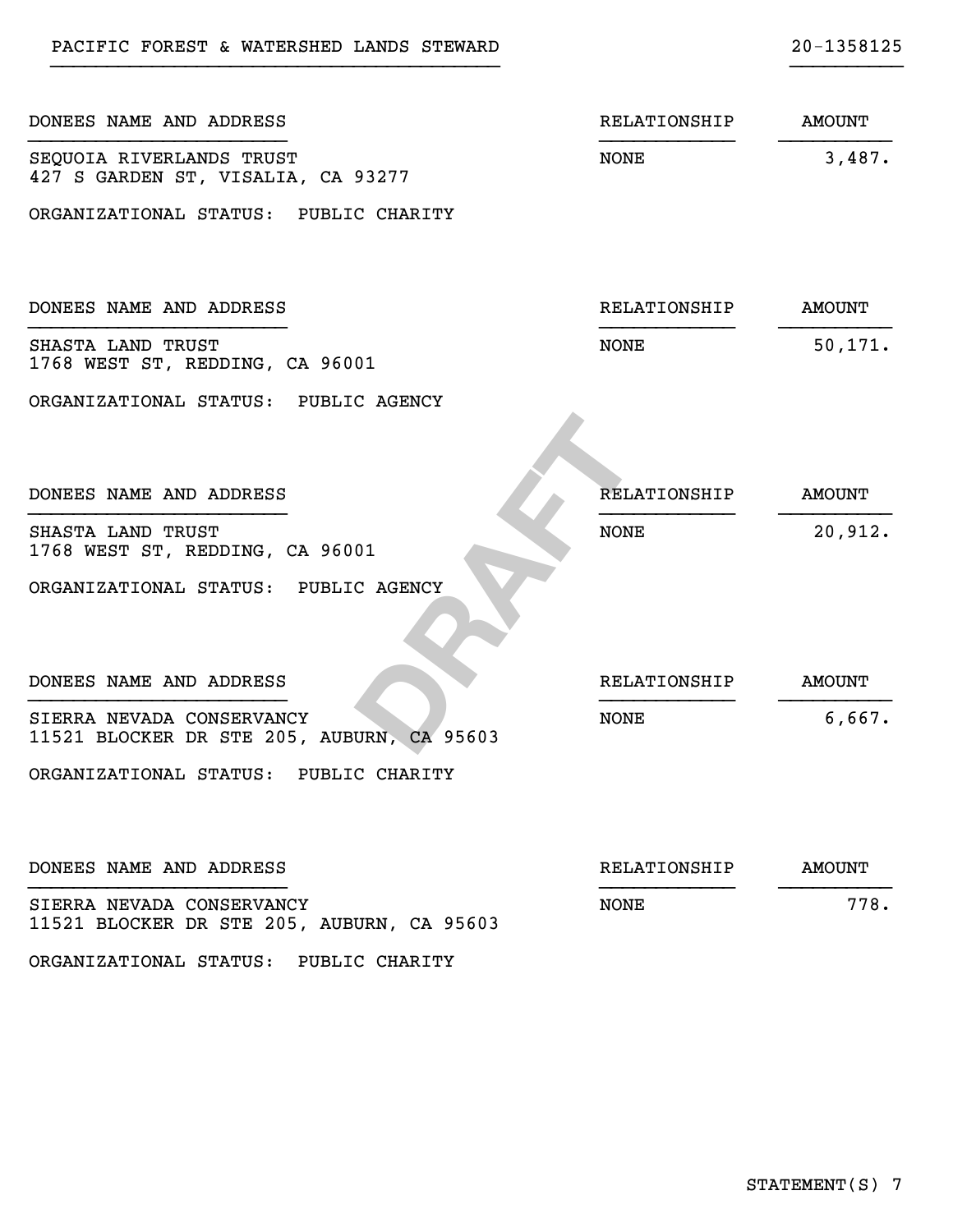PACIFIC FOREST & WATERSHED LANDS STEWARD 20-1358125

| DONEES NAME AND ADDRESS | RELATIONSHIP | AMOUNT |
|---|---|---|
| SEQUOIA RIVERLANDS TRUST<br>427 S GARDEN ST, VISALIA, CA 93277 | NONE | 3,487. |

ORGANIZATIONAL STATUS: PUBLIC CHARITY

| DONEES NAME AND ADDRESS | RELATIONSHIP | AMOUNT |
|---|---|---|
| SHASTA LAND TRUST<br>1768 WEST ST, REDDING, CA 96001 | NONE | 50,171. |

ORGANIZATIONAL STATUS: PUBLIC AGENCY

| DONEES NAME AND ADDRESS | RELATIONSHIP | AMOUNT |
|---|---|---|
| SHASTA LAND TRUST<br>1768 WEST ST, REDDING, CA 96001 | NONE | 20,912. |

ORGANIZATIONAL STATUS: PUBLIC AGENCY

| DONEES NAME AND ADDRESS | RELATIONSHIP | AMOUNT |
|---|---|---|
| SIERRA NEVADA CONSERVANCY<br>11521 BLOCKER DR STE 205, AUBURN, CA 95603 | NONE | 6,667. |

ORGANIZATIONAL STATUS: PUBLIC CHARITY

| DONEES NAME AND ADDRESS | RELATIONSHIP | AMOUNT |
|---|---|---|
| SIERRA NEVADA CONSERVANCY<br>11521 BLOCKER DR STE 205, AUBURN, CA 95603 | NONE | 778. |

ORGANIZATIONAL STATUS: PUBLIC CHARITY

STATEMENT(S) 7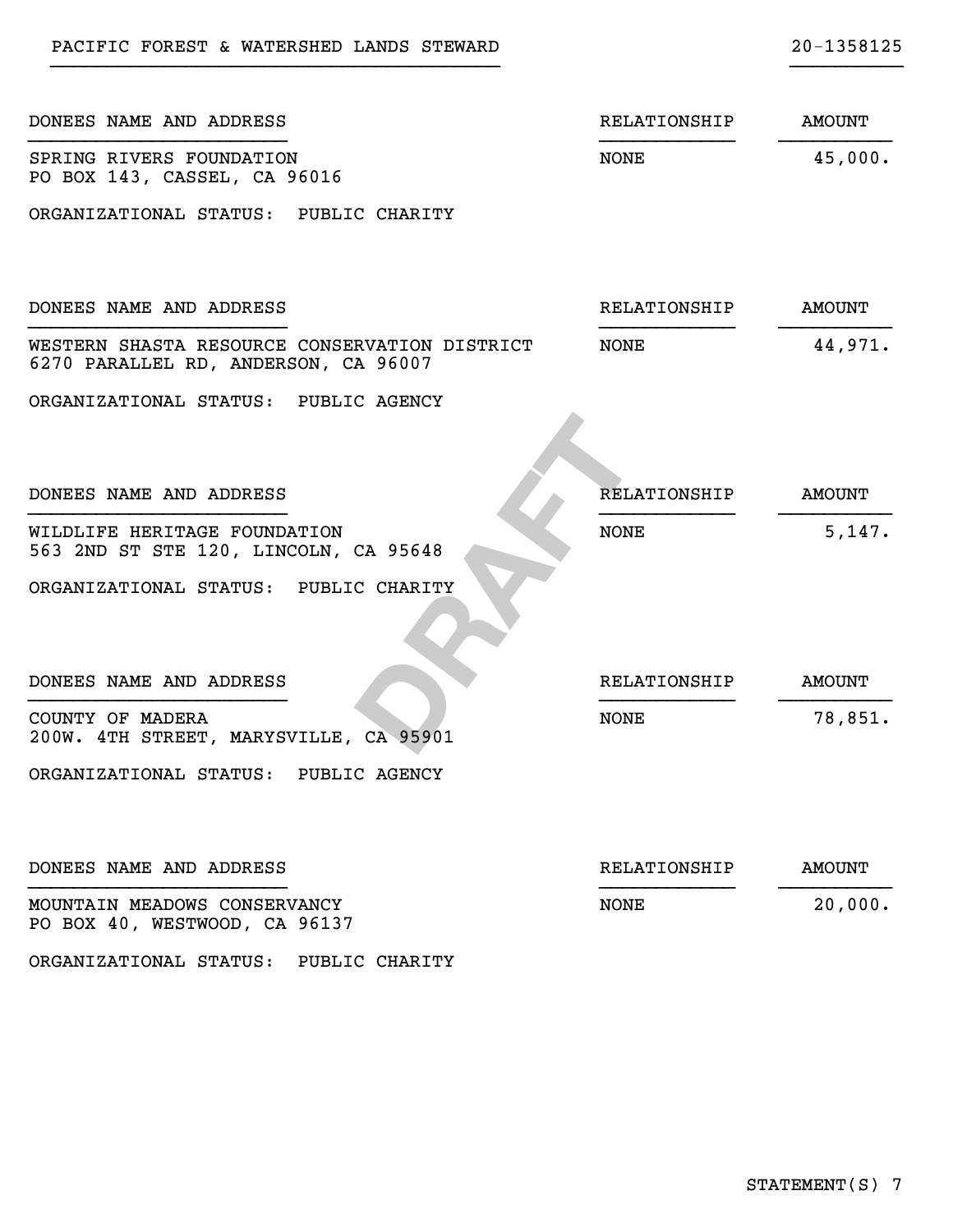PACIFIC FOREST & WATERSHED LANDS STEWARD 20-1358125

| DONEES NAME AND ADDRESS | RELATIONSHIP | AMOUNT |
|---|---|---|
| SPRING RIVERS FOUNDATION<br>PO BOX 143, CASSEL, CA 96016 | NONE | 45,000. |

ORGANIZATIONAL STATUS: PUBLIC CHARITY

| DONEES NAME AND ADDRESS | RELATIONSHIP | AMOUNT |
|---|---|---|
| WESTERN SHASTA RESOURCE CONSERVATION DISTRICT<br>6270 PARALLEL RD, ANDERSON, CA 96007 | NONE | 44,971. |

ORGANIZATIONAL STATUS: PUBLIC AGENCY

| DONEES NAME AND ADDRESS | RELATIONSHIP | AMOUNT |
|---|---|---|
| WILDLIFE HERITAGE FOUNDATION<br>563 2ND ST STE 120, LINCOLN, CA 95648 | NONE | 5,147. |

ORGANIZATIONAL STATUS: PUBLIC CHARITY

| DONEES NAME AND ADDRESS | RELATIONSHIP | AMOUNT |
|---|---|---|
| COUNTY OF MADERA<br>200W. 4TH STREET, MARYSVILLE, CA 95901 | NONE | 78,851. |

ORGANIZATIONAL STATUS: PUBLIC AGENCY

| DONEES NAME AND ADDRESS | RELATIONSHIP | AMOUNT |
|---|---|---|
| MOUNTAIN MEADOWS CONSERVANCY<br>PO BOX 40, WESTWOOD, CA 96137 | NONE | 20,000. |

ORGANIZATIONAL STATUS: PUBLIC CHARITY

STATEMENT(S) 7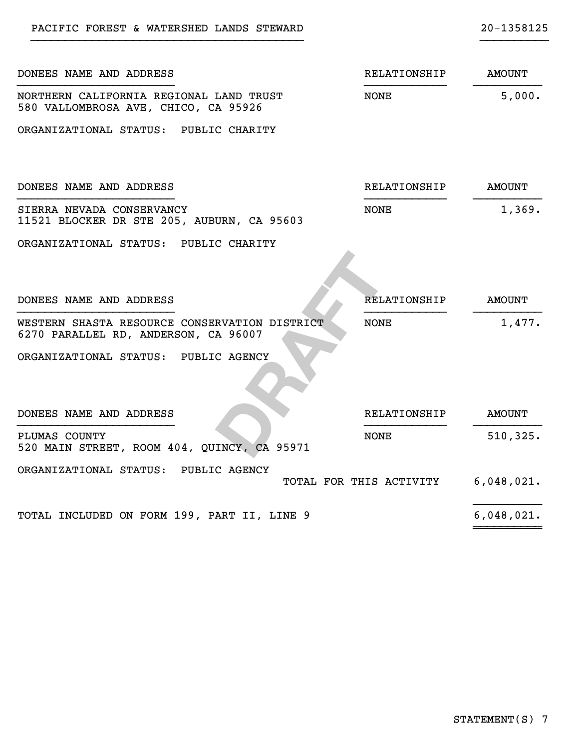PACIFIC FOREST & WATERSHED LANDS STEWARD 20-1358125

| DONEES NAME AND ADDRESS | RELATIONSHIP | AMOUNT |
|---|---|---|
| NORTHERN CALIFORNIA REGIONAL LAND TRUST<br>580 VALLOMBROSA AVE, CHICO, CA 95926 | NONE | 5,000. |
| ORGANIZATIONAL STATUS: PUBLIC CHARITY | | |

| DONEES NAME AND ADDRESS | RELATIONSHIP | AMOUNT |
|---|---|---|
| SIERRA NEVADA CONSERVANCY<br>11521 BLOCKER DR STE 205, AUBURN, CA 95603 | NONE | 1,369. |
| ORGANIZATIONAL STATUS: PUBLIC CHARITY | | |

| DONEES NAME AND ADDRESS | RELATIONSHIP | AMOUNT |
|---|---|---|
| WESTERN SHASTA RESOURCE CONSERVATION DISTRICT<br>6270 PARALLEL RD, ANDERSON, CA 96007 | NONE | 1,477. |
| ORGANIZATIONAL STATUS: PUBLIC AGENCY | | |

| DONEES NAME AND ADDRESS | RELATIONSHIP | AMOUNT |
|---|---|---|
| PLUMAS COUNTY<br>520 MAIN STREET, ROOM 404, QUINCY, CA 95971 | NONE | 510,325. |
| ORGANIZATIONAL STATUS: PUBLIC AGENCY | | |
| | TOTAL FOR THIS ACTIVITY | 6,048,021. |
| TOTAL INCLUDED ON FORM 199, PART II, LINE 9 | | 6,048,021. |

DRAFT

STATEMENT(S) 7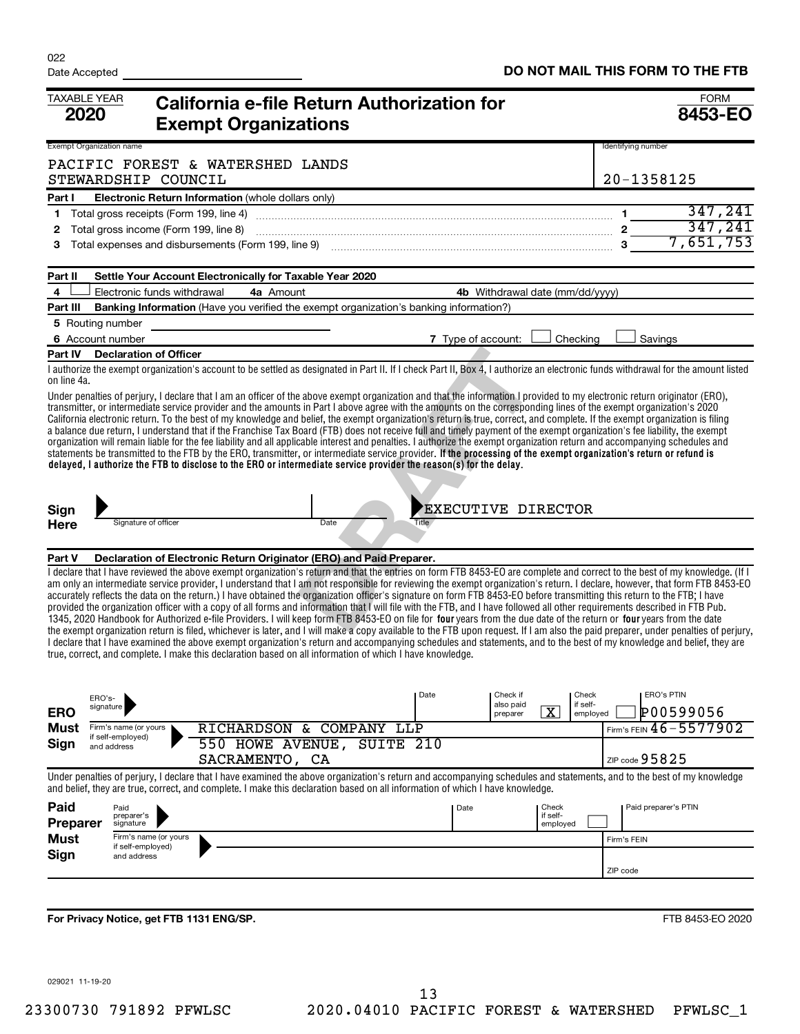022

Date Accepted ______________________

**DO NOT MAIL THIS FORM TO THE FTB**

TAXABLE YEAR **2020**

# California e-file Return Authorization for Exempt Organizations

FORM **8453-EO**

| Exempt Organization name | Identifying number |
|---|---|
| PACIFIC FOREST & WATERSHED LANDS STEWARDSHIP COUNCIL | 20-1358125 |

**Part I Electronic Return Information** (whole dollars only)

| | | | |
|---|---|---|---|
| 1 | Total gross receipts (Form 199, line 4) | 1 | 347,241 |
| 2 | Total gross income (Form 199, line 8) | 2 | 347,241 |
| 3 | Total expenses and disbursements (Form 199, line 9) | 3 | 7,651,753 |

**Part II Settle Your Account Electronically for Taxable Year 2020**

4 ☐ Electronic funds withdrawal **4a** Amount ______ **4b** Withdrawal date (mm/dd/yyyy) ______

**Part III Banking Information** (Have you verified the exempt organization's banking information?)

5 Routing number ______

6 Account number ______ 7 Type of account: ☐ Checking ☐ Savings

**Part IV Declaration of Officer**

I authorize the exempt organization's account to be settled as designated in Part II. If I check Part II, Box 4, I authorize an electronic funds withdrawal for the amount listed on line 4a.

Under penalties of perjury, I declare that I am an officer of the above exempt organization and that the information I provided to my electronic return originator (ERO), transmitter, or intermediate service provider and the amounts in Part I above agree with the amounts on the corresponding lines of the exempt organization's 2020 California electronic return. To the best of my knowledge and belief, the exempt organization's return is true, correct, and complete. If the exempt organization is filing a balance due return, I understand that if the Franchise Tax Board (FTB) does not receive full and timely payment of the exempt organization's fee liability, the exempt organization will remain liable for the fee liability and all applicable interest and penalties. I authorize the exempt organization return and accompanying schedules and statements be transmitted to the FTB by the ERO, transmitter, or intermediate service provider. **If the processing of the exempt organization's return or refund is delayed, I authorize the FTB to disclose to the ERO or intermediate service provider the reason(s) for the delay.**

**Sign Here** Signature of officer ______ Date ______ Title: EXECUTIVE DIRECTOR

DRAFT

**Part V Declaration of Electronic Return Originator (ERO) and Paid Preparer.**

I declare that I have reviewed the above exempt organization's return and that the entries on form FTB 8453-EO are complete and correct to the best of my knowledge. (If I am only an intermediate service provider, I understand that I am not responsible for reviewing the exempt organization's return. I declare, however, that form FTB 8453-EO accurately reflects the data on the return.) I have obtained the organization officer's signature on form FTB 8453-EO before transmitting this return to the FTB; I have provided the organization officer with a copy of all forms and information that I will file with the FTB, and I have followed all other requirements described in FTB Pub. 1345, 2020 Handbook for Authorized e-file Providers. I will keep form FTB 8453-EO on file for **four** years from the due date of the return or **four** years from the date the exempt organization return is filed, whichever is later, and I will make a copy available to the FTB upon request. If I am also the paid preparer, under penalties of perjury, I declare that I have examined the above exempt organization's return and accompanying schedules and statements, and to the best of my knowledge and belief, they are true, correct, and complete. I make this declaration based on all information of which I have knowledge.

**ERO Must Sign**

| | |
|---|---|
| ERO's signature | |
| Date | |
| Check if also paid preparer | X |
| Check if self-employed | ☐ |
| ERO's PTIN | P00599056 |
| Firm's name (or yours if self-employed) and address | RICHARDSON & COMPANY LLP<br>550 HOWE AVENUE, SUITE 210<br>SACRAMENTO, CA |
| Firm's FEIN | 46-5577902 |
| ZIP code | 95825 |

Under penalties of perjury, I declare that I have examined the above organization's return and accompanying schedules and statements, and to the best of my knowledge and belief, they are true, correct, and complete. I make this declaration based on all information of which I have knowledge.

**Paid Preparer Must Sign**

| | |
|---|---|
| Paid preparer's signature | |
| Date | |
| Check if self-employed | ☐ |
| Paid preparer's PTIN | |
| Firm's name (or yours if self-employed) and address | |
| Firm's FEIN | |
| ZIP code | |

**For Privacy Notice, get FTB 1131 ENG/SP.**

FTB 8453-EO 2020

029021 11-19-20

23300730 791892 PFWLSC 2020.04010 PACIFIC FOREST & WATERSHED PFWLSC_1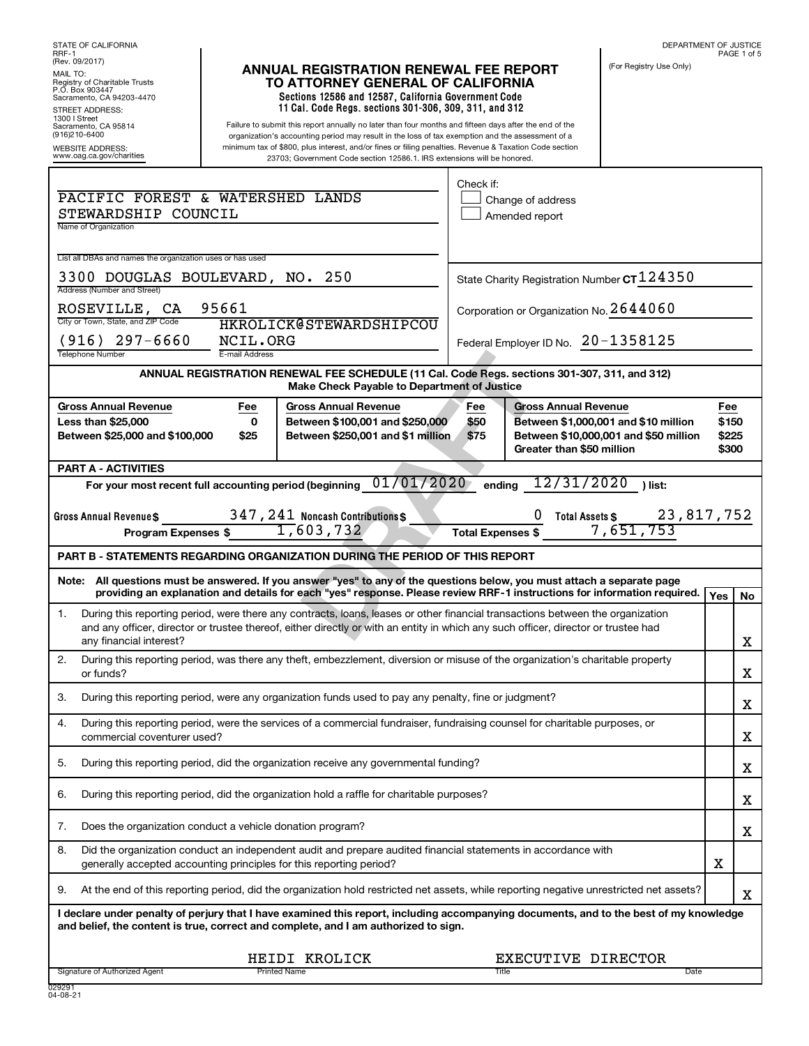STATE OF CALIFORNIA
RRF-1
(Rev. 09/2017)

MAIL TO:
Registry of Charitable Trusts
P.O. Box 903447
Sacramento, CA 94203-4470

STREET ADDRESS:
1300 I Street
Sacramento, CA 95814
(916)210-6400

WEBSITE ADDRESS:
www.oag.ca.gov/charities

# ANNUAL REGISTRATION RENEWAL FEE REPORT TO ATTORNEY GENERAL OF CALIFORNIA

**Sections 12586 and 12587, California Government Code**
**11 Cal. Code Regs. sections 301-306, 309, 311, and 312**

Failure to submit this report annually no later than four months and fifteen days after the end of the organization's accounting period may result in the loss of tax exemption and the assessment of a minimum tax of $800, plus interest, and/or fines or filing penalties. Revenue & Taxation Code section 23703; Government Code section 12586.1. IRS extensions will be honored.

DEPARTMENT OF JUSTICE

(For Registry Use Only)

Name of Organization: PACIFIC FOREST & WATERSHED LANDS STEWARDSHIP COUNCIL

Check if:
☐ Change of address
☐ Amended report

List all DBAs and names the organization uses or has used:

Address (Number and Street): 3300 DOUGLAS BOULEVARD, NO. 250

City or Town, State, and ZIP Code: ROSEVILLE, CA 95661

Telephone Number: (916) 297-6660

E-mail Address: HKROLICK@STEWARDSHIPCOUNCIL.ORG

State Charity Registration Number CT 124350

Corporation or Organization No. 2644060

Federal Employer ID No. 20-1358125

**ANNUAL REGISTRATION RENEWAL FEE SCHEDULE (11 Cal. Code Regs. sections 301-307, 311, and 312)**
**Make Check Payable to Department of Justice**

| Gross Annual Revenue | Fee | Gross Annual Revenue | Fee | Gross Annual Revenue | Fee |
|---|---|---|---|---|---|
| Less than $25,000 | 0 | Between $100,001 and $250,000 | $50 | Between $1,000,001 and $10 million | $150 |
| Between $25,000 and $100,000 | $25 | Between $250,001 and $1 million | $75 | Between $10,000,001 and $50 million | $225 |
| | | | | Greater than $50 million | $300 |

**PART A - ACTIVITIES**

For your most recent full accounting period (beginning 01/01/2020 ending 12/31/2020 ) list:

Gross Annual Revenue $ 347,241 Noncash Contributions $ 0 Total Assets $ 23,817,752

Program Expenses $ 1,603,732 Total Expenses $ 7,651,753

**PART B - STATEMENTS REGARDING ORGANIZATION DURING THE PERIOD OF THIS REPORT**

**Note: All questions must be answered. If you answer "yes" to any of the questions below, you must attach a separate page providing an explanation and details for each "yes" response. Please review RRF-1 instructions for information required.**

| | Question | Yes | No |
|---|---|---|---|
| 1. | During this reporting period, were there any contracts, loans, leases or other financial transactions between the organization and any officer, director or trustee thereof, either directly or with an entity in which any such officer, director or trustee had any financial interest? | | X |
| 2. | During this reporting period, was there any theft, embezzlement, diversion or misuse of the organization's charitable property or funds? | | X |
| 3. | During this reporting period, were any organization funds used to pay any penalty, fine or judgment? | | X |
| 4. | During this reporting period, were the services of a commercial fundraiser, fundraising counsel for charitable purposes, or commercial coventurer used? | | X |
| 5. | During this reporting period, did the organization receive any governmental funding? | | X |
| 6. | During this reporting period, did the organization hold a raffle for charitable purposes? | | X |
| 7. | Does the organization conduct a vehicle donation program? | | X |
| 8. | Did the organization conduct an independent audit and prepare audited financial statements in accordance with generally accepted accounting principles for this reporting period? | X | |
| 9. | At the end of this reporting period, did the organization hold restricted net assets, while reporting negative unrestricted net assets? | | X |

**I declare under penalty of perjury that I have examined this report, including accompanying documents, and to the best of my knowledge and belief, the content is true, correct and complete, and I am authorized to sign.**

| Signature of Authorized Agent | Printed Name | Title | Date |
|---|---|---|---|
| | HEIDI KROLICK | EXECUTIVE DIRECTOR | |

029291
04-08-21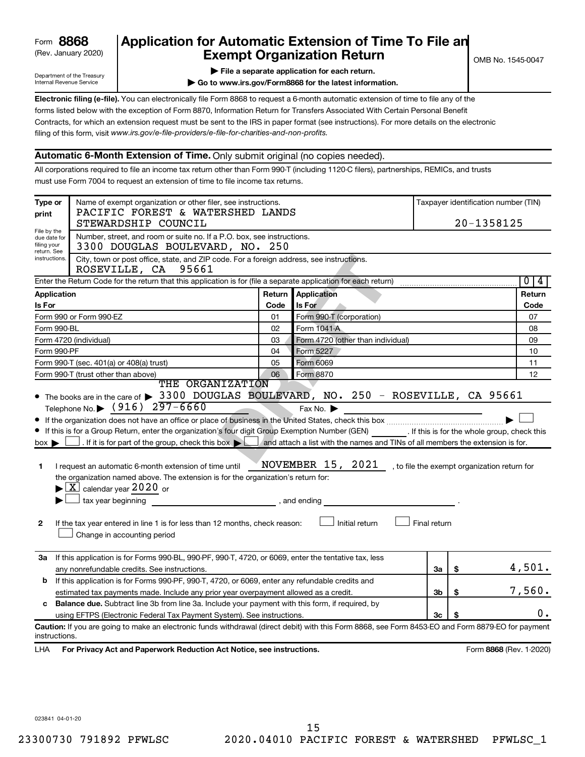Form **8868** (Rev. January 2020)

Department of the Treasury Internal Revenue Service

# Application for Automatic Extension of Time To File an Exempt Organization Return

OMB No. 1545-0047

▶ **File a separate application for each return.**

▶ **Go to www.irs.gov/Form8868 for the latest information.**

**Electronic filing (e-file).** You can electronically file Form 8868 to request a 6-month automatic extension of time to file any of the forms listed below with the exception of Form 8870, Information Return for Transfers Associated With Certain Personal Benefit Contracts, for which an extension request must be sent to the IRS in paper format (see instructions). For more details on the electronic filing of this form, visit *www.irs.gov/e-file-providers/e-file-for-charities-and-non-profits.*

**Automatic 6-Month Extension of Time.** Only submit original (no copies needed).

All corporations required to file an income tax return other than Form 990-T (including 1120-C filers), partnerships, REMICs, and trusts must use Form 7004 to request an extension of time to file income tax returns.

**Type or print**

File by the due date for filing your return. See instructions.

Name of exempt organization or other filer, see instructions.
PACIFIC FOREST & WATERSHED LANDS STEWARDSHIP COUNCIL

Taxpayer identification number (TIN): 20-1358125

Number, street, and room or suite no. If a P.O. box, see instructions.
3300 DOUGLAS BOULEVARD, NO. 250

City, town or post office, state, and ZIP code. For a foreign address, see instructions.
ROSEVILLE, CA 95661

Enter the Return Code for the return that this application is for (file a separate application for each return): 0 4

| Application Is For | Return Code | Application Is For | Return Code |
|---|---|---|---|
| Form 990 or Form 990-EZ | 01 | Form 990-T (corporation) | 07 |
| Form 990-BL | 02 | Form 1041-A | 08 |
| Form 4720 (individual) | 03 | Form 4720 (other than individual) | 09 |
| Form 990-PF | 04 | Form 5227 | 10 |
| Form 990-T (sec. 401(a) or 408(a) trust) | 05 | Form 6069 | 11 |
| Form 990-T (trust other than above) | 06 | Form 8870 | 12 |

- The books are in the care of ▶ THE ORGANIZATION - 3300 DOUGLAS BOULEVARD, NO. 250 - ROSEVILLE, CA 95661
  Telephone No. ▶ (916) 297-6660    Fax No. ▶
- If the organization does not have an office or place of business in the United States, check this box ▶ ☐
- If this is for a Group Return, enter the organization's four digit Group Exemption Number (GEN) ______. If this is for the whole group, check this box ▶ ☐. If it is for part of the group, check this box ▶ ☐ and attach a list with the names and TINs of all members the extension is for.

**1** I request an automatic 6-month extension of time until NOVEMBER 15, 2021, to file the exempt organization return for the organization named above. The extension is for the organization's return for:
▶ ☒ calendar year 2020 or
▶ ☐ tax year beginning ______, and ending ______.

**2** If the tax year entered in line 1 is for less than 12 months, check reason: ☐ Initial return ☐ Final return ☐ Change in accounting period

| | | | |
|---|---|---|---|
| **3a** | If this application is for Forms 990-BL, 990-PF, 990-T, 4720, or 6069, enter the tentative tax, less any nonrefundable credits. See instructions. | 3a | $ 4,501. |
| **b** | If this application is for Forms 990-PF, 990-T, 4720, or 6069, enter any refundable credits and estimated tax payments made. Include any prior year overpayment allowed as a credit. | 3b | $ 7,560. |
| **c** | **Balance due.** Subtract line 3b from line 3a. Include your payment with this form, if required, by using EFTPS (Electronic Federal Tax Payment System). See instructions. | 3c | $ 0. |

**Caution:** If you are going to make an electronic funds withdrawal (direct debit) with this Form 8868, see Form 8453-EO and Form 8879-EO for payment instructions.

LHA **For Privacy Act and Paperwork Reduction Act Notice, see instructions.** Form **8868** (Rev. 1-2020)

023841 04-01-20

23300730 791892 PFWLSC 2020.04010 PACIFIC FOREST & WATERSHED PFWLSC_1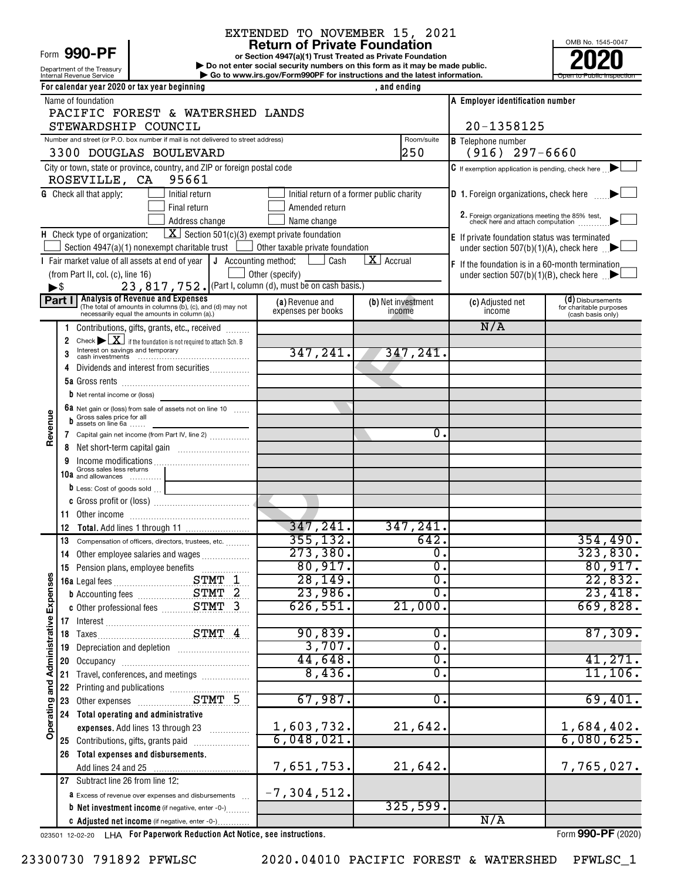EXTENDED TO NOVEMBER 15, 2021

Form **990-PF**

Department of the Treasury
Internal Revenue Service

# Return of Private Foundation

**or Section 4947(a)(1) Trust Treated as Private Foundation**

**▶ Do not enter social security numbers on this form as it may be made public.**

**▶ Go to www.irs.gov/Form990PF for instructions and the latest information.**

OMB No. 1545-0047

**2020**

Open to Public Inspection

**For calendar year 2020 or tax year beginning , and ending**

Name of foundation: PACIFIC FOREST & WATERSHED LANDS STEWARDSHIP COUNCIL

**A** Employer identification number: 20-1358125

Number and street (or P.O. box number if mail is not delivered to street address): 3300 DOUGLAS BOULEVARD — Room/suite: 250

**B** Telephone number: (916) 297-6660

City or town, state or province, country, and ZIP or foreign postal code: ROSEVILLE, CA 95661

**C** If exemption application is pending, check here ▶ ☐

**G** Check all that apply: ☐ Initial return ☐ Initial return of a former public charity ☐ Final return ☐ Amended return ☐ Address change ☐ Name change

**D** 1. Foreign organizations, check here ▶ ☐

2. Foreign organizations meeting the 85% test, check here and attach computation ▶ ☐

**H** Check type of organization: ☒ Section 501(c)(3) exempt private foundation ☐ Section 4947(a)(1) nonexempt charitable trust ☐ Other taxable private foundation

**E** If private foundation status was terminated under section 507(b)(1)(A), check here ▶ ☐

**I** Fair market value of all assets at end of year (from Part II, col. (c), line 16) ▶$ 23,817,752.

**J** Accounting method: ☐ Cash ☒ Accrual ☐ Other (specify) (Part I, column (d), must be on cash basis.)

**F** If the foundation is in a 60-month termination under section 507(b)(1)(B), check here ▶ ☐

**Part I Analysis of Revenue and Expenses** (The total of amounts in columns (b), (c), and (d) may not necessarily equal the amounts in column (a).)

| | Line | (a) Revenue and expenses per books | (b) Net investment income | (c) Adjusted net income | (d) Disbursements for charitable purposes (cash basis only) |
|---|---|---|---|---|---|
| Revenue | 1 Contributions, gifts, grants, etc., received | | | N/A | |
| | 2 Check ▶ ☒ if the foundation is not required to attach Sch. B | | | | |
| | 3 Interest on savings and temporary cash investments | 347,241. | 347,241. | | |
| | 4 Dividends and interest from securities | | | | |
| | 5a Gross rents | | | | |
| | b Net rental income or (loss) | | | | |
| | 6a Net gain or (loss) from sale of assets not on line 10 | | | | |
| | b Gross sales price for all assets on line 6a | | | | |
| | 7 Capital gain net income (from Part IV, line 2) | | 0. | | |
| | 8 Net short-term capital gain | | | | |
| | 9 Income modifications | | | | |
| | 10a Gross sales less returns and allowances | | | | |
| | b Less: Cost of goods sold | | | | |
| | c Gross profit or (loss) | | | | |
| | 11 Other income | | | | |
| | 12 **Total.** Add lines 1 through 11 | 347,241. | 347,241. | | |
| Operating and Administrative Expenses | 13 Compensation of officers, directors, trustees, etc. | 355,132. | 642. | | 354,490. |
| | 14 Other employee salaries and wages | 273,380. | 0. | | 323,830. |
| | 15 Pension plans, employee benefits | 80,917. | 0. | | 80,917. |
| | 16a Legal fees STMT 1 | 28,149. | 0. | | 22,832. |
| | b Accounting fees STMT 2 | 23,986. | 0. | | 23,418. |
| | c Other professional fees STMT 3 | 626,551. | 21,000. | | 669,828. |
| | 17 Interest | | | | |
| | 18 Taxes STMT 4 | 90,839. | 0. | | 87,309. |
| | 19 Depreciation and depletion | 3,707. | 0. | | |
| | 20 Occupancy | 44,648. | 0. | | 41,271. |
| | 21 Travel, conferences, and meetings | 8,436. | 0. | | 11,106. |
| | 22 Printing and publications | | | | |
| | 23 Other expenses STMT 5 | 67,987. | 0. | | 69,401. |
| | 24 **Total operating and administrative expenses.** Add lines 13 through 23 | 1,603,732. | 21,642. | | 1,684,402. |
| | 25 Contributions, gifts, grants paid | 6,048,021. | | | 6,080,625. |
| | 26 **Total expenses and disbursements.** Add lines 24 and 25 | 7,651,753. | 21,642. | | 7,765,027. |
| | 27 Subtract line 26 from line 12: | | | | |
| | a Excess of revenue over expenses and disbursements | -7,304,512. | | | |
| | b **Net investment income** (if negative, enter -0-) | | 325,599. | | |
| | c **Adjusted net income** (if negative, enter -0-) | | | N/A | |

023501 12-02-20 LHA **For Paperwork Reduction Act Notice, see instructions.** Form **990-PF** (2020)

23300730 791892 PFWLSC 2020.04010 PACIFIC FOREST & WATERSHED PFWLSC_1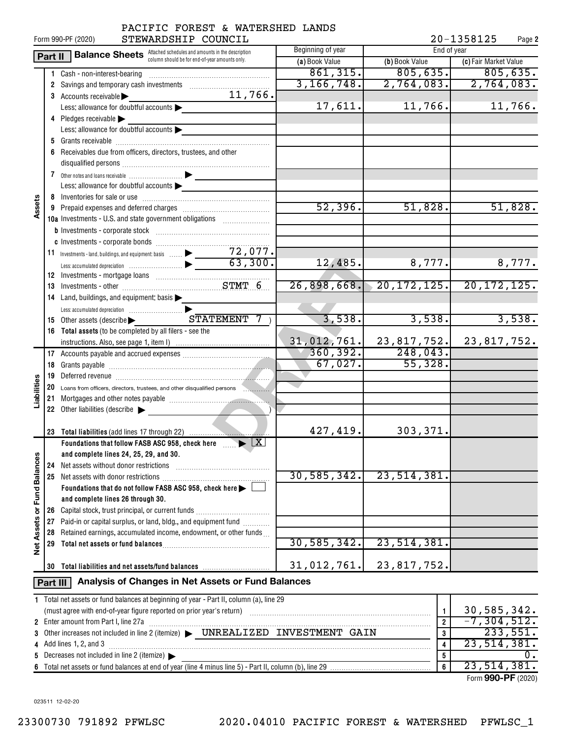PACIFIC FOREST & WATERSHED LANDS STEWARDSHIP COUNCIL

Form 990-PF (2020) 20-1358125 Page 2

## Part II Balance Sheets

Attached schedules and amounts in the description column should be for end-of-year amounts only.

| | | Beginning of year (a) Book Value | End of year (b) Book Value | End of year (c) Fair Market Value |
|---|---|---|---|---|
| **Assets** | 1 Cash - non-interest-bearing | 861,315. | 805,635. | 805,635. |
| | 2 Savings and temporary cash investments | 3,166,748. | 2,764,083. | 2,764,083. |
| | 3 Accounts receivable ▶ 11,766. | | | |
| | Less: allowance for doubtful accounts ▶ | 17,611. | 11,766. | 11,766. |
| | 4 Pledges receivable ▶ | | | |
| | Less: allowance for doubtful accounts ▶ | | | |
| | 5 Grants receivable | | | |
| | 6 Receivables due from officers, directors, trustees, and other disqualified persons | | | |
| | 7 Other notes and loans receivable ▶ | | | |
| | Less: allowance for doubtful accounts ▶ | | | |
| | 8 Inventories for sale or use | | | |
| | 9 Prepaid expenses and deferred charges | 52,396. | 51,828. | 51,828. |
| | 10a Investments - U.S. and state government obligations | | | |
| | b Investments - corporate stock | | | |
| | c Investments - corporate bonds | | | |
| | 11 Investments - land, buildings, and equipment: basis ▶ 72,077. | | | |
| | Less: accumulated depreciation ▶ 63,300. | 12,485. | 8,777. | 8,777. |
| | 12 Investments - mortgage loans | | | |
| | 13 Investments - other STMT 6 | 26,898,668. | 20,172,125. | 20,172,125. |
| | 14 Land, buildings, and equipment: basis ▶ | | | |
| | Less: accumulated depreciation ▶ | | | |
| | 15 Other assets (describe ▶ STATEMENT 7 ) | 3,538. | 3,538. | 3,538. |
| | 16 Total assets (to be completed by all filers - see the instructions. Also, see page 1, item I) | 31,012,761. | 23,817,752. | 23,817,752. |
| **Liabilities** | 17 Accounts payable and accrued expenses | 360,392. | 248,043. | |
| | 18 Grants payable | 67,027. | 55,328. | |
| | 19 Deferred revenue | | | |
| | 20 Loans from officers, directors, trustees, and other disqualified persons | | | |
| | 21 Mortgages and other notes payable | | | |
| | 22 Other liabilities (describe ▶ ) | | | |
| | 23 Total liabilities (add lines 17 through 22) | 427,419. | 303,371. | |
| **Net Assets or Fund Balances** | Foundations that follow FASB ASC 958, check here ▶ [X] and complete lines 24, 25, 29, and 30. | | | |
| | 24 Net assets without donor restrictions | | | |
| | 25 Net assets with donor restrictions | 30,585,342. | 23,514,381. | |
| | Foundations that do not follow FASB ASC 958, check here ▶ [ ] and complete lines 26 through 30. | | | |
| | 26 Capital stock, trust principal, or current funds | | | |
| | 27 Paid-in or capital surplus, or land, bldg., and equipment fund | | | |
| | 28 Retained earnings, accumulated income, endowment, or other funds | | | |
| | 29 Total net assets or fund balances | 30,585,342. | 23,514,381. | |
| | 30 Total liabilities and net assets/fund balances | 31,012,761. | 23,817,752. | |

## Part III Analysis of Changes in Net Assets or Fund Balances

| | | | |
|---|---|---|---|
| 1 | Total net assets or fund balances at beginning of year - Part II, column (a), line 29 (must agree with end-of-year figure reported on prior year's return) | 1 | 30,585,342. |
| 2 | Enter amount from Part I, line 27a | 2 | -7,304,512. |
| 3 | Other increases not included in line 2 (itemize) ▶ UNREALIZED INVESTMENT GAIN | 3 | 233,551. |
| 4 | Add lines 1, 2, and 3 | 4 | 23,514,381. |
| 5 | Decreases not included in line 2 (itemize) ▶ | 5 | 0. |
| 6 | Total net assets or fund balances at end of year (line 4 minus line 5) - Part II, column (b), line 29 | 6 | 23,514,381. |

Form **990-PF** (2020)

023511 12-02-20

23300730 791892 PFWLSC 2020.04010 PACIFIC FOREST & WATERSHED PFWLSC_1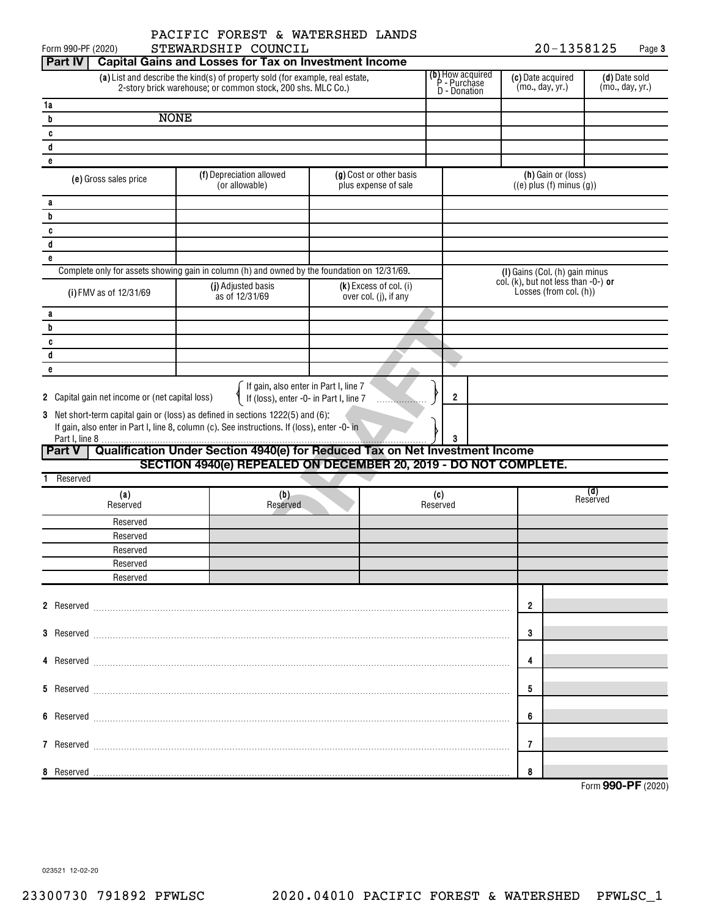PACIFIC FOREST & WATERSHED LANDS STEWARDSHIP COUNCIL

Form 990-PF (2020) 20-1358125 Page 3

## Part IV Capital Gains and Losses for Tax on Investment Income

| | (a) List and describe the kind(s) of property sold (for example, real estate, 2-story brick warehouse; or common stock, 200 shs. MLC Co.) | (b) How acquired P - Purchase D - Donation | (c) Date acquired (mo., day, yr.) | (d) Date sold (mo., day, yr.) |
|---|---|---|---|---|
| 1a | | | | |
| b | NONE | | | |
| c | | | | |
| d | | | | |
| e | | | | |

| | (e) Gross sales price | (f) Depreciation allowed (or allowable) | (g) Cost or other basis plus expense of sale | (h) Gain or (loss) ((e) plus (f) minus (g)) |
|---|---|---|---|---|
| a | | | | |
| b | | | | |
| c | | | | |
| d | | | | |
| e | | | | |

Complete only for assets showing gain in column (h) and owned by the foundation on 12/31/69.

| | (i) FMV as of 12/31/69 | (j) Adjusted basis as of 12/31/69 | (k) Excess of col. (i) over col. (j), if any | (l) Gains (Col. (h) gain minus col. (k), but not less than -0-) or Losses (from col. (h)) |
|---|---|---|---|---|
| a | | | | |
| b | | | | |
| c | | | | |
| d | | | | |
| e | | | | |

2 Capital gain net income or (net capital loss) { If gain, also enter in Part I, line 7; If (loss), enter -0- in Part I, line 7 } ....... 2

3 Net short-term capital gain or (loss) as defined in sections 1222(5) and (6): If gain, also enter in Part I, line 8, column (c). See instructions. If (loss), enter -0- in Part I, line 8 ....... 3

## Part V Qualification Under Section 4940(e) for Reduced Tax on Net Investment Income

**SECTION 4940(e) REPEALED ON DECEMBER 20, 2019 - DO NOT COMPLETE.**

1 Reserved

| (a) Reserved | (b) Reserved | (c) Reserved | (d) Reserved |
|---|---|---|---|
| Reserved | | | |
| Reserved | | | |
| Reserved | | | |
| Reserved | | | |
| Reserved | | | |

2 Reserved ....... 2

3 Reserved ....... 3

4 Reserved ....... 4

5 Reserved ....... 5

6 Reserved ....... 6

7 Reserved ....... 7

8 Reserved ....... 8

Form **990-PF** (2020)

023521 12-02-20

23300730 791892 PFWLSC 2020.04010 PACIFIC FOREST & WATERSHED PFWLSC_1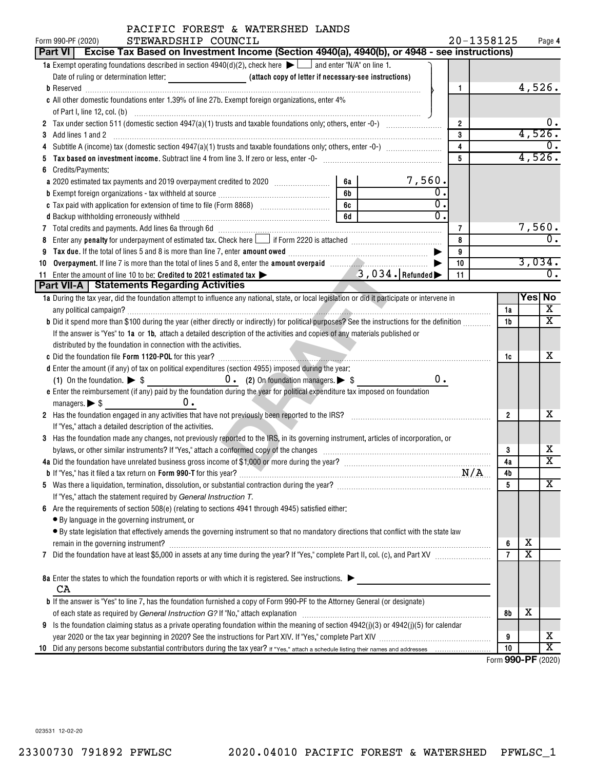PACIFIC FOREST & WATERSHED LANDS STEWARDSHIP COUNCIL

Form 990-PF (2020) 20-1358125

## Part VI Excise Tax Based on Investment Income (Section 4940(a), 4940(b), or 4948 - see instructions)

| | | | |
|---|---|---|---|
| **1a** Exempt operating foundations described in section 4940(d)(2), check here ☐ and enter "N/A" on line 1. Date of ruling or determination letter: ______ (attach copy of letter if necessary-see instructions) | | | |
| **b** Reserved | | 1 | 4,526. |
| **c** All other domestic foundations enter 1.39% of line 27b. Exempt foreign organizations, enter 4% of Part I, line 12, col. (b) | | | |
| **2** Tax under section 511 (domestic section 4947(a)(1) trusts and taxable foundations only; others, enter -0-) | | 2 | 0. |
| **3** Add lines 1 and 2 | | 3 | 4,526. |
| **4** Subtitle A (income) tax (domestic section 4947(a)(1) trusts and taxable foundations only; others, enter -0-) | | 4 | 0. |
| **5** **Tax based on investment income.** Subtract line 4 from line 3. If zero or less, enter -0- | | 5 | 4,526. |
| **6** Credits/Payments: | | | |
| **a** 2020 estimated tax payments and 2019 overpayment credited to 2020 | 6a 7,560. | | |
| **b** Exempt foreign organizations - tax withheld at source | 6b 0. | | |
| **c** Tax paid with application for extension of time to file (Form 8868) | 6c 0. | | |
| **d** Backup withholding erroneously withheld | 6d 0. | | |
| **7** Total credits and payments. Add lines 6a through 6d | | 7 | 7,560. |
| **8** Enter any **penalty** for underpayment of estimated tax. Check here ☐ if Form 2220 is attached | | 8 | 0. |
| **9** **Tax due.** If the total of lines 5 and 8 is more than line 7, enter **amount owed** | | 9 | |
| **10** **Overpayment.** If line 7 is more than the total of lines 5 and 8, enter the **amount overpaid** | | 10 | 3,034. |
| **11** Enter the amount of line 10 to be: **Credited to 2021 estimated tax** ▶ 3,034. | **Refunded** ▶ | 11 | 0. |

## Part VII-A Statements Regarding Activities

| | | Yes | No |
|---|---|---|---|
| **1a** During the tax year, did the foundation attempt to influence any national, state, or local legislation or did it participate or intervene in any political campaign? | 1a | | X |
| **b** Did it spend more than $100 during the year (either directly or indirectly) for political purposes? See the instructions for the definition | 1b | | X |
| If the answer is "Yes" to **1a** or **1b**, attach a detailed description of the activities and copies of any materials published or distributed by the foundation in connection with the activities. | | | |
| **c** Did the foundation file **Form 1120-POL** for this year? | 1c | | X |
| **d** Enter the amount (if any) of tax on political expenditures (section 4955) imposed during the year: (1) On the foundation. ▶ $ 0. (2) On foundation managers. ▶ $ 0. | | | |
| **e** Enter the reimbursement (if any) paid by the foundation during the year for political expenditure tax imposed on foundation managers. ▶ $ 0. | | | |
| **2** Has the foundation engaged in any activities that have not previously been reported to the IRS? If "Yes," attach a detailed description of the activities. | 2 | | X |
| **3** Has the foundation made any changes, not previously reported to the IRS, in its governing instrument, articles of incorporation, or bylaws, or other similar instruments? If "Yes," attach a conformed copy of the changes | 3 | | X |
| **4a** Did the foundation have unrelated business gross income of $1,000 or more during the year? | 4a | | X |
| **b** If "Yes," has it filed a tax return on **Form 990-T** for this year? N/A | 4b | | |
| **5** Was there a liquidation, termination, dissolution, or substantial contraction during the year? If "Yes," attach the statement required by *General Instruction T*. | 5 | | X |
| **6** Are the requirements of section 508(e) (relating to sections 4941 through 4945) satisfied either: • By language in the governing instrument, or • By state legislation that effectively amends the governing instrument so that no mandatory directions that conflict with the state law remain in the governing instrument? | 6 | X | |
| **7** Did the foundation have at least $5,000 in assets at any time during the year? If "Yes," complete Part II, col. (c), and Part XV | 7 | X | |
| **8a** Enter the states to which the foundation reports or with which it is registered. See instructions. ▶ CA | | | |
| **b** If the answer is "Yes" to line 7, has the foundation furnished a copy of Form 990-PF to the Attorney General (or designate) of each state as required by *General Instruction G*? If "No," attach explanation | 8b | X | |
| **9** Is the foundation claiming status as a private operating foundation within the meaning of section 4942(j)(3) or 4942(j)(5) for calendar year 2020 or the tax year beginning in 2020? See the instructions for Part XIV. If "Yes," complete Part XIV | 9 | | X |
| **10** Did any persons become substantial contributors during the tax year? If "Yes," attach a schedule listing their names and addresses | 10 | | X |

Form **990-PF** (2020)

023531 12-02-20

23300730 791892 PFWLSC 2020.04010 PACIFIC FOREST & WATERSHED PFWLSC_1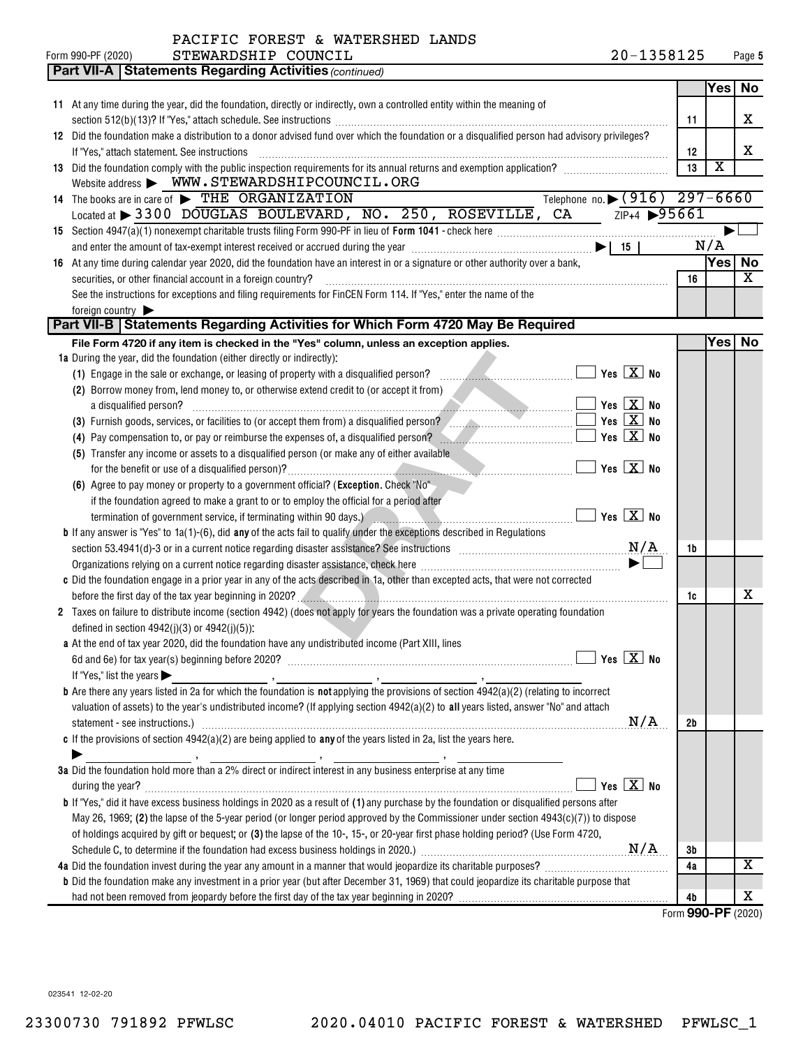PACIFIC FOREST & WATERSHED LANDS
Form 990-PF (2020) STEWARDSHIP COUNCIL 20-1358125 Page 5

## Part VII-A Statements Regarding Activities *(continued)*

| | | | Yes | No |
|---|---|---|---|---|
| **11** | At any time during the year, did the foundation, directly or indirectly, own a controlled entity within the meaning of section 512(b)(13)? If "Yes," attach schedule. See instructions | 11 | | X |
| **12** | Did the foundation make a distribution to a donor advised fund over which the foundation or a disqualified person had advisory privileges? If "Yes," attach statement. See instructions | 12 | | X |
| **13** | Did the foundation comply with the public inspection requirements for its annual returns and exemption application? | 13 | X | |

Website address ▶ WWW.STEWARDSHIPCOUNCIL.ORG

**14** The books are in care of ▶ THE ORGANIZATION Telephone no. ▶ (916) 297-6660
Located at ▶ 3300 DOUGLAS BOULEVARD, NO. 250, ROSEVILLE, CA ZIP+4 ▶ 95661

**15** Section 4947(a)(1) nonexempt charitable trusts filing Form 990-PF in lieu of **Form 1041** - check here ▶ ☐
and enter the amount of tax-exempt interest received or accrued during the year ▶ | 15 | N/A

| | | | Yes | No |
|---|---|---|---|---|
| **16** | At any time during calendar year 2020, did the foundation have an interest in or a signature or other authority over a bank, securities, or other financial account in a foreign country? See the instructions for exceptions and filing requirements for FinCEN Form 114. If "Yes," enter the name of the foreign country ▶ | 16 | | X |

## Part VII-B Statements Regarding Activities for Which Form 4720 May Be Required

**File Form 4720 if any item is checked in the "Yes" column, unless an exception applies.**

| | | | Yes | No |
|---|---|---|---|---|
| **1a** | During the year, did the foundation (either directly or indirectly): | | | |
| | **(1)** Engage in the sale or exchange, or leasing of property with a disqualified person? ☐ Yes ☒ No | | | |
| | **(2)** Borrow money from, lend money to, or otherwise extend credit to (or accept it from) a disqualified person? ☐ Yes ☒ No | | | |
| | **(3)** Furnish goods, services, or facilities to (or accept them from) a disqualified person? ☐ Yes ☒ No | | | |
| | **(4)** Pay compensation to, or pay or reimburse the expenses of, a disqualified person? ☐ Yes ☒ No | | | |
| | **(5)** Transfer any income or assets to a disqualified person (or make any of either available for the benefit or use of a disqualified person)? ☐ Yes ☒ No | | | |
| | **(6)** Agree to pay money or property to a government official? (**Exception.** Check "No" if the foundation agreed to make a grant to or to employ the official for a period after termination of government service, if terminating within 90 days.) ☐ Yes ☒ No | | | |
| **b** | If any answer is "Yes" to 1a(1)-(6), did **any** of the acts fail to qualify under the exceptions described in Regulations section 53.4941(d)-3 or in a current notice regarding disaster assistance? See instructions N/A | 1b | | |
| | Organizations relying on a current notice regarding disaster assistance, check here ▶ ☐ | | | |
| **c** | Did the foundation engage in a prior year in any of the acts described in 1a, other than excepted acts, that were not corrected before the first day of the tax year beginning in 2020? | 1c | | X |
| **2** | Taxes on failure to distribute income (section 4942) (does not apply for years the foundation was a private operating foundation defined in section 4942(j)(3) or 4942(j)(5)): | | | |
| **a** | At the end of tax year 2020, did the foundation have any undistributed income (Part XIII, lines 6d and 6e) for tax year(s) beginning before 2020? ☐ Yes ☒ No<br>If "Yes," list the years ▶ ______, ______, ______, ______ | | | |
| **b** | Are there any years listed in 2a for which the foundation is **not** applying the provisions of section 4942(a)(2) (relating to incorrect valuation of assets) to the year's undistributed income? (If applying section 4942(a)(2) to **all** years listed, answer "No" and attach statement - see instructions.) N/A | 2b | | |
| **c** | If the provisions of section 4942(a)(2) are being applied to **any** of the years listed in 2a, list the years here.<br>▶ ______, ______, ______, ______ | | | |
| **3a** | Did the foundation hold more than a 2% direct or indirect interest in any business enterprise at any time during the year? ☐ Yes ☒ No | | | |
| **b** | If "Yes," did it have excess business holdings in 2020 as a result of **(1)** any purchase by the foundation or disqualified persons after May 26, 1969; **(2)** the lapse of the 5-year period (or longer period approved by the Commissioner under section 4943(c)(7)) to dispose of holdings acquired by gift or bequest; or **(3)** the lapse of the 10-, 15-, or 20-year first phase holding period? (Use Form 4720, Schedule C, to determine if the foundation had excess business holdings in 2020.) N/A | 3b | | |
| **4a** | Did the foundation invest during the year any amount in a manner that would jeopardize its charitable purposes? | 4a | | X |
| **b** | Did the foundation make any investment in a prior year (but after December 31, 1969) that could jeopardize its charitable purpose that had not been removed from jeopardy before the first day of the tax year beginning in 2020? | 4b | | X |

Form **990-PF** (2020)

DRAFT

023541 12-02-20

23300730 791892 PFWLSC 2020.04010 PACIFIC FOREST & WATERSHED PFWLSC_1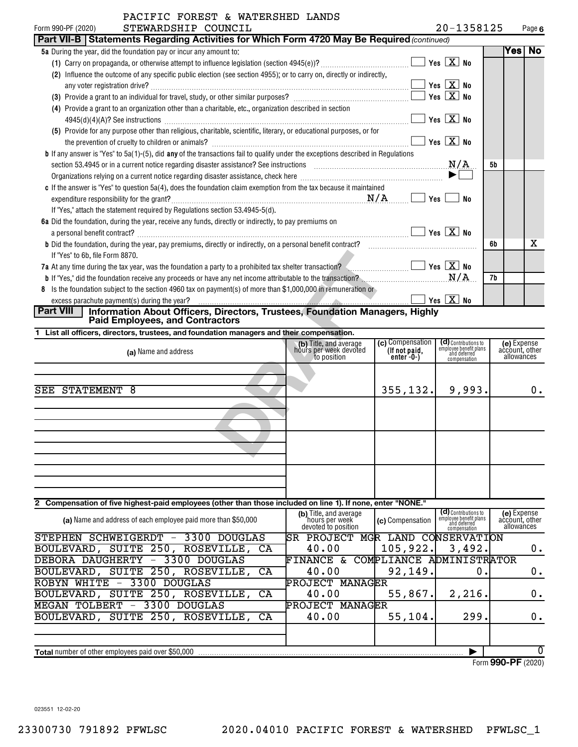PACIFIC FOREST & WATERSHED LANDS STEWARDSHIP COUNCIL 20-1358125

Form 990-PF (2020)

## Part VII-B Statements Regarding Activities for Which Form 4720 May Be Required *(continued)*

| | | Yes | No |
|---|---|---|---|
| **5a** During the year, did the foundation pay or incur any amount to: | | | |
| (1) Carry on propaganda, or otherwise attempt to influence legislation (section 4945(e))? ☐ Yes ☒ No | | | |
| (2) Influence the outcome of any specific public election (see section 4955); or to carry on, directly or indirectly, any voter registration drive? ☐ Yes ☒ No | | | |
| (3) Provide a grant to an individual for travel, study, or other similar purposes? ☐ Yes ☒ No | | | |
| (4) Provide a grant to an organization other than a charitable, etc., organization described in section 4945(d)(4)(A)? See instructions ☐ Yes ☒ No | | | |
| (5) Provide for any purpose other than religious, charitable, scientific, literary, or educational purposes, or for the prevention of cruelty to children or animals? ☐ Yes ☒ No | | | |
| **b** If any answer is "Yes" to 5a(1)-(5), did **any** of the transactions fail to qualify under the exceptions described in Regulations section 53.4945 or in a current notice regarding disaster assistance? See instructions N/A | 5b | | |
| Organizations relying on a current notice regarding disaster assistance, check here ▶ ☐ | | | |
| **c** If the answer is "Yes" to question 5a(4), does the foundation claim exemption from the tax because it maintained expenditure responsibility for the grant? N/A ☐ Yes ☐ No | | | |
| If "Yes," attach the statement required by Regulations section 53.4945-5(d). | | | |
| **6a** Did the foundation, during the year, receive any funds, directly or indirectly, to pay premiums on a personal benefit contract? ☐ Yes ☒ No | | | |
| **b** Did the foundation, during the year, pay premiums, directly or indirectly, on a personal benefit contract? | 6b | | X |
| If "Yes" to 6b, file Form 8870. | | | |
| **7a** At any time during the tax year, was the foundation a party to a prohibited tax shelter transaction? ☐ Yes ☒ No | | | |
| **b** If "Yes," did the foundation receive any proceeds or have any net income attributable to the transaction? N/A | 7b | | |
| **8** Is the foundation subject to the section 4960 tax on payment(s) of more than $1,000,000 in remuneration or excess parachute payment(s) during the year? ☐ Yes ☒ No | | | |

## Part VIII Information About Officers, Directors, Trustees, Foundation Managers, Highly Paid Employees, and Contractors

**1 List all officers, directors, trustees, and foundation managers and their compensation.**

| (a) Name and address | (b) Title, and average hours per week devoted to position | (c) Compensation (If not paid, enter -0-) | (d) Contributions to employee benefit plans and deferred compensation | (e) Expense account, other allowances |
|---|---|---|---|---|
| SEE STATEMENT 8 | | 355,132. | 9,993. | 0. |

**2 Compensation of five highest-paid employees (other than those included on line 1). If none, enter "NONE."**

| (a) Name and address of each employee paid more than $50,000 | (b) Title, and average hours per week devoted to position | (c) Compensation | (d) Contributions to employee benefit plans and deferred compensation | (e) Expense account, other allowances |
|---|---|---|---|---|
| STEPHEN SCHWEIGERDT - 3300 DOUGLAS BOULEVARD, SUITE 250, ROSEVILLE, CA | SR PROJECT MGR LAND CONSERVATION 40.00 | 105,922. | 3,492. | 0. |
| DEBORA DAUGHERTY - 3300 DOUGLAS BOULEVARD, SUITE 250, ROSEVILLE, CA | FINANCE & COMPLIANCE ADMINISTRATOR 40.00 | 92,149. | 0. | 0. |
| ROBYN WHITE - 3300 DOUGLAS BOULEVARD, SUITE 250, ROSEVILLE, CA | PROJECT MANAGER 40.00 | 55,867. | 2,216. | 0. |
| MEGAN TOLBERT - 3300 DOUGLAS BOULEVARD, SUITE 250, ROSEVILLE, CA | PROJECT MANAGER 40.00 | 55,104. | 299. | 0. |

**Total** number of other employees paid over $50,000 ▶ 0

Form **990-PF** (2020)

023551 12-02-20

23300730 791892 PFWLSC 2020.04010 PACIFIC FOREST & WATERSHED PFWLSC_1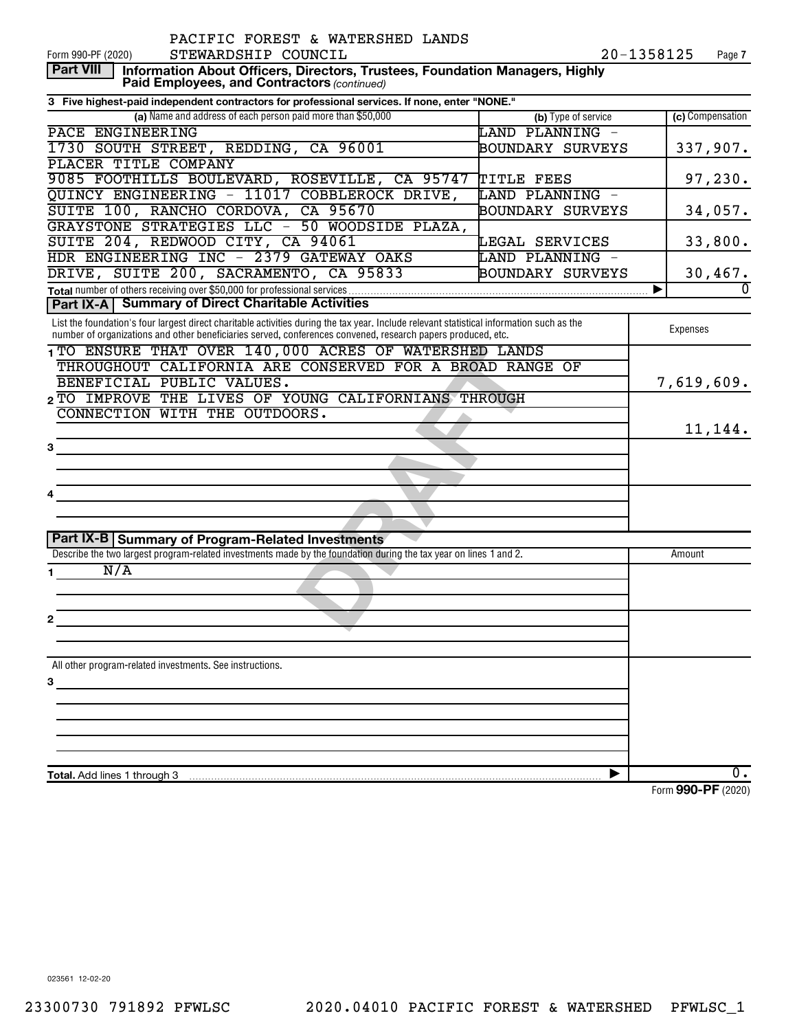PACIFIC FOREST & WATERSHED LANDS STEWARDSHIP COUNCIL 20-1358125

Form 990-PF (2020)

## Part VIII Information About Officers, Directors, Trustees, Foundation Managers, Highly Paid Employees, and Contractors *(continued)*

**3 Five highest-paid independent contractors for professional services. If none, enter "NONE."**

| (a) Name and address of each person paid more than $50,000 | (b) Type of service | (c) Compensation |
|---|---|---|
| PACE ENGINEERING<br>1730 SOUTH STREET, REDDING, CA 96001 | LAND PLANNING - BOUNDARY SURVEYS | 337,907. |
| PLACER TITLE COMPANY<br>9085 FOOTHILLS BOULEVARD, ROSEVILLE, CA 95747 | TITLE FEES | 97,230. |
| QUINCY ENGINEERING - 11017 COBBLEROCK DRIVE, SUITE 100, RANCHO CORDOVA, CA 95670 | LAND PLANNING - BOUNDARY SURVEYS | 34,057. |
| GRAYSTONE STRATEGIES LLC - 50 WOODSIDE PLAZA, SUITE 204, REDWOOD CITY, CA 94061 | LEGAL SERVICES | 33,800. |
| HDR ENGINEERING INC - 2379 GATEWAY OAKS DRIVE, SUITE 200, SACRAMENTO, CA 95833 | LAND PLANNING - BOUNDARY SURVEYS | 30,467. |
| **Total** number of others receiving over $50,000 for professional services | ▶ | 0 |

## Part IX-A Summary of Direct Charitable Activities

| List the foundation's four largest direct charitable activities during the tax year. Include relevant statistical information such as the number of organizations and other beneficiaries served, conferences convened, research papers produced, etc. | Expenses |
|---|---|
| 1 TO ENSURE THAT OVER 140,000 ACRES OF WATERSHED LANDS THROUGHOUT CALIFORNIA ARE CONSERVED FOR A BROAD RANGE OF BENEFICIAL PUBLIC VALUES. | 7,619,609. |
| 2 TO IMPROVE THE LIVES OF YOUNG CALIFORNIANS THROUGH CONNECTION WITH THE OUTDOORS. | 11,144. |
| 3 | |
| 4 | |

## Part IX-B Summary of Program-Related Investments

| Describe the two largest program-related investments made by the foundation during the tax year on lines 1 and 2. | Amount |
|---|---|
| 1 N/A | |
| 2 | |
| All other program-related investments. See instructions. | |
| 3 | |
| **Total.** Add lines 1 through 3 ▶ | 0. |

Form **990-PF** (2020)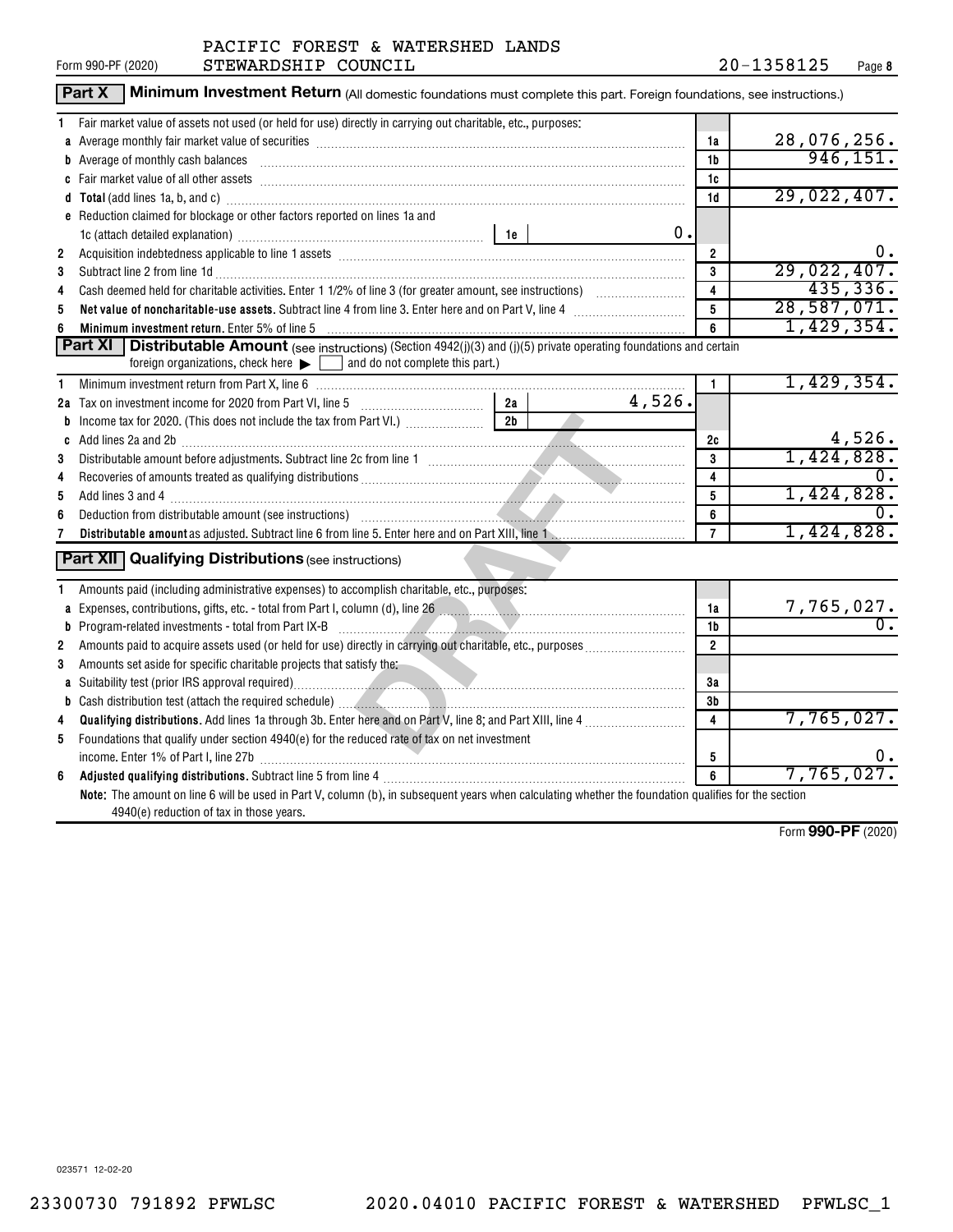PACIFIC FOREST & WATERSHED LANDS
Form 990-PF (2020) STEWARDSHIP COUNCIL 20-1358125 Page 8

## Part X Minimum Investment Return (All domestic foundations must complete this part. Foreign foundations, see instructions.)

| | | | |
|---|---|---|---|
| 1 | Fair market value of assets not used (or held for use) directly in carrying out charitable, etc., purposes: | | |
| a | Average monthly fair market value of securities | 1a | 28,076,256. |
| b | Average of monthly cash balances | 1b | 946,151. |
| c | Fair market value of all other assets | 1c | |
| d | **Total** (add lines 1a, b, and c) | 1d | 29,022,407. |
| e | Reduction claimed for blockage or other factors reported on lines 1a and 1c (attach detailed explanation) — 1e: 0. | | |
| 2 | Acquisition indebtedness applicable to line 1 assets | 2 | 0. |
| 3 | Subtract line 2 from line 1d | 3 | 29,022,407. |
| 4 | Cash deemed held for charitable activities. Enter 1 1/2% of line 3 (for greater amount, see instructions) | 4 | 435,336. |
| 5 | **Net value of noncharitable-use assets.** Subtract line 4 from line 3. Enter here and on Part V, line 4 | 5 | 28,587,071. |
| 6 | **Minimum investment return.** Enter 5% of line 5 | 6 | 1,429,354. |

## Part XI Distributable Amount (see instructions) (Section 4942(j)(3) and (j)(5) private operating foundations and certain foreign organizations, check here ▶ ☐ and do not complete this part.)

| | | | |
|---|---|---|---|
| 1 | Minimum investment return from Part X, line 6 | 1 | 1,429,354. |
| 2a | Tax on investment income for 2020 from Part VI, line 5 — 2a: 4,526. | | |
| b | Income tax for 2020. (This does not include the tax from Part VI.) — 2b: | | |
| c | Add lines 2a and 2b | 2c | 4,526. |
| 3 | Distributable amount before adjustments. Subtract line 2c from line 1 | 3 | 1,424,828. |
| 4 | Recoveries of amounts treated as qualifying distributions | 4 | 0. |
| 5 | Add lines 3 and 4 | 5 | 1,424,828. |
| 6 | Deduction from distributable amount (see instructions) | 6 | 0. |
| 7 | **Distributable amount** as adjusted. Subtract line 6 from line 5. Enter here and on Part XIII, line 1 | 7 | 1,424,828. |

## Part XII Qualifying Distributions (see instructions)

| | | | |
|---|---|---|---|
| 1 | Amounts paid (including administrative expenses) to accomplish charitable, etc., purposes: | | |
| a | Expenses, contributions, gifts, etc. - total from Part I, column (d), line 26 | 1a | 7,765,027. |
| b | Program-related investments - total from Part IX-B | 1b | 0. |
| 2 | Amounts paid to acquire assets used (or held for use) directly in carrying out charitable, etc., purposes | 2 | |
| 3 | Amounts set aside for specific charitable projects that satisfy the: | | |
| a | Suitability test (prior IRS approval required) | 3a | |
| b | Cash distribution test (attach the required schedule) | 3b | |
| 4 | **Qualifying distributions.** Add lines 1a through 3b. Enter here and on Part V, line 8; and Part XIII, line 4 | 4 | 7,765,027. |
| 5 | Foundations that qualify under section 4940(e) for the reduced rate of tax on net investment income. Enter 1% of Part I, line 27b | 5 | 0. |
| 6 | **Adjusted qualifying distributions.** Subtract line 5 from line 4 | 6 | 7,765,027. |

**Note:** The amount on line 6 will be used in Part V, column (b), in subsequent years when calculating whether the foundation qualifies for the section 4940(e) reduction of tax in those years.

Form **990-PF** (2020)

023571 12-02-20

23300730 791892 PFWLSC 2020.04010 PACIFIC FOREST & WATERSHED PFWLSC_1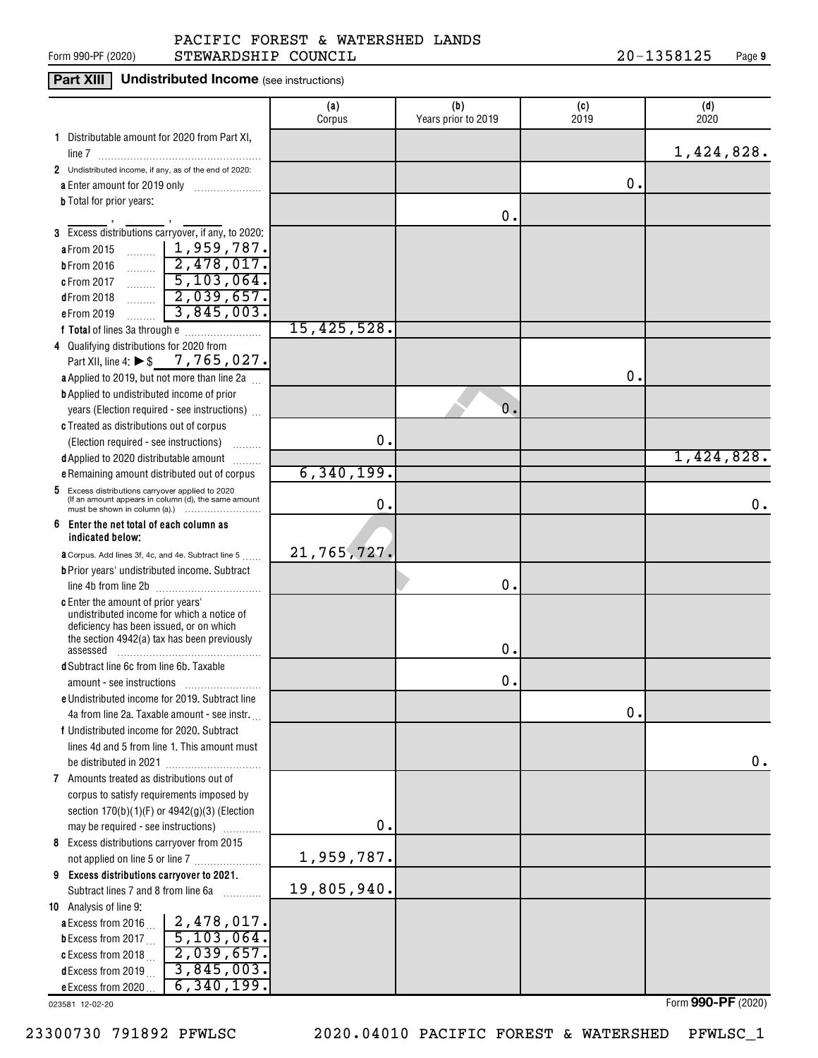Form 990-PF (2020) PACIFIC FOREST & WATERSHED LANDS STEWARDSHIP COUNCIL 20-1358125 Page 9

## Part XIII Undistributed Income (see instructions)

| | (a) Corpus | (b) Years prior to 2019 | (c) 2019 | (d) 2020 |
|---|---|---|---|---|
| **1** Distributable amount for 2020 from Part XI, line 7 | | | | 1,424,828. |
| **2** Undistributed income, if any, as of the end of 2020: | | | | |
| **a** Enter amount for 2019 only | | | 0. | |
| **b** Total for prior years: ___ , ___ , ___ | | 0. | | |
| **3** Excess distributions carryover, if any, to 2020: | | | | |
| **a** From 2015 ... 1,959,787. | | | | |
| **b** From 2016 ... 2,478,017. | | | | |
| **c** From 2017 ... 5,103,064. | | | | |
| **d** From 2018 ... 2,039,657. | | | | |
| **e** From 2019 ... 3,845,003. | | | | |
| **f Total** of lines 3a through e | 15,425,528. | | | |
| **4** Qualifying distributions for 2020 from Part XII, line 4: ▶ $ 7,765,027. | | | | |
| **a** Applied to 2019, but not more than line 2a | | | 0. | |
| **b** Applied to undistributed income of prior years (Election required - see instructions) | | 0. | | |
| **c** Treated as distributions out of corpus (Election required - see instructions) | 0. | | | |
| **d** Applied to 2020 distributable amount | | | | 1,424,828. |
| **e** Remaining amount distributed out of corpus | 6,340,199. | | | |
| **5** Excess distributions carryover applied to 2020 (If an amount appears in column (d), the same amount must be shown in column (a).) | 0. | | | 0. |
| **6 Enter the net total of each column as indicated below:** | | | | |
| **a** Corpus. Add lines 3f, 4c, and 4e. Subtract line 5 | 21,765,727. | | | |
| **b** Prior years' undistributed income. Subtract line 4b from line 2b | | 0. | | |
| **c** Enter the amount of prior years' undistributed income for which a notice of deficiency has been issued, or on which the section 4942(a) tax has been previously assessed | | 0. | | |
| **d** Subtract line 6c from line 6b. Taxable amount - see instructions | | 0. | | |
| **e** Undistributed income for 2019. Subtract line 4a from line 2a. Taxable amount - see instr. | | | 0. | |
| **f** Undistributed income for 2020. Subtract lines 4d and 5 from line 1. This amount must be distributed in 2021 | | | | 0. |
| **7** Amounts treated as distributions out of corpus to satisfy requirements imposed by section 170(b)(1)(F) or 4942(g)(3) (Election may be required - see instructions) | 0. | | | |
| **8** Excess distributions carryover from 2015 not applied on line 5 or line 7 | 1,959,787. | | | |
| **9 Excess distributions carryover to 2021.** Subtract lines 7 and 8 from line 6a | 19,805,940. | | | |
| **10** Analysis of line 9: | | | | |
| **a** Excess from 2016 ... 2,478,017. | | | | |
| **b** Excess from 2017 ... 5,103,064. | | | | |
| **c** Excess from 2018 ... 2,039,657. | | | | |
| **d** Excess from 2019 ... 3,845,003. | | | | |
| **e** Excess from 2020 ... 6,340,199. | | | | |

023581 12-02-20 Form **990-PF** (2020)

23300730 791892 PFWLSC 2020.04010 PACIFIC FOREST & WATERSHED PFWLSC_1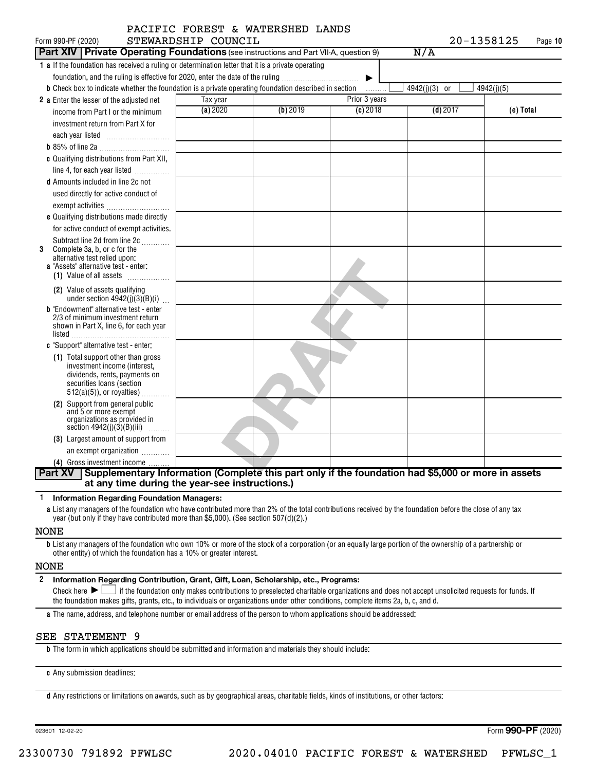PACIFIC FOREST & WATERSHED LANDS STEWARDSHIP COUNCIL

Form 990-PF (2020) 20-1358125 Page 10

**Part XIV | Private Operating Foundations** (see instructions and Part VII-A, question 9) N/A

**1 a** If the foundation has received a ruling or determination letter that it is a private operating foundation, and the ruling is effective for 2020, enter the date of the ruling ▶

**b** Check box to indicate whether the foundation is a private operating foundation described in section ☐ 4942(j)(3) or ☐ 4942(j)(5)

| | Tax year | Prior 3 years | | | |
|---|---|---|---|---|---|
| | (a) 2020 | (b) 2019 | (c) 2018 | (d) 2017 | (e) Total |
| **2 a** Enter the lesser of the adjusted net income from Part I or the minimum investment return from Part X for each year listed | | | | | |
| **b** 85% of line 2a | | | | | |
| **c** Qualifying distributions from Part XII, line 4, for each year listed | | | | | |
| **d** Amounts included in line 2c not used directly for active conduct of exempt activities | | | | | |
| **e** Qualifying distributions made directly for active conduct of exempt activities. Subtract line 2d from line 2c | | | | | |
| **3** Complete 3a, b, or c for the alternative test relied upon: **a** "Assets" alternative test - enter: (1) Value of all assets | | | | | |
| (2) Value of assets qualifying under section 4942(j)(3)(B)(i) | | | | | |
| **b** "Endowment" alternative test - enter 2/3 of minimum investment return shown in Part X, line 6, for each year listed | | | | | |
| **c** "Support" alternative test - enter: (1) Total support other than gross investment income (interest, dividends, rents, payments on securities loans (section 512(a)(5)), or royalties) | | | | | |
| (2) Support from general public and 5 or more exempt organizations as provided in section 4942(j)(3)(B)(iii) | | | | | |
| (3) Largest amount of support from an exempt organization | | | | | |
| (4) Gross investment income | | | | | |

**Part XV | Supplementary Information (Complete this part only if the foundation had $5,000 or more in assets at any time during the year-see instructions.)**

**1 Information Regarding Foundation Managers:**

**a** List any managers of the foundation who have contributed more than 2% of the total contributions received by the foundation before the close of any tax year (but only if they have contributed more than $5,000). (See section 507(d)(2).)

NONE

**b** List any managers of the foundation who own 10% or more of the stock of a corporation (or an equally large portion of the ownership of a partnership or other entity) of which the foundation has a 10% or greater interest.

NONE

**2 Information Regarding Contribution, Grant, Gift, Loan, Scholarship, etc., Programs:**

Check here ▶ ☐ if the foundation only makes contributions to preselected charitable organizations and does not accept unsolicited requests for funds. If the foundation makes gifts, grants, etc., to individuals or organizations under other conditions, complete items 2a, b, c, and d.

**a** The name, address, and telephone number or email address of the person to whom applications should be addressed:

SEE STATEMENT 9

**b** The form in which applications should be submitted and information and materials they should include:

**c** Any submission deadlines:

**d** Any restrictions or limitations on awards, such as by geographical areas, charitable fields, kinds of institutions, or other factors:

023601 12-02-20 Form **990-PF** (2020)

23300730 791892 PFWLSC 2020.04010 PACIFIC FOREST & WATERSHED PFWLSC_1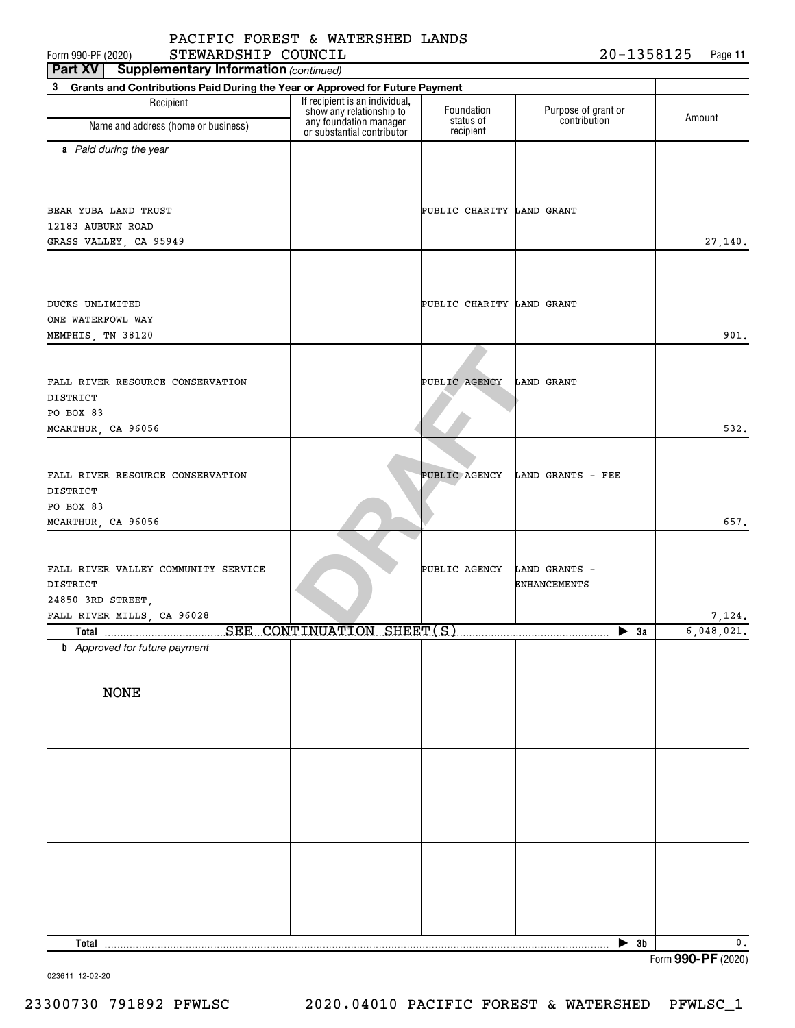PACIFIC FOREST & WATERSHED LANDS STEWARDSHIP COUNCIL

Form 990-PF (2020) 20-1358125 Page 11

**Part XV Supplementary Information** *(continued)*

**3 Grants and Contributions Paid During the Year or Approved for Future Payment**

| Recipient Name and address (home or business) | If recipient is an individual, show any relationship to any foundation manager or substantial contributor | Foundation status of recipient | Purpose of grant or contribution | Amount |
|---|---|---|---|---|
| ***a** Paid during the year* | | | | |
| BEAR YUBA LAND TRUST<br>12183 AUBURN ROAD<br>GRASS VALLEY, CA 95949 | | PUBLIC CHARITY | LAND GRANT | 27,140. |
| DUCKS UNLIMITED<br>ONE WATERFOWL WAY<br>MEMPHIS, TN 38120 | | PUBLIC CHARITY | LAND GRANT | 901. |
| FALL RIVER RESOURCE CONSERVATION DISTRICT<br>PO BOX 83<br>MCARTHUR, CA 96056 | | PUBLIC AGENCY | LAND GRANT | 532. |
| FALL RIVER RESOURCE CONSERVATION DISTRICT<br>PO BOX 83<br>MCARTHUR, CA 96056 | | PUBLIC AGENCY | LAND GRANTS - FEE | 657. |
| FALL RIVER VALLEY COMMUNITY SERVICE DISTRICT<br>24850 3RD STREET,<br>FALL RIVER MILLS, CA 96028 | | PUBLIC AGENCY | LAND GRANTS - ENHANCEMENTS | 7,124. |
| **Total** SEE CONTINUATION SHEET(S) | | | ▶ 3a | 6,048,021. |
| ***b** Approved for future payment* | | | | |
| NONE | | | | |
| **Total** | | | ▶ 3b | 0. |

Form **990-PF** (2020)

023611 12-02-20

23300730 791892 PFWLSC 2020.04010 PACIFIC FOREST & WATERSHED PFWLSC_1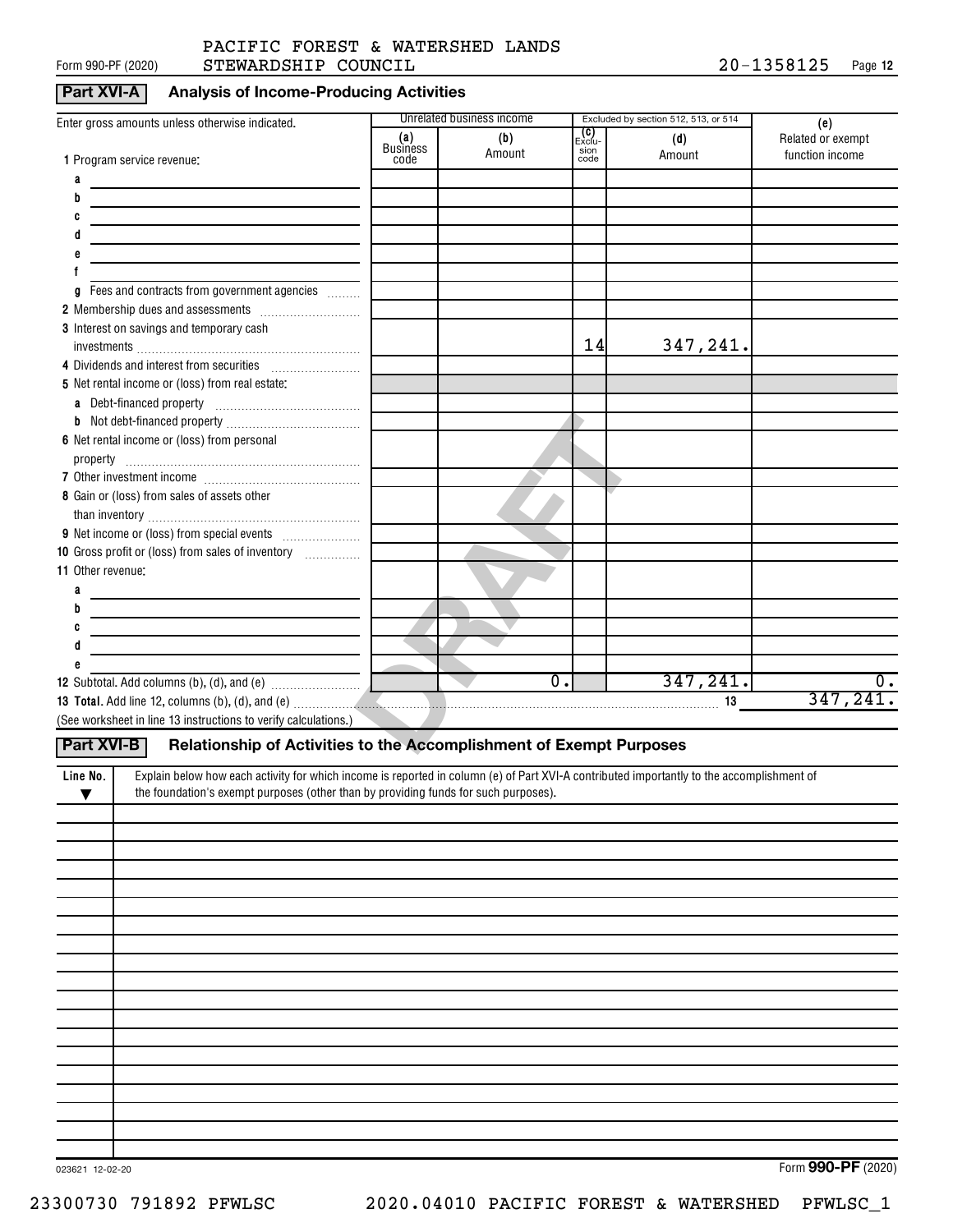PACIFIC FOREST & WATERSHED LANDS STEWARDSHIP COUNCIL

Form 990-PF (2020) 20-1358125 Page 12

## Part XVI-A Analysis of Income-Producing Activities

| Enter gross amounts unless otherwise indicated. | Unrelated business income | | Excluded by section 512, 513, or 514 | | (e) |
|---|---|---|---|---|---|
| | (a) Business code | (b) Amount | (c) Exclusion code | (d) Amount | Related or exempt function income |
| **1** Program service revenue: | | | | | |
| a | | | | | |
| b | | | | | |
| c | | | | | |
| d | | | | | |
| e | | | | | |
| f | | | | | |
| g Fees and contracts from government agencies | | | | | |
| **2** Membership dues and assessments | | | | | |
| **3** Interest on savings and temporary cash investments | | | 14 | 347,241. | |
| **4** Dividends and interest from securities | | | | | |
| **5** Net rental income or (loss) from real estate: | | | | | |
| a Debt-financed property | | | | | |
| b Not debt-financed property | | | | | |
| **6** Net rental income or (loss) from personal property | | | | | |
| **7** Other investment income | | | | | |
| **8** Gain or (loss) from sales of assets other than inventory | | | | | |
| **9** Net income or (loss) from special events | | | | | |
| **10** Gross profit or (loss) from sales of inventory | | | | | |
| **11** Other revenue: | | | | | |
| a | | | | | |
| b | | | | | |
| c | | | | | |
| d | | | | | |
| e | | | | | |
| **12** Subtotal. Add columns (b), (d), and (e) | | 0. | | 347,241. | 0. |

**13 Total.** Add line 12, columns (b), (d), and (e) ........ **13** 347,241.

(See worksheet in line 13 instructions to verify calculations.)

## Part XVI-B Relationship of Activities to the Accomplishment of Exempt Purposes

| Line No. ▼ | Explain below how each activity for which income is reported in column (e) of Part XVI-A contributed importantly to the accomplishment of the foundation's exempt purposes (other than by providing funds for such purposes). |
|---|---|
| | |

023621 12-02-20

Form **990-PF** (2020)

23300730 791892 PFWLSC 2020.04010 PACIFIC FOREST & WATERSHED PFWLSC_1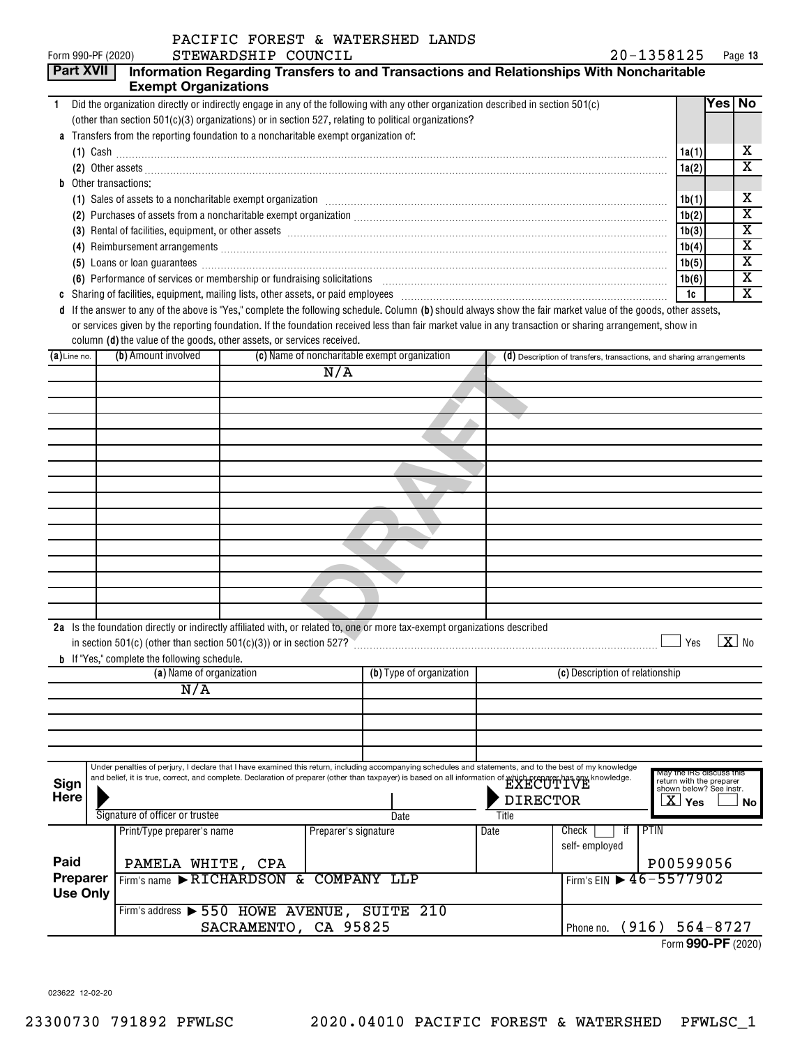PACIFIC FOREST & WATERSHED LANDS

Form 990-PF (2020) STEWARDSHIP COUNCIL 20-1358125 Page **13**

## Part XVII Information Regarding Transfers to and Transactions and Relationships With Noncharitable Exempt Organizations

| | | | Yes | No |
|---|---|---|---|---|
| **1** | Did the organization directly or indirectly engage in any of the following with any other organization described in section 501(c) (other than section 501(c)(3) organizations) or in section 527, relating to political organizations? | | | |
| **a** | Transfers from the reporting foundation to a noncharitable exempt organization of: | | | |
| | (1) Cash | 1a(1) | | X |
| | (2) Other assets | 1a(2) | | X |
| **b** | Other transactions: | | | |
| | (1) Sales of assets to a noncharitable exempt organization | 1b(1) | | X |
| | (2) Purchases of assets from a noncharitable exempt organization | 1b(2) | | X |
| | (3) Rental of facilities, equipment, or other assets | 1b(3) | | X |
| | (4) Reimbursement arrangements | 1b(4) | | X |
| | (5) Loans or loan guarantees | 1b(5) | | X |
| | (6) Performance of services or membership or fundraising solicitations | 1b(6) | | X |
| **c** | Sharing of facilities, equipment, mailing lists, other assets, or paid employees | 1c | | X |

**d** If the answer to any of the above is "Yes," complete the following schedule. Column **(b)** should always show the fair market value of the goods, other assets, or services given by the reporting foundation. If the foundation received less than fair market value in any transaction or sharing arrangement, show in column **(d)** the value of the goods, other assets, or services received.

| (a) Line no. | (b) Amount involved | (c) Name of noncharitable exempt organization | (d) Description of transfers, transactions, and sharing arrangements |
|---|---|---|---|
| | | N/A | |

**2a** Is the foundation directly or indirectly affiliated with, or related to, one or more tax-exempt organizations described in section 501(c) (other than section 501(c)(3)) or in section 527? ☐ Yes ☒ No

**b** If "Yes," complete the following schedule.

| (a) Name of organization | (b) Type of organization | (c) Description of relationship |
|---|---|---|
| N/A | | |

**Sign Here**

Under penalties of perjury, I declare that I have examined this return, including accompanying schedules and statements, and to the best of my knowledge and belief, it is true, correct, and complete. Declaration of preparer (other than taxpayer) is based on all information of which preparer has any knowledge.

| Signature of officer or trustee | Date | Title |
|---|---|---|
| | | EXECUTIVE DIRECTOR |

May the IRS discuss this return with the preparer shown below? See instr. ☒ Yes ☐ No

**Paid Preparer Use Only**

| Print/Type preparer's name | Preparer's signature | Date | Check ☐ if self-employed | PTIN |
|---|---|---|---|---|
| PAMELA WHITE, CPA | | | | P00599056 |

Firm's name ▶ RICHARDSON & COMPANY LLP — Firm's EIN ▶ 46-5577902

Firm's address ▶ 550 HOWE AVENUE, SUITE 210, SACRAMENTO, CA 95825 — Phone no. (916) 564-8727

Form **990-PF** (2020)

023622 12-02-20

23300730 791892 PFWLSC 2020.04010 PACIFIC FOREST & WATERSHED PFWLSC_1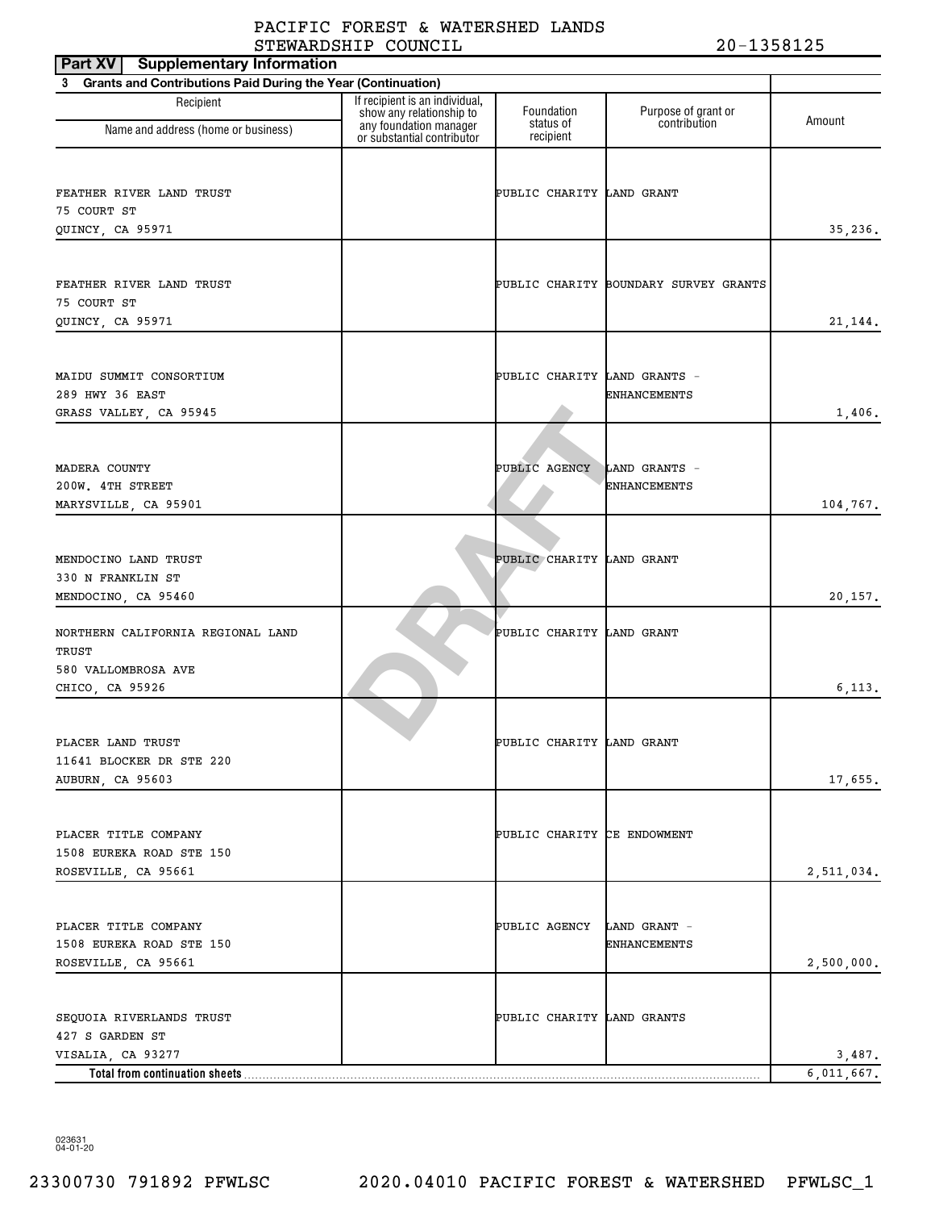PACIFIC FOREST & WATERSHED LANDS STEWARDSHIP COUNCIL 20-1358125

**Part XV Supplementary Information**

**3 Grants and Contributions Paid During the Year (Continuation)**

| Recipient Name and address (home or business) | If recipient is an individual, show any relationship to any foundation manager or substantial contributor | Foundation status of recipient | Purpose of grant or contribution | Amount |
|---|---|---|---|---|
| FEATHER RIVER LAND TRUST<br>75 COURT ST<br>QUINCY, CA 95971 | | PUBLIC CHARITY | LAND GRANT | 35,236. |
| FEATHER RIVER LAND TRUST<br>75 COURT ST<br>QUINCY, CA 95971 | | PUBLIC CHARITY | BOUNDARY SURVEY GRANTS | 21,144. |
| MAIDU SUMMIT CONSORTIUM<br>289 HWY 36 EAST<br>GRASS VALLEY, CA 95945 | | PUBLIC CHARITY | LAND GRANTS - ENHANCEMENTS | 1,406. |
| MADERA COUNTY<br>200W. 4TH STREET<br>MARYSVILLE, CA 95901 | | PUBLIC AGENCY | LAND GRANTS - ENHANCEMENTS | 104,767. |
| MENDOCINO LAND TRUST<br>330 N FRANKLIN ST<br>MENDOCINO, CA 95460 | | PUBLIC CHARITY | LAND GRANT | 20,157. |
| NORTHERN CALIFORNIA REGIONAL LAND TRUST<br>580 VALLOMBROSA AVE<br>CHICO, CA 95926 | | PUBLIC CHARITY | LAND GRANT | 6,113. |
| PLACER LAND TRUST<br>11641 BLOCKER DR STE 220<br>AUBURN, CA 95603 | | PUBLIC CHARITY | LAND GRANT | 17,655. |
| PLACER TITLE COMPANY<br>1508 EUREKA ROAD STE 150<br>ROSEVILLE, CA 95661 | | PUBLIC CHARITY | CE ENDOWMENT | 2,511,034. |
| PLACER TITLE COMPANY<br>1508 EUREKA ROAD STE 150<br>ROSEVILLE, CA 95661 | | PUBLIC AGENCY | LAND GRANT - ENHANCEMENTS | 2,500,000. |
| SEQUOIA RIVERLANDS TRUST<br>427 S GARDEN ST<br>VISALIA, CA 93277 | | PUBLIC CHARITY | LAND GRANTS | 3,487. |
| **Total from continuation sheets** | | | | 6,011,667. |

DRAFT

023631 04-01-20

23300730 791892 PFWLSC 2020.04010 PACIFIC FOREST & WATERSHED PFWLSC_1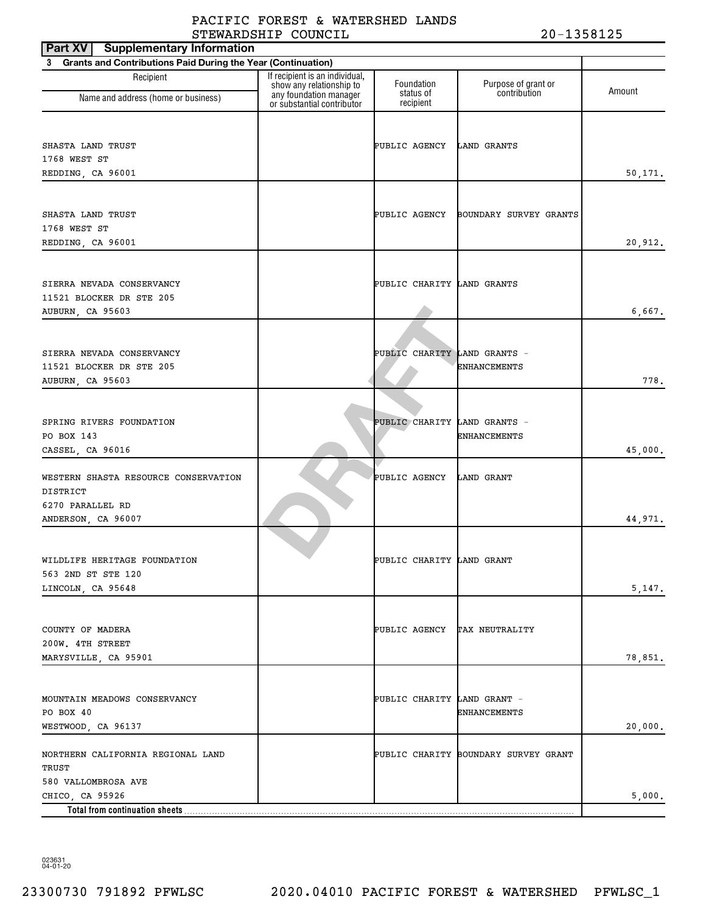PACIFIC FOREST & WATERSHED LANDS STEWARDSHIP COUNCIL 20-1358125

**Part XV Supplementary Information**

**3 Grants and Contributions Paid During the Year (Continuation)**

| Recipient Name and address (home or business) | If recipient is an individual, show any relationship to any foundation manager or substantial contributor | Foundation status of recipient | Purpose of grant or contribution | Amount |
|---|---|---|---|---|
| SHASTA LAND TRUST<br>1768 WEST ST<br>REDDING, CA 96001 | | PUBLIC AGENCY | LAND GRANTS | 50,171. |
| SHASTA LAND TRUST<br>1768 WEST ST<br>REDDING, CA 96001 | | PUBLIC AGENCY | BOUNDARY SURVEY GRANTS | 20,912. |
| SIERRA NEVADA CONSERVANCY<br>11521 BLOCKER DR STE 205<br>AUBURN, CA 95603 | | PUBLIC CHARITY | LAND GRANTS | 6,667. |
| SIERRA NEVADA CONSERVANCY<br>11521 BLOCKER DR STE 205<br>AUBURN, CA 95603 | | PUBLIC CHARITY | LAND GRANTS - ENHANCEMENTS | 778. |
| SPRING RIVERS FOUNDATION<br>PO BOX 143<br>CASSEL, CA 96016 | | PUBLIC CHARITY | LAND GRANTS - ENHANCEMENTS | 45,000. |
| WESTERN SHASTA RESOURCE CONSERVATION DISTRICT<br>6270 PARALLEL RD<br>ANDERSON, CA 96007 | | PUBLIC AGENCY | LAND GRANT | 44,971. |
| WILDLIFE HERITAGE FOUNDATION<br>563 2ND ST STE 120<br>LINCOLN, CA 95648 | | PUBLIC CHARITY | LAND GRANT | 5,147. |
| COUNTY OF MADERA<br>200W. 4TH STREET<br>MARYSVILLE, CA 95901 | | PUBLIC AGENCY | TAX NEUTRALITY | 78,851. |
| MOUNTAIN MEADOWS CONSERVANCY<br>PO BOX 40<br>WESTWOOD, CA 96137 | | PUBLIC CHARITY | LAND GRANT - ENHANCEMENTS | 20,000. |
| NORTHERN CALIFORNIA REGIONAL LAND TRUST<br>580 VALLOMBROSA AVE<br>CHICO, CA 95926 | | PUBLIC CHARITY | BOUNDARY SURVEY GRANT | 5,000. |
| **Total from continuation sheets** | | | | |

DRAFT

023631 04-01-20

23300730 791892 PFWLSC 2020.04010 PACIFIC FOREST & WATERSHED PFWLSC_1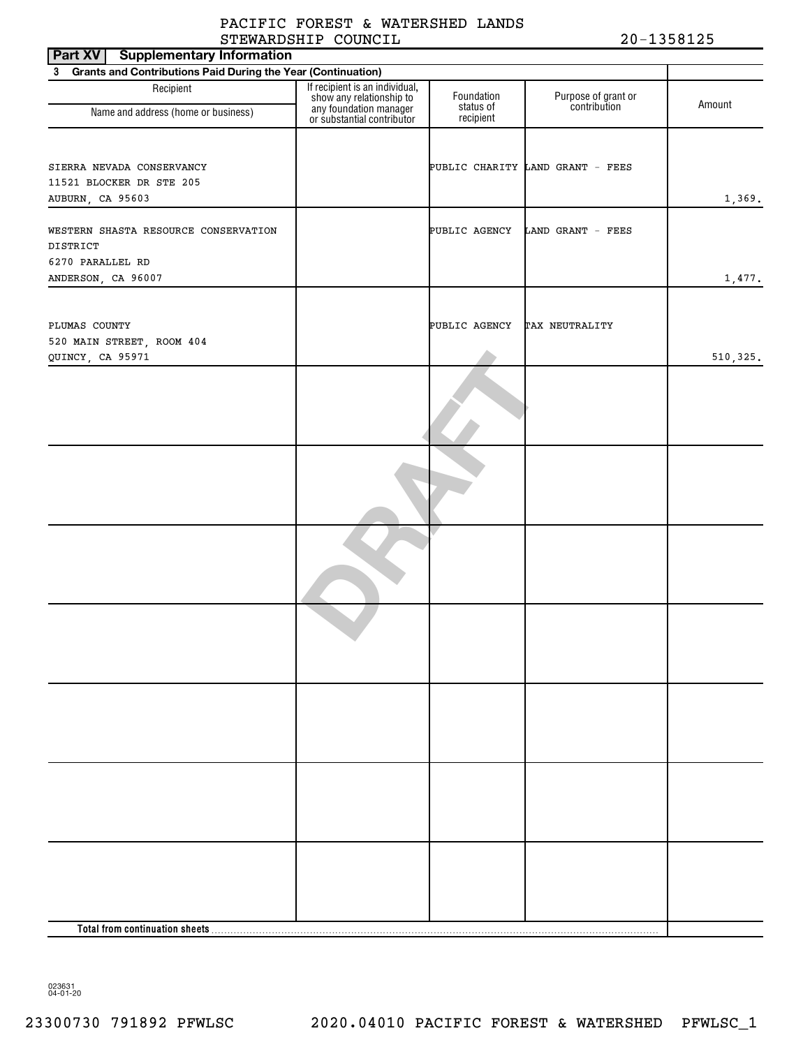PACIFIC FOREST & WATERSHED LANDS STEWARDSHIP COUNCIL 20-1358125

**Part XV Supplementary Information**

**3 Grants and Contributions Paid During the Year (Continuation)**

| Recipient Name and address (home or business) | If recipient is an individual, show any relationship to any foundation manager or substantial contributor | Foundation status of recipient | Purpose of grant or contribution | Amount |
|---|---|---|---|---|
| SIERRA NEVADA CONSERVANCY 11521 BLOCKER DR STE 205 AUBURN, CA 95603 | | PUBLIC CHARITY | LAND GRANT - FEES | 1,369. |
| WESTERN SHASTA RESOURCE CONSERVATION DISTRICT 6270 PARALLEL RD ANDERSON, CA 96007 | | PUBLIC AGENCY | LAND GRANT - FEES | 1,477. |
| PLUMAS COUNTY 520 MAIN STREET, ROOM 404 QUINCY, CA 95971 | | PUBLIC AGENCY | TAX NEUTRALITY | 510,325. |
| | | | | |
| | | | | |
| | | | | |
| | | | | |
| | | | | |
| | | | | |
| | | | | |
| **Total from continuation sheets** | | | | |

DRAFT

023631 04-01-20

23300730 791892 PFWLSC 2020.04010 PACIFIC FOREST & WATERSHED PFWLSC_1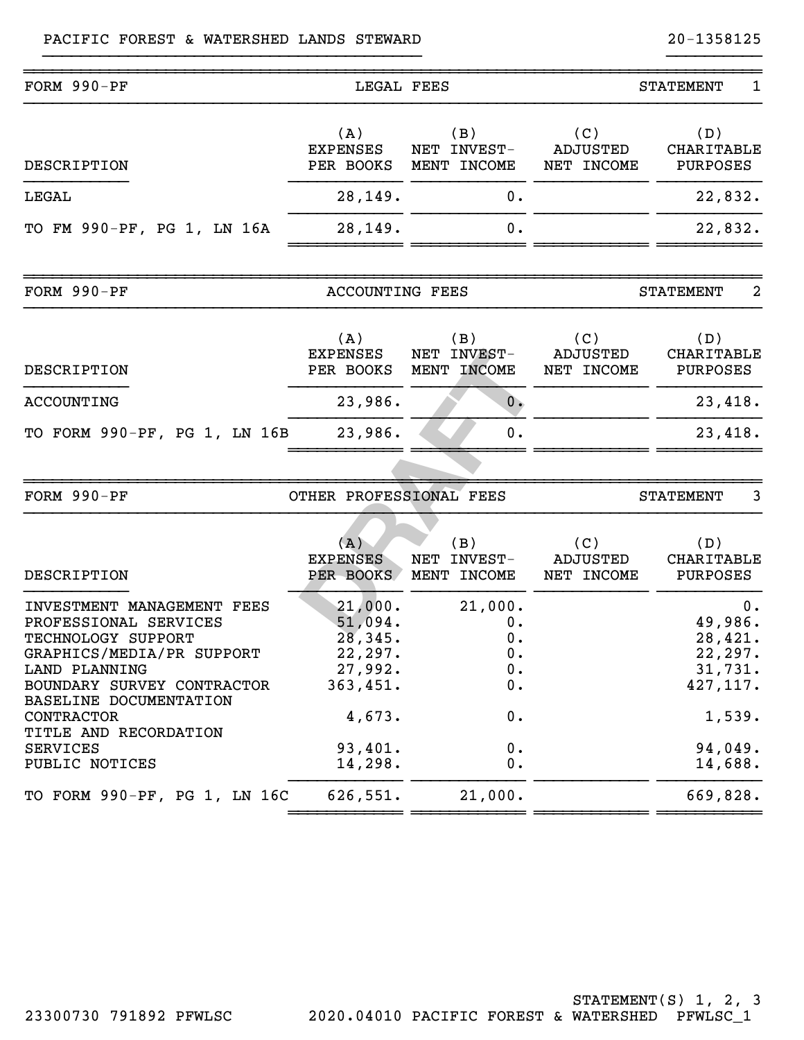PACIFIC FOREST & WATERSHED LANDS STEWARD — 20-1358125

## FORM 990-PF — LEGAL FEES — STATEMENT 1

| DESCRIPTION | (A) EXPENSES PER BOOKS | (B) NET INVEST-MENT INCOME | (C) ADJUSTED NET INCOME | (D) CHARITABLE PURPOSES |
|---|---|---|---|---|
| LEGAL | 28,149. | 0. | | 22,832. |
| TO FM 990-PF, PG 1, LN 16A | 28,149. | 0. | | 22,832. |

## FORM 990-PF — ACCOUNTING FEES — STATEMENT 2

| DESCRIPTION | (A) EXPENSES PER BOOKS | (B) NET INVEST-MENT INCOME | (C) ADJUSTED NET INCOME | (D) CHARITABLE PURPOSES |
|---|---|---|---|---|
| ACCOUNTING | 23,986. | 0. | | 23,418. |
| TO FORM 990-PF, PG 1, LN 16B | 23,986. | 0. | | 23,418. |

## FORM 990-PF — OTHER PROFESSIONAL FEES — STATEMENT 3

| DESCRIPTION | (A) EXPENSES PER BOOKS | (B) NET INVEST-MENT INCOME | (C) ADJUSTED NET INCOME | (D) CHARITABLE PURPOSES |
|---|---|---|---|---|
| INVESTMENT MANAGEMENT FEES | 21,000. | 21,000. | | 0. |
| PROFESSIONAL SERVICES | 51,094. | 0. | | 49,986. |
| TECHNOLOGY SUPPORT | 28,345. | 0. | | 28,421. |
| GRAPHICS/MEDIA/PR SUPPORT | 22,297. | 0. | | 22,297. |
| LAND PLANNING | 27,992. | 0. | | 31,731. |
| BOUNDARY SURVEY CONTRACTOR | 363,451. | 0. | | 427,117. |
| BASELINE DOCUMENTATION CONTRACTOR | 4,673. | 0. | | 1,539. |
| TITLE AND RECORDATION SERVICES | 93,401. | 0. | | 94,049. |
| PUBLIC NOTICES | 14,298. | 0. | | 14,688. |
| TO FORM 990-PF, PG 1, LN 16C | 626,551. | 21,000. | | 669,828. |

STATEMENT(S) 1, 2, 3

23300730 791892 PFWLSC 2020.04010 PACIFIC FOREST & WATERSHED PFWLSC_1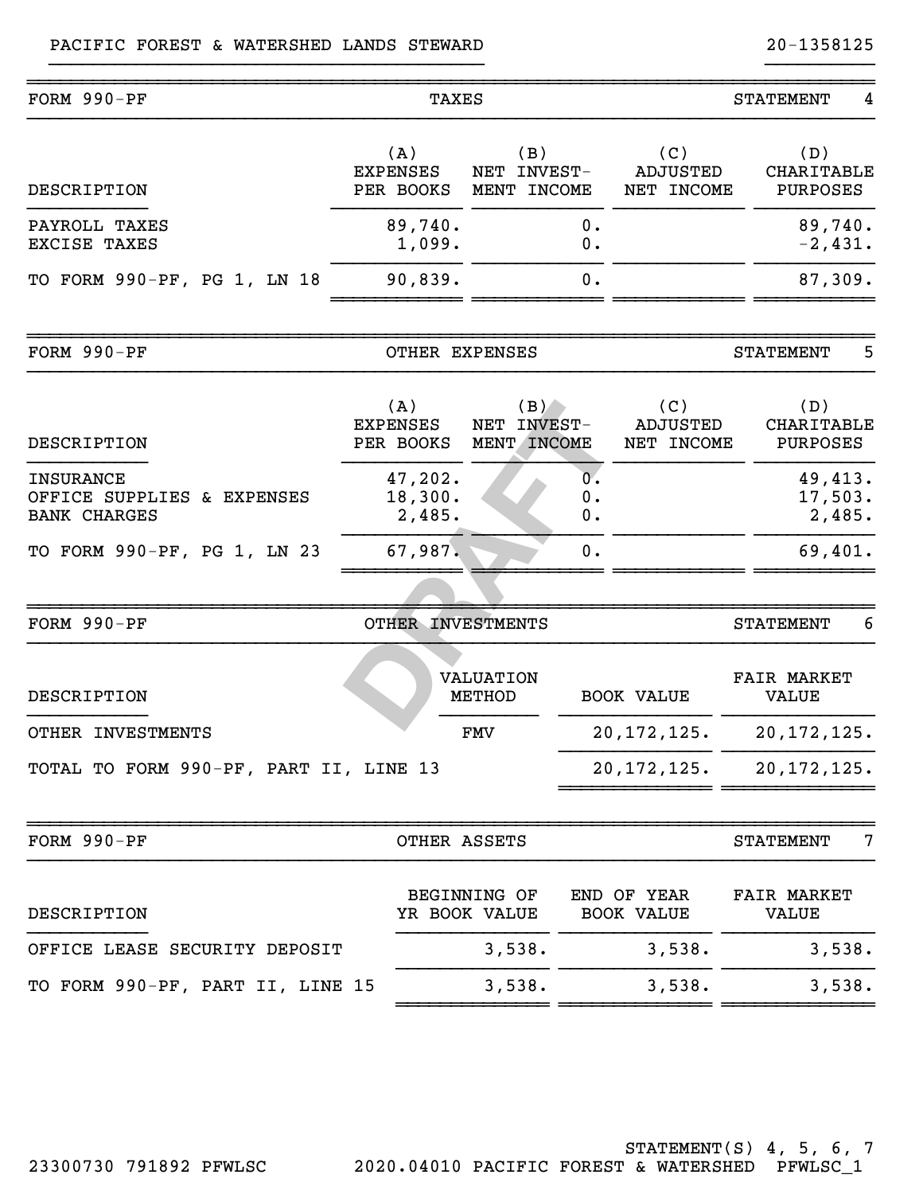PACIFIC FOREST & WATERSHED LANDS STEWARD 20-1358125

## FORM 990-PF — TAXES — STATEMENT 4

| DESCRIPTION | (A) EXPENSES PER BOOKS | (B) NET INVEST- MENT INCOME | (C) ADJUSTED NET INCOME | (D) CHARITABLE PURPOSES |
|---|---|---|---|---|
| PAYROLL TAXES | 89,740. | 0. | | 89,740. |
| EXCISE TAXES | 1,099. | 0. | | -2,431. |
| TO FORM 990-PF, PG 1, LN 18 | 90,839. | 0. | | 87,309. |

## FORM 990-PF — OTHER EXPENSES — STATEMENT 5

| DESCRIPTION | (A) EXPENSES PER BOOKS | (B) NET INVEST- MENT INCOME | (C) ADJUSTED NET INCOME | (D) CHARITABLE PURPOSES |
|---|---|---|---|---|
| INSURANCE | 47,202. | 0. | | 49,413. |
| OFFICE SUPPLIES & EXPENSES | 18,300. | 0. | | 17,503. |
| BANK CHARGES | 2,485. | 0. | | 2,485. |
| TO FORM 990-PF, PG 1, LN 23 | 67,987. | 0. | | 69,401. |

## FORM 990-PF — OTHER INVESTMENTS — STATEMENT 6

| DESCRIPTION | VALUATION METHOD | BOOK VALUE | FAIR MARKET VALUE |
|---|---|---|---|
| OTHER INVESTMENTS | FMV | 20,172,125. | 20,172,125. |
| TOTAL TO FORM 990-PF, PART II, LINE 13 | | 20,172,125. | 20,172,125. |

## FORM 990-PF — OTHER ASSETS — STATEMENT 7

| DESCRIPTION | BEGINNING OF YR BOOK VALUE | END OF YEAR BOOK VALUE | FAIR MARKET VALUE |
|---|---|---|---|
| OFFICE LEASE SECURITY DEPOSIT | 3,538. | 3,538. | 3,538. |
| TO FORM 990-PF, PART II, LINE 15 | 3,538. | 3,538. | 3,538. |

DRAFT

STATEMENT(S) 4, 5, 6, 7

23300730 791892 PFWLSC 2020.04010 PACIFIC FOREST & WATERSHED PFWLSC_1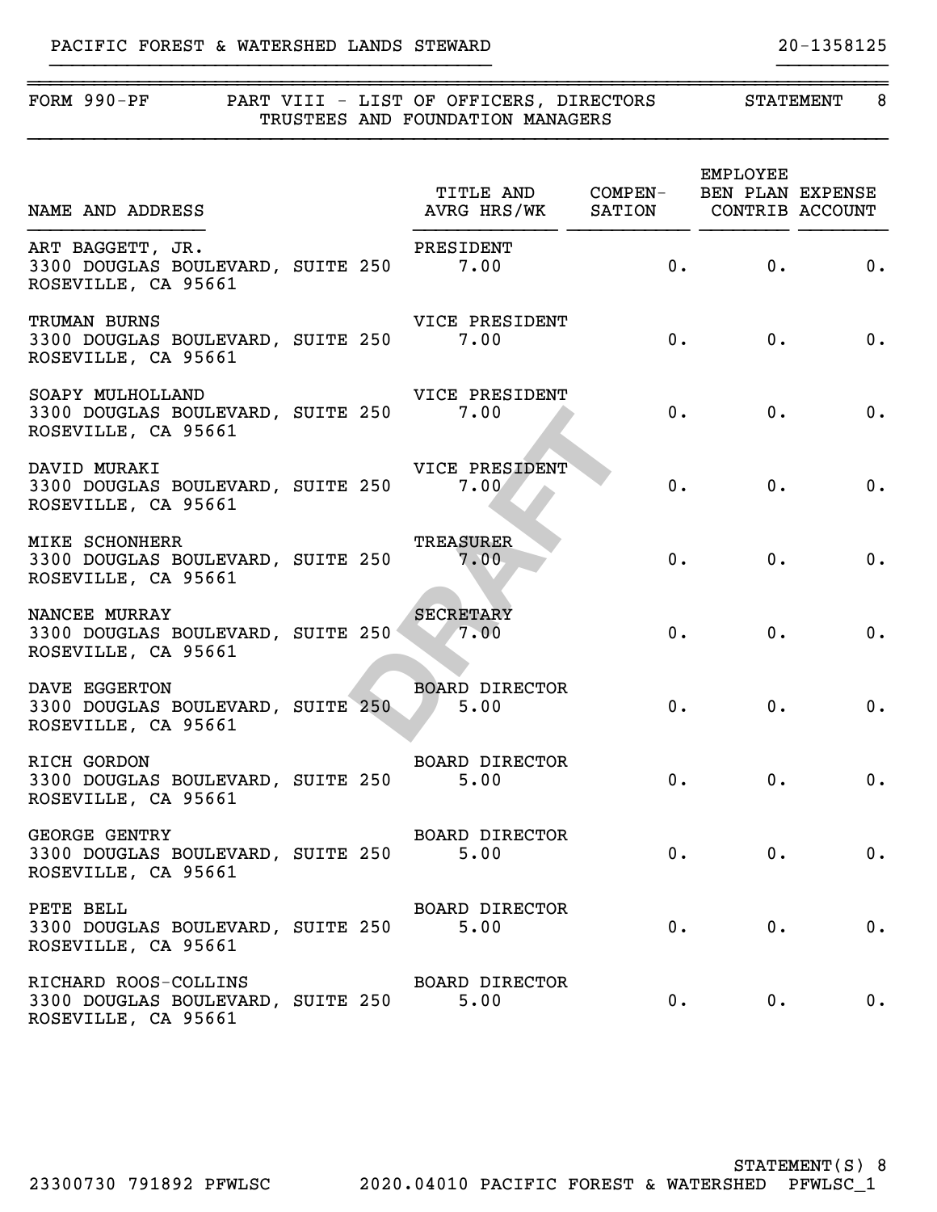PACIFIC FOREST & WATERSHED LANDS STEWARD 20-1358125

## FORM 990-PF PART VIII - LIST OF OFFICERS, DIRECTORS TRUSTEES AND FOUNDATION MANAGERS STATEMENT 8

| NAME AND ADDRESS | TITLE AND AVRG HRS/WK | COMPEN-SATION | EMPLOYEE BEN PLAN CONTRIB | EXPENSE ACCOUNT |
|---|---|---|---|---|
| ART BAGGETT, JR. 3300 DOUGLAS BOULEVARD, SUITE 250 ROSEVILLE, CA 95661 | PRESIDENT 7.00 | 0. | 0. | 0. |
| TRUMAN BURNS 3300 DOUGLAS BOULEVARD, SUITE 250 ROSEVILLE, CA 95661 | VICE PRESIDENT 7.00 | 0. | 0. | 0. |
| SOAPY MULHOLLAND 3300 DOUGLAS BOULEVARD, SUITE 250 ROSEVILLE, CA 95661 | VICE PRESIDENT 7.00 | 0. | 0. | 0. |
| DAVID MURAKI 3300 DOUGLAS BOULEVARD, SUITE 250 ROSEVILLE, CA 95661 | VICE PRESIDENT 7.00 | 0. | 0. | 0. |
| MIKE SCHONHERR 3300 DOUGLAS BOULEVARD, SUITE 250 ROSEVILLE, CA 95661 | TREASURER 7.00 | 0. | 0. | 0. |
| NANCEE MURRAY 3300 DOUGLAS BOULEVARD, SUITE 250 ROSEVILLE, CA 95661 | SECRETARY 7.00 | 0. | 0. | 0. |
| DAVE EGGERTON 3300 DOUGLAS BOULEVARD, SUITE 250 ROSEVILLE, CA 95661 | BOARD DIRECTOR 5.00 | 0. | 0. | 0. |
| RICH GORDON 3300 DOUGLAS BOULEVARD, SUITE 250 ROSEVILLE, CA 95661 | BOARD DIRECTOR 5.00 | 0. | 0. | 0. |
| GEORGE GENTRY 3300 DOUGLAS BOULEVARD, SUITE 250 ROSEVILLE, CA 95661 | BOARD DIRECTOR 5.00 | 0. | 0. | 0. |
| PETE BELL 3300 DOUGLAS BOULEVARD, SUITE 250 ROSEVILLE, CA 95661 | BOARD DIRECTOR 5.00 | 0. | 0. | 0. |
| RICHARD ROOS-COLLINS 3300 DOUGLAS BOULEVARD, SUITE 250 ROSEVILLE, CA 95661 | BOARD DIRECTOR 5.00 | 0. | 0. | 0. |

DRAFT

STATEMENT(S) 8

23300730 791892 PFWLSC 2020.04010 PACIFIC FOREST & WATERSHED PFWLSC_1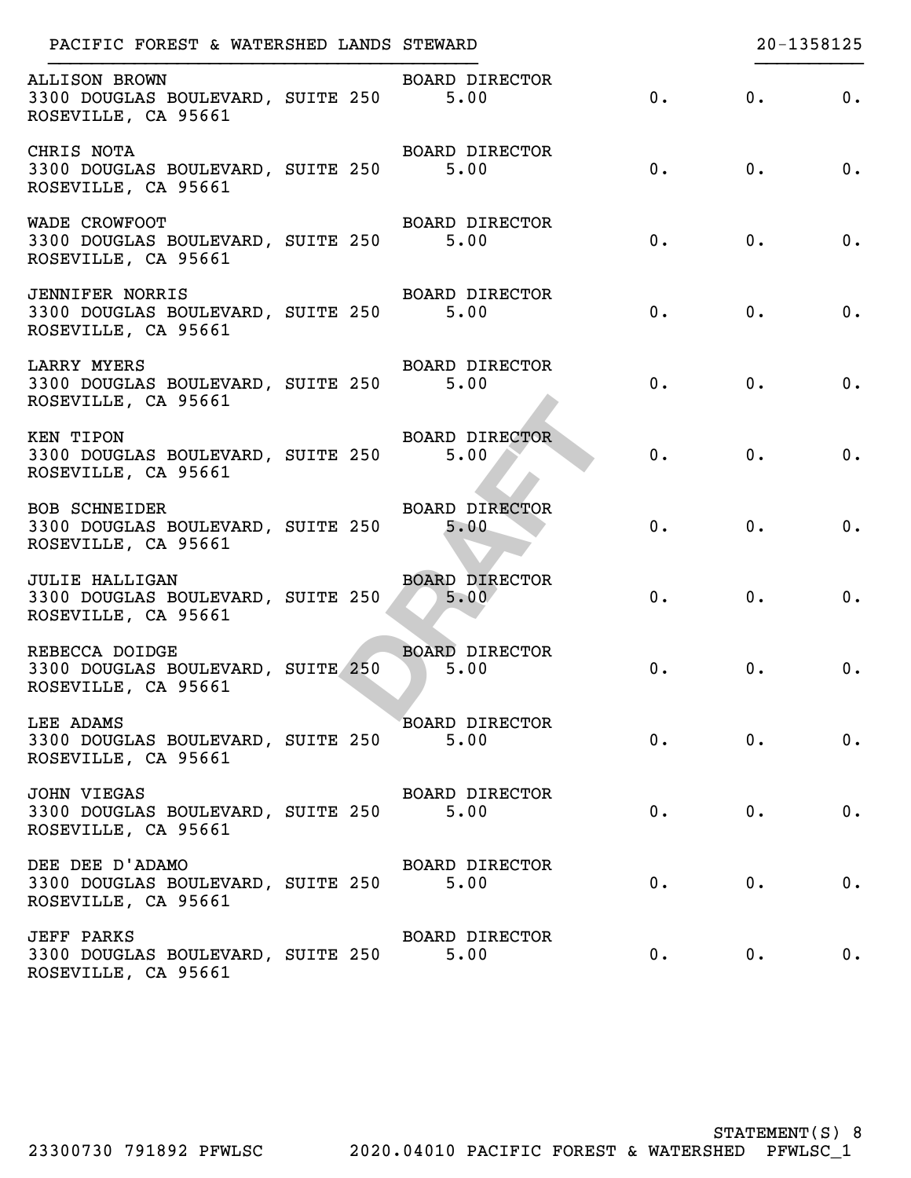PACIFIC FOREST & WATERSHED LANDS STEWARD 20-1358125

| Name and Address | Title and Average Hours | | | |
|---|---|---|---|---|
| ALLISON BROWN<br>3300 DOUGLAS BOULEVARD, SUITE 250<br>ROSEVILLE, CA 95661 | BOARD DIRECTOR<br>5.00 | 0. | 0. | 0. |
| CHRIS NOTA<br>3300 DOUGLAS BOULEVARD, SUITE 250<br>ROSEVILLE, CA 95661 | BOARD DIRECTOR<br>5.00 | 0. | 0. | 0. |
| WADE CROWFOOT<br>3300 DOUGLAS BOULEVARD, SUITE 250<br>ROSEVILLE, CA 95661 | BOARD DIRECTOR<br>5.00 | 0. | 0. | 0. |
| JENNIFER NORRIS<br>3300 DOUGLAS BOULEVARD, SUITE 250<br>ROSEVILLE, CA 95661 | BOARD DIRECTOR<br>5.00 | 0. | 0. | 0. |
| LARRY MYERS<br>3300 DOUGLAS BOULEVARD, SUITE 250<br>ROSEVILLE, CA 95661 | BOARD DIRECTOR<br>5.00 | 0. | 0. | 0. |
| KEN TIPON<br>3300 DOUGLAS BOULEVARD, SUITE 250<br>ROSEVILLE, CA 95661 | BOARD DIRECTOR<br>5.00 | 0. | 0. | 0. |
| BOB SCHNEIDER<br>3300 DOUGLAS BOULEVARD, SUITE 250<br>ROSEVILLE, CA 95661 | BOARD DIRECTOR<br>5.00 | 0. | 0. | 0. |
| JULIE HALLIGAN<br>3300 DOUGLAS BOULEVARD, SUITE 250<br>ROSEVILLE, CA 95661 | BOARD DIRECTOR<br>5.00 | 0. | 0. | 0. |
| REBECCA DOIDGE<br>3300 DOUGLAS BOULEVARD, SUITE 250<br>ROSEVILLE, CA 95661 | BOARD DIRECTOR<br>5.00 | 0. | 0. | 0. |
| LEE ADAMS<br>3300 DOUGLAS BOULEVARD, SUITE 250<br>ROSEVILLE, CA 95661 | BOARD DIRECTOR<br>5.00 | 0. | 0. | 0. |
| JOHN VIEGAS<br>3300 DOUGLAS BOULEVARD, SUITE 250<br>ROSEVILLE, CA 95661 | BOARD DIRECTOR<br>5.00 | 0. | 0. | 0. |
| DEE DEE D'ADAMO<br>3300 DOUGLAS BOULEVARD, SUITE 250<br>ROSEVILLE, CA 95661 | BOARD DIRECTOR<br>5.00 | 0. | 0. | 0. |
| JEFF PARKS<br>3300 DOUGLAS BOULEVARD, SUITE 250<br>ROSEVILLE, CA 95661 | BOARD DIRECTOR<br>5.00 | 0. | 0. | 0. |

DRAFT

STATEMENT(S) 8

23300730 791892 PFWLSC 2020.04010 PACIFIC FOREST & WATERSHED PFWLSC_1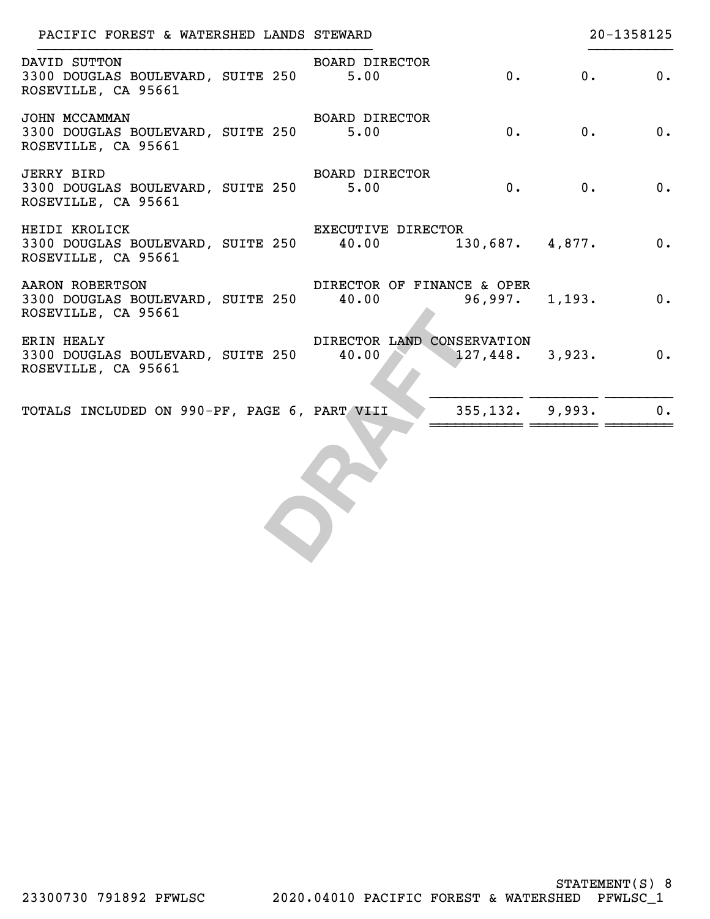PACIFIC FOREST & WATERSHED LANDS STEWARD 20-1358125

| Name and Address | Title and Avg Hours | Compensation | Employee Benefit | Expense Account |
|---|---|---|---|---|
| DAVID SUTTON<br>3300 DOUGLAS BOULEVARD, SUITE 250<br>ROSEVILLE, CA 95661 | BOARD DIRECTOR<br>5.00 | 0. | 0. | 0. |
| JOHN MCCAMMAN<br>3300 DOUGLAS BOULEVARD, SUITE 250<br>ROSEVILLE, CA 95661 | BOARD DIRECTOR<br>5.00 | 0. | 0. | 0. |
| JERRY BIRD<br>3300 DOUGLAS BOULEVARD, SUITE 250<br>ROSEVILLE, CA 95661 | BOARD DIRECTOR<br>5.00 | 0. | 0. | 0. |
| HEIDI KROLICK<br>3300 DOUGLAS BOULEVARD, SUITE 250<br>ROSEVILLE, CA 95661 | EXECUTIVE DIRECTOR<br>40.00 | 130,687. | 4,877. | 0. |
| AARON ROBERTSON<br>3300 DOUGLAS BOULEVARD, SUITE 250<br>ROSEVILLE, CA 95661 | DIRECTOR OF FINANCE & OPER<br>40.00 | 96,997. | 1,193. | 0. |
| ERIN HEALY<br>3300 DOUGLAS BOULEVARD, SUITE 250<br>ROSEVILLE, CA 95661 | DIRECTOR LAND CONSERVATION<br>40.00 | 127,448. | 3,923. | 0. |
| TOTALS INCLUDED ON 990-PF, PAGE 6, PART VIII | | 355,132. | 9,993. | 0. |

DRAFT

STATEMENT(S) 8

23300730 791892 PFWLSC 2020.04010 PACIFIC FOREST & WATERSHED PFWLSC_1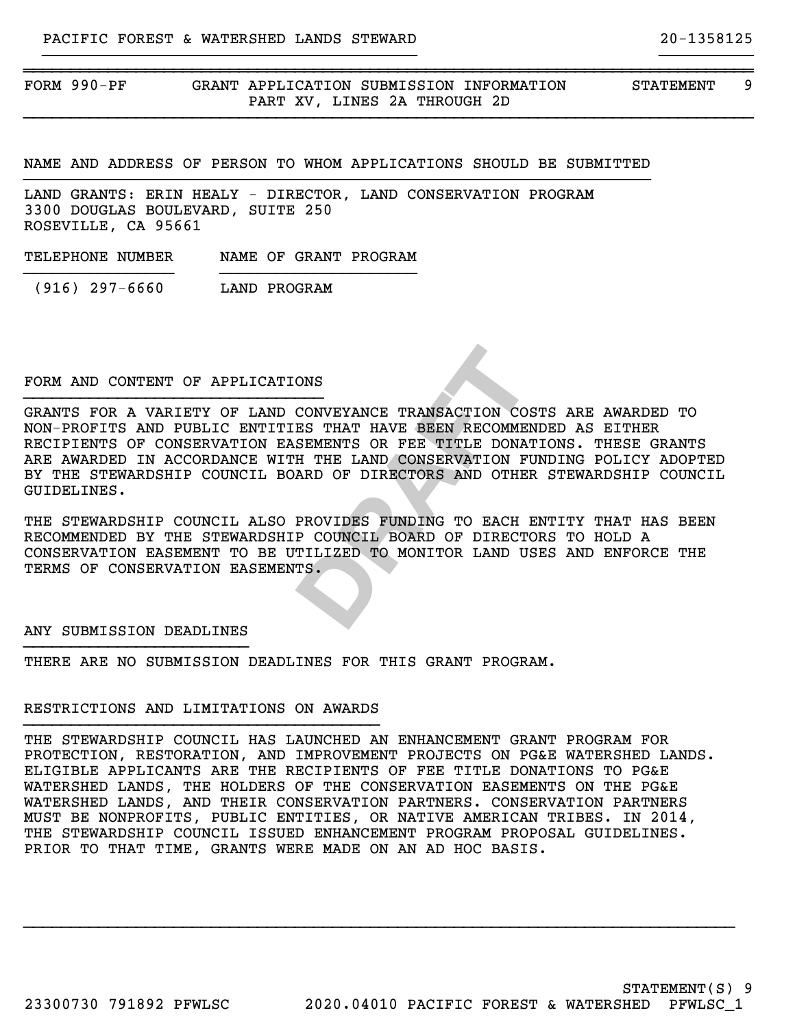PACIFIC FOREST & WATERSHED LANDS STEWARD 20-1358125

## FORM 990-PF GRANT APPLICATION SUBMISSION INFORMATION STATEMENT 9
## PART XV, LINES 2A THROUGH 2D

### NAME AND ADDRESS OF PERSON TO WHOM APPLICATIONS SHOULD BE SUBMITTED

LAND GRANTS: ERIN HEALY - DIRECTOR, LAND CONSERVATION PROGRAM
3300 DOUGLAS BOULEVARD, SUITE 250
ROSEVILLE, CA 95661

| TELEPHONE NUMBER | NAME OF GRANT PROGRAM |
| --- | --- |
| (916) 297-6660 | LAND PROGRAM |

### FORM AND CONTENT OF APPLICATIONS

GRANTS FOR A VARIETY OF LAND CONVEYANCE TRANSACTION COSTS ARE AWARDED TO NON-PROFITS AND PUBLIC ENTITIES THAT HAVE BEEN RECOMMENDED AS EITHER RECIPIENTS OF CONSERVATION EASEMENTS OR FEE TITLE DONATIONS. THESE GRANTS ARE AWARDED IN ACCORDANCE WITH THE LAND CONSERVATION FUNDING POLICY ADOPTED BY THE STEWARDSHIP COUNCIL BOARD OF DIRECTORS AND OTHER STEWARDSHIP COUNCIL GUIDELINES.

THE STEWARDSHIP COUNCIL ALSO PROVIDES FUNDING TO EACH ENTITY THAT HAS BEEN RECOMMENDED BY THE STEWARDSHIP COUNCIL BOARD OF DIRECTORS TO HOLD A CONSERVATION EASEMENT TO BE UTILIZED TO MONITOR LAND USES AND ENFORCE THE TERMS OF CONSERVATION EASEMENTS.

### ANY SUBMISSION DEADLINES

THERE ARE NO SUBMISSION DEADLINES FOR THIS GRANT PROGRAM.

### RESTRICTIONS AND LIMITATIONS ON AWARDS

THE STEWARDSHIP COUNCIL HAS LAUNCHED AN ENHANCEMENT GRANT PROGRAM FOR PROTECTION, RESTORATION, AND IMPROVEMENT PROJECTS ON PG&E WATERSHED LANDS. ELIGIBLE APPLICANTS ARE THE RECIPIENTS OF FEE TITLE DONATIONS TO PG&E WATERSHED LANDS, THE HOLDERS OF THE CONSERVATION EASEMENTS ON THE PG&E WATERSHED LANDS, AND THEIR CONSERVATION PARTNERS. CONSERVATION PARTNERS MUST BE NONPROFITS, PUBLIC ENTITIES, OR NATIVE AMERICAN TRIBES. IN 2014, THE STEWARDSHIP COUNCIL ISSUED ENHANCEMENT PROGRAM PROPOSAL GUIDELINES. PRIOR TO THAT TIME, GRANTS WERE MADE ON AN AD HOC BASIS.

STATEMENT(S) 9